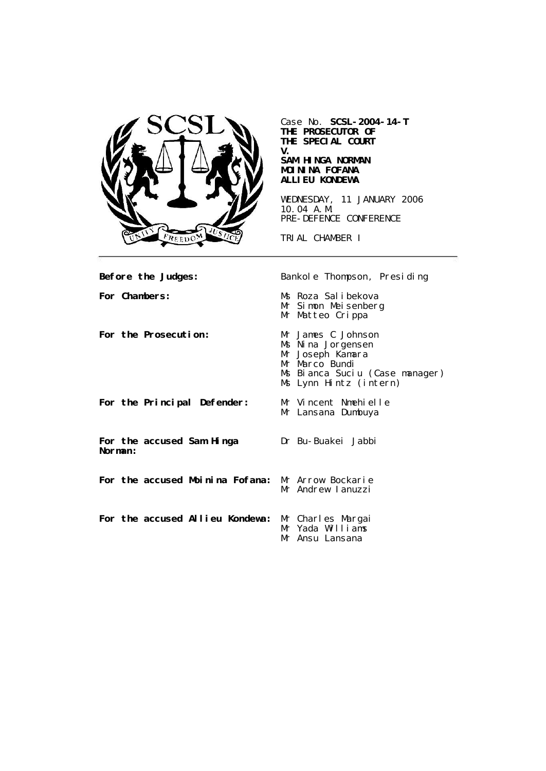Case No. **SCSL-2004-14-T**
**THE PROSECUTOR OF THE SPECIAL COURT**
**V.**
**SAM HINGA NORMAN**
**MOININA FOFANA**
**ALLIEU KONDEWA**

WEDNESDAY, 11 JANUARY 2006
10.04 A.M.
PRE-DEFENCE CONFERENCE

TRIAL CHAMBER I

---

| | |
|---|---|
| **Before the Judges:** | Bankole Thompson, Presiding |
| **For Chambers:** | Ms Roza Salibekova<br>Mr Simon Meisenberg<br>Mr Matteo Crippa |
| **For the Prosecution:** | Mr James C Johnson<br>Ms Nina Jorgensen<br>Mr Joseph Kamara<br>Mr Marco Bundi<br>Ms Bianca Suciu (Case manager)<br>Ms Lynn Hintz (intern) |
| **For the Principal Defender:** | Mr Vincent Nmehielle<br>Mr Lansana Dumbuya |
| **For the accused Sam Hinga Norman:** | Dr Bu-Buakei Jabbi |
| **For the accused Moinina Fofana:** | Mr Arrow Bockarie<br>Mr Andrew Ianuzzi |
| **For the accused Allieu Kondewa:** | Mr Charles Margai<br>Mr Yada Williams<br>Mr Ansu Lansana |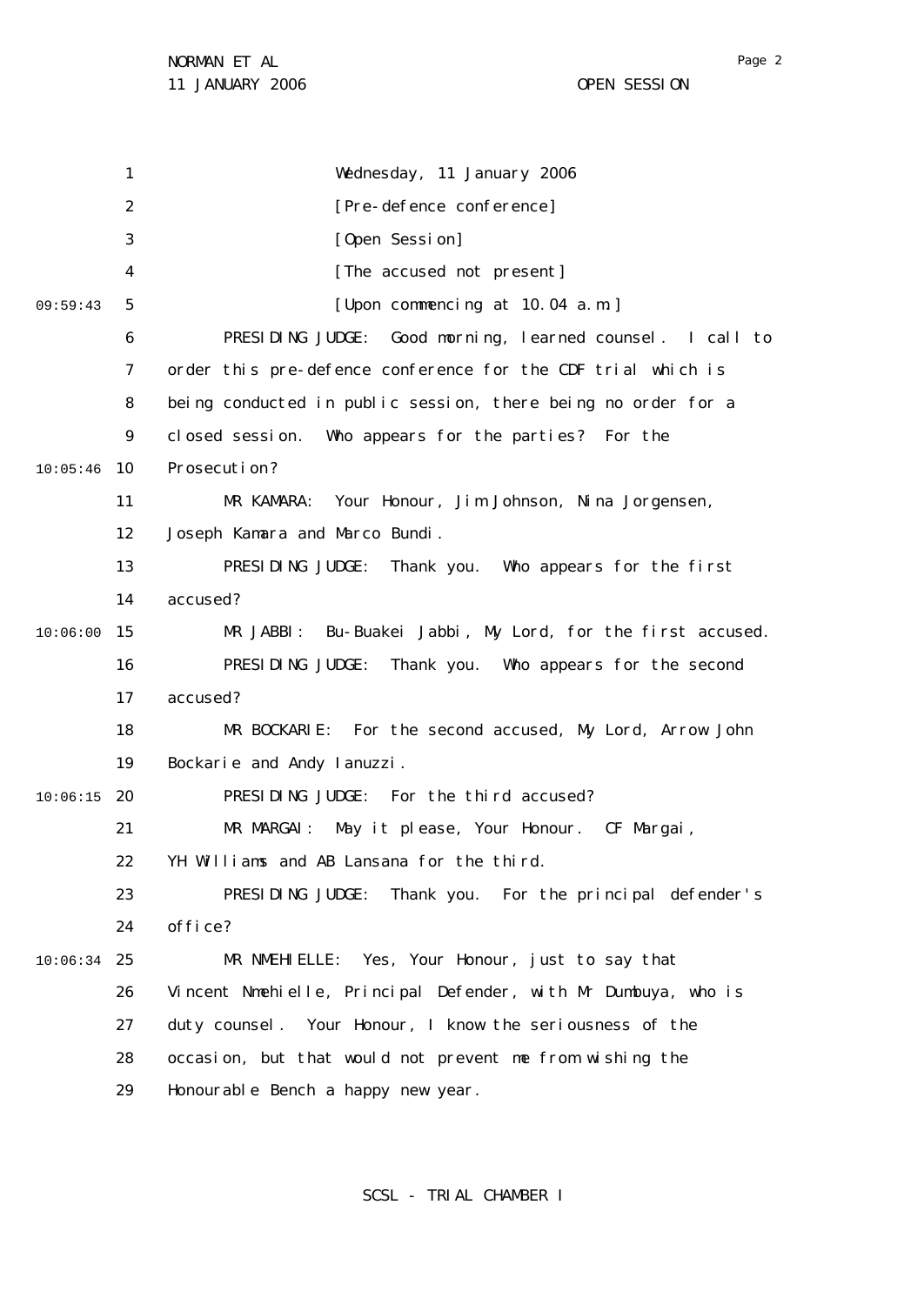Wednesday, 11 January 2006

[Pre-defence conference]

[Open Session]

[The accused not present]

[Upon commencing at 10.04 a.m.]

PRESIDING JUDGE: Good morning, learned counsel. I call to order this pre-defence conference for the CDF trial which is being conducted in public session, there being no order for a closed session. Who appears for the parties? For the Prosecution?

MR KAMARA: Your Honour, Jim Johnson, Nina Jorgensen, Joseph Kamara and Marco Bundi.

PRESIDING JUDGE: Thank you. Who appears for the first accused?

MR JABBI: Bu-Buakei Jabbi, My Lord, for the first accused.

PRESIDING JUDGE: Thank you. Who appears for the second accused?

MR BOCKARIE: For the second accused, My Lord, Arrow John Bockarie and Andy Ianuzzi.

PRESIDING JUDGE: For the third accused?

MR MARGAI: May it please, Your Honour. CF Margai, YH Williams and AB Lansana for the third.

PRESIDING JUDGE: Thank you. For the principal defender's office?

MR NMEHIELLE: Yes, Your Honour, just to say that Vincent Nmehielle, Principal Defender, with Mr Dumbuya, who is duty counsel. Your Honour, I know the seriousness of the occasion, but that would not prevent me from wishing the Honourable Bench a happy new year.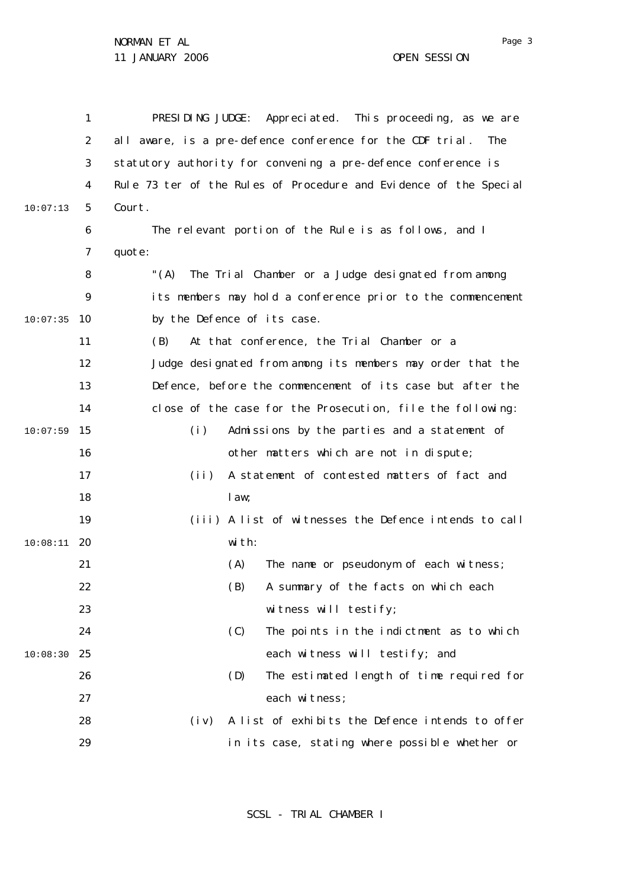PRESIDING JUDGE: Appreciated. This proceeding, as we are all aware, is a pre-defence conference for the CDF trial. The statutory authority for convening a pre-defence conference is Rule 73 ter of the Rules of Procedure and Evidence of the Special Court.

The relevant portion of the Rule is as follows, and I quote:

> "(A) The Trial Chamber or a Judge designated from among its members may hold a conference prior to the commencement by the Defence of its case.
>
> (B) At that conference, the Trial Chamber or a Judge designated from among its members may order that the Defence, before the commencement of its case but after the close of the case for the Prosecution, file the following:
>
> (i) Admissions by the parties and a statement of other matters which are not in dispute;
>
> (ii) A statement of contested matters of fact and law;
>
> (iii) A list of witnesses the Defence intends to call with:
>
> (A) The name or pseudonym of each witness;
>
> (B) A summary of the facts on which each witness will testify;
>
> (C) The points in the indictment as to which each witness will testify; and
>
> (D) The estimated length of time required for each witness;
>
> (iv) A list of exhibits the Defence intends to offer in its case, stating where possible whether or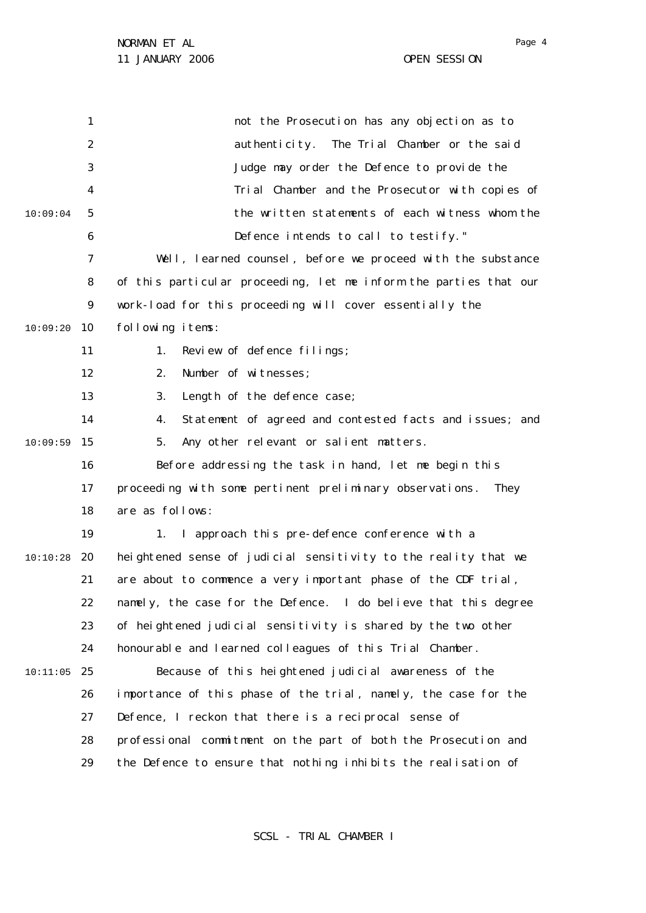not the Prosecution has any objection as to authenticity. The Trial Chamber or the said Judge may order the Defence to provide the Trial Chamber and the Prosecutor with copies of the written statements of each witness whom the Defence intends to call to testify."

Well, learned counsel, before we proceed with the substance of this particular proceeding, let me inform the parties that our work-load for this proceeding will cover essentially the following items:

1. Review of defence filings;
2. Number of witnesses;
3. Length of the defence case;
4. Statement of agreed and contested facts and issues; and
5. Any other relevant or salient matters.

Before addressing the task in hand, let me begin this proceeding with some pertinent preliminary observations. They are as follows:

1. I approach this pre-defence conference with a heightened sense of judicial sensitivity to the reality that we are about to commence a very important phase of the CDF trial, namely, the case for the Defence. I do believe that this degree of heightened judicial sensitivity is shared by the two other honourable and learned colleagues of this Trial Chamber.

Because of this heightened judicial awareness of the importance of this phase of the trial, namely, the case for the Defence, I reckon that there is a reciprocal sense of professional commitment on the part of both the Prosecution and the Defence to ensure that nothing inhibits the realisation of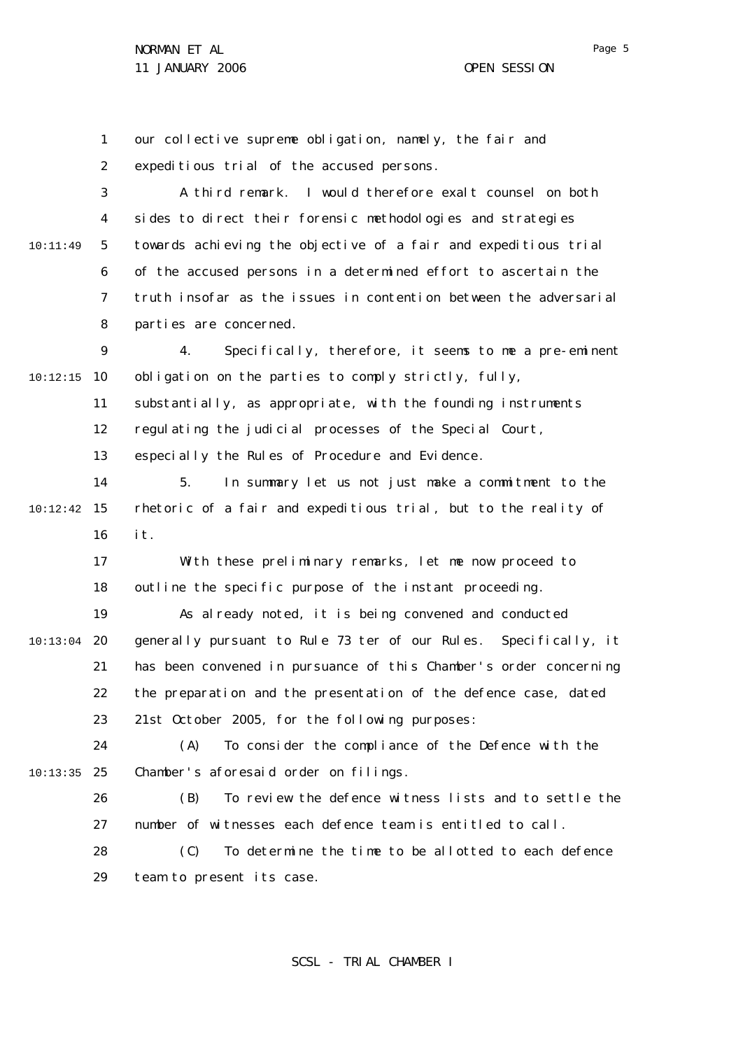our collective supreme obligation, namely, the fair and expeditious trial of the accused persons.

A third remark. I would therefore exalt counsel on both sides to direct their forensic methodologies and strategies towards achieving the objective of a fair and expeditious trial of the accused persons in a determined effort to ascertain the truth insofar as the issues in contention between the adversarial parties are concerned.

4. Specifically, therefore, it seems to me a pre-eminent obligation on the parties to comply strictly, fully, substantially, as appropriate, with the founding instruments regulating the judicial processes of the Special Court, especially the Rules of Procedure and Evidence.

5. In summary let us not just make a commitment to the rhetoric of a fair and expeditious trial, but to the reality of it.

With these preliminary remarks, let me now proceed to outline the specific purpose of the instant proceeding.

As already noted, it is being convened and conducted generally pursuant to Rule 73 ter of our Rules. Specifically, it has been convened in pursuance of this Chamber's order concerning the preparation and the presentation of the defence case, dated 21st October 2005, for the following purposes:

(A) To consider the compliance of the Defence with the Chamber's aforesaid order on filings.

(B) To review the defence witness lists and to settle the number of witnesses each defence team is entitled to call.

(C) To determine the time to be allotted to each defence team to present its case.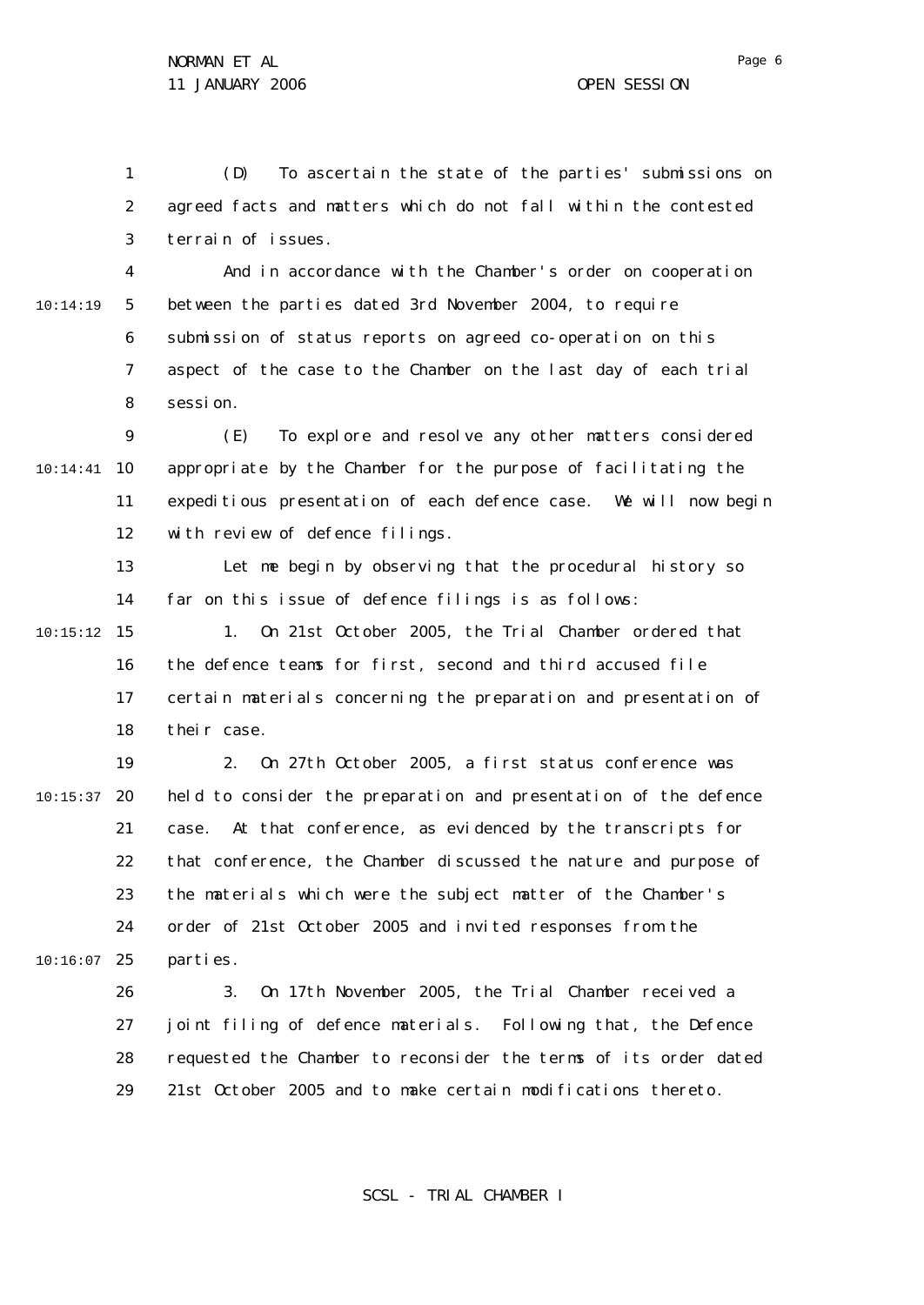(D) To ascertain the state of the parties' submissions on agreed facts and matters which do not fall within the contested terrain of issues.

And in accordance with the Chamber's order on cooperation between the parties dated 3rd November 2004, to require submission of status reports on agreed co-operation on this aspect of the case to the Chamber on the last day of each trial session.

(E) To explore and resolve any other matters considered appropriate by the Chamber for the purpose of facilitating the expeditious presentation of each defence case. We will now begin with review of defence filings.

Let me begin by observing that the procedural history so far on this issue of defence filings is as follows:

1. On 21st October 2005, the Trial Chamber ordered that the defence teams for first, second and third accused file certain materials concerning the preparation and presentation of their case.

2. On 27th October 2005, a first status conference was held to consider the preparation and presentation of the defence case. At that conference, as evidenced by the transcripts for that conference, the Chamber discussed the nature and purpose of the materials which were the subject matter of the Chamber's order of 21st October 2005 and invited responses from the parties.

3. On 17th November 2005, the Trial Chamber received a joint filing of defence materials. Following that, the Defence requested the Chamber to reconsider the terms of its order dated 21st October 2005 and to make certain modifications thereto.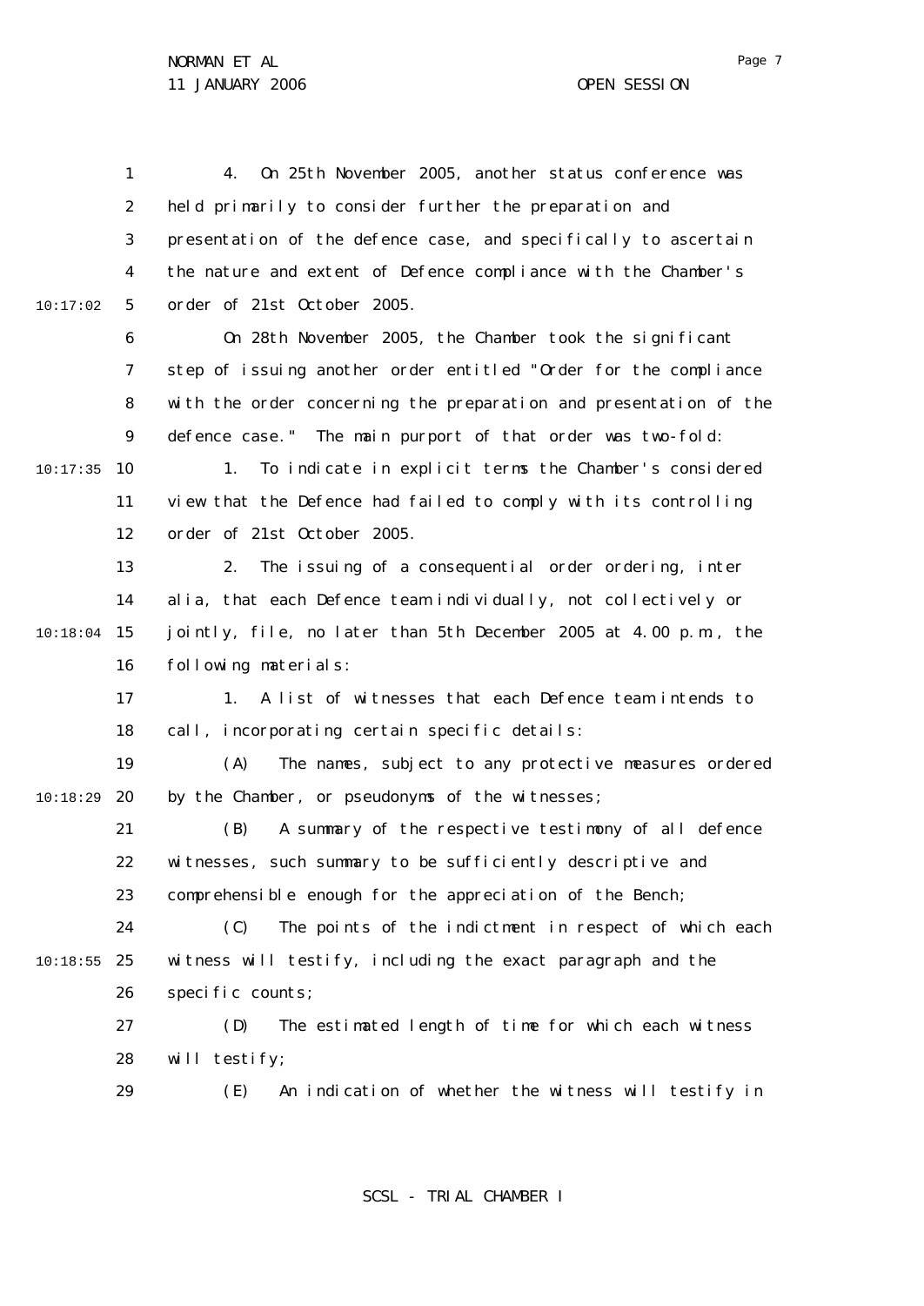4. On 25th November 2005, another status conference was held primarily to consider further the preparation and presentation of the defence case, and specifically to ascertain the nature and extent of Defence compliance with the Chamber's order of 21st October 2005.

On 28th November 2005, the Chamber took the significant step of issuing another order entitled "Order for the compliance with the order concerning the preparation and presentation of the defence case." The main purport of that order was two-fold:

1. To indicate in explicit terms the Chamber's considered view that the Defence had failed to comply with its controlling order of 21st October 2005.

2. The issuing of a consequential order ordering, inter alia, that each Defence team individually, not collectively or jointly, file, no later than 5th December 2005 at 4.00 p.m., the following materials:

1. A list of witnesses that each Defence team intends to call, incorporating certain specific details:

(A) The names, subject to any protective measures ordered by the Chamber, or pseudonyms of the witnesses;

(B) A summary of the respective testimony of all defence witnesses, such summary to be sufficiently descriptive and comprehensible enough for the appreciation of the Bench;

(C) The points of the indictment in respect of which each witness will testify, including the exact paragraph and the specific counts;

(D) The estimated length of time for which each witness will testify;

(E) An indication of whether the witness will testify in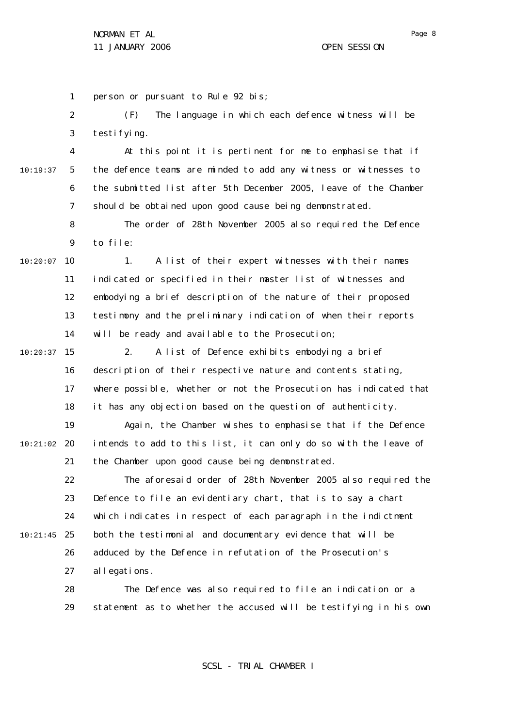person or pursuant to Rule 92 bis;

(F) The language in which each defence witness will be testifying.

At this point it is pertinent for me to emphasise that if the defence teams are minded to add any witness or witnesses to the submitted list after 5th December 2005, leave of the Chamber should be obtained upon good cause being demonstrated.

The order of 28th November 2005 also required the Defence to file:

1. A list of their expert witnesses with their names indicated or specified in their master list of witnesses and embodying a brief description of the nature of their proposed testimony and the preliminary indication of when their reports will be ready and available to the Prosecution;

2. A list of Defence exhibits embodying a brief description of their respective nature and contents stating, where possible, whether or not the Prosecution has indicated that it has any objection based on the question of authenticity.

Again, the Chamber wishes to emphasise that if the Defence intends to add to this list, it can only do so with the leave of the Chamber upon good cause being demonstrated.

The aforesaid order of 28th November 2005 also required the Defence to file an evidentiary chart, that is to say a chart which indicates in respect of each paragraph in the indictment both the testimonial and documentary evidence that will be adduced by the Defence in refutation of the Prosecution's allegations.

The Defence was also required to file an indication or a statement as to whether the accused will be testifying in his own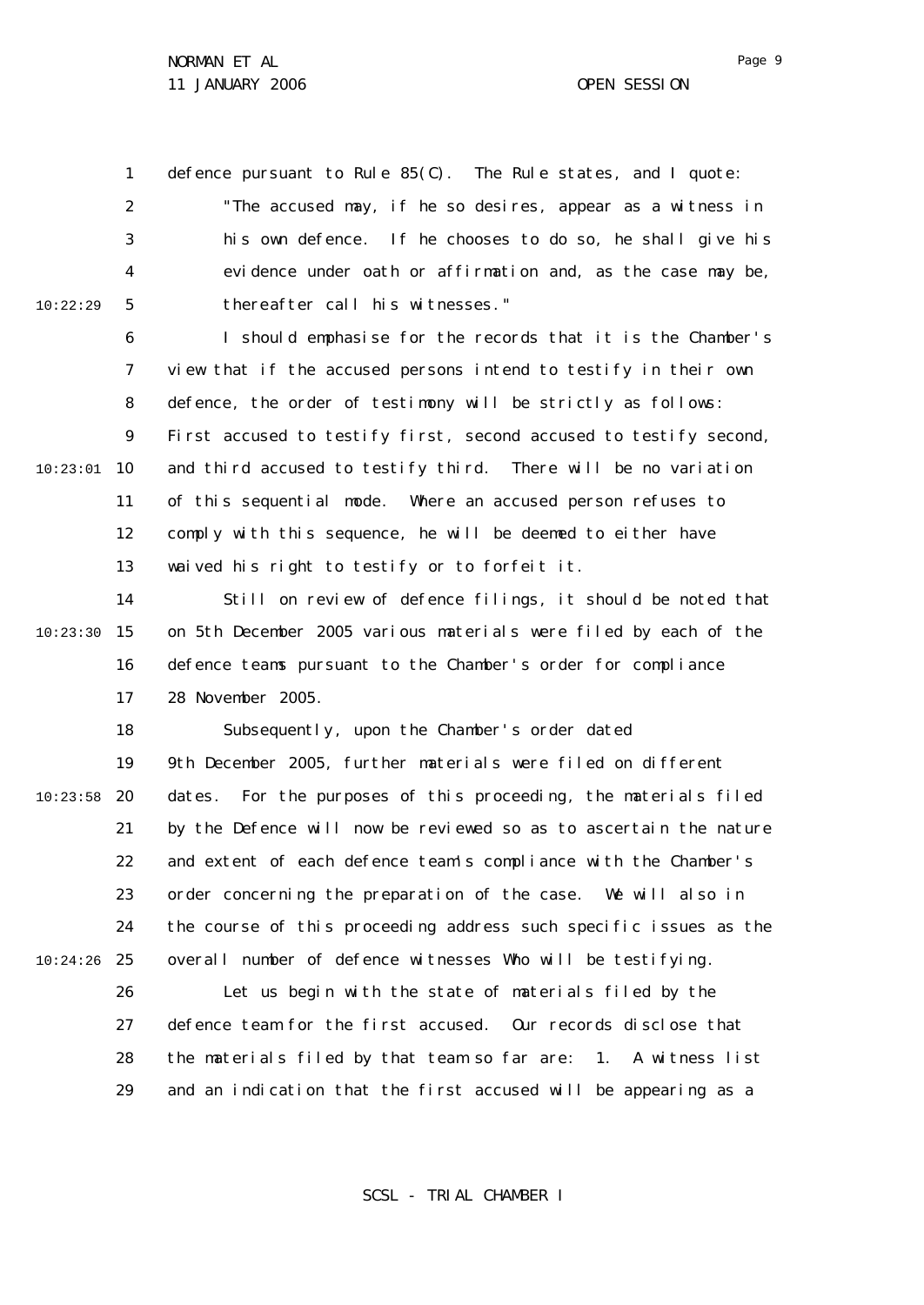defence pursuant to Rule 85(C). The Rule states, and I quote:

> "The accused may, if he so desires, appear as a witness in his own defence. If he chooses to do so, he shall give his evidence under oath or affirmation and, as the case may be, thereafter call his witnesses."

I should emphasise for the records that it is the Chamber's view that if the accused persons intend to testify in their own defence, the order of testimony will be strictly as follows: First accused to testify first, second accused to testify second, and third accused to testify third. There will be no variation of this sequential mode. Where an accused person refuses to comply with this sequence, he will be deemed to either have waived his right to testify or to forfeit it.

Still on review of defence filings, it should be noted that on 5th December 2005 various materials were filed by each of the defence teams pursuant to the Chamber's order for compliance 28 November 2005.

Subsequently, upon the Chamber's order dated 9th December 2005, further materials were filed on different dates. For the purposes of this proceeding, the materials filed by the Defence will now be reviewed so as to ascertain the nature and extent of each defence team's compliance with the Chamber's order concerning the preparation of the case. We will also in the course of this proceeding address such specific issues as the overall number of defence witnesses Who will be testifying.

Let us begin with the state of materials filed by the defence team for the first accused. Our records disclose that the materials filed by that team so far are: 1. A witness list and an indication that the first accused will be appearing as a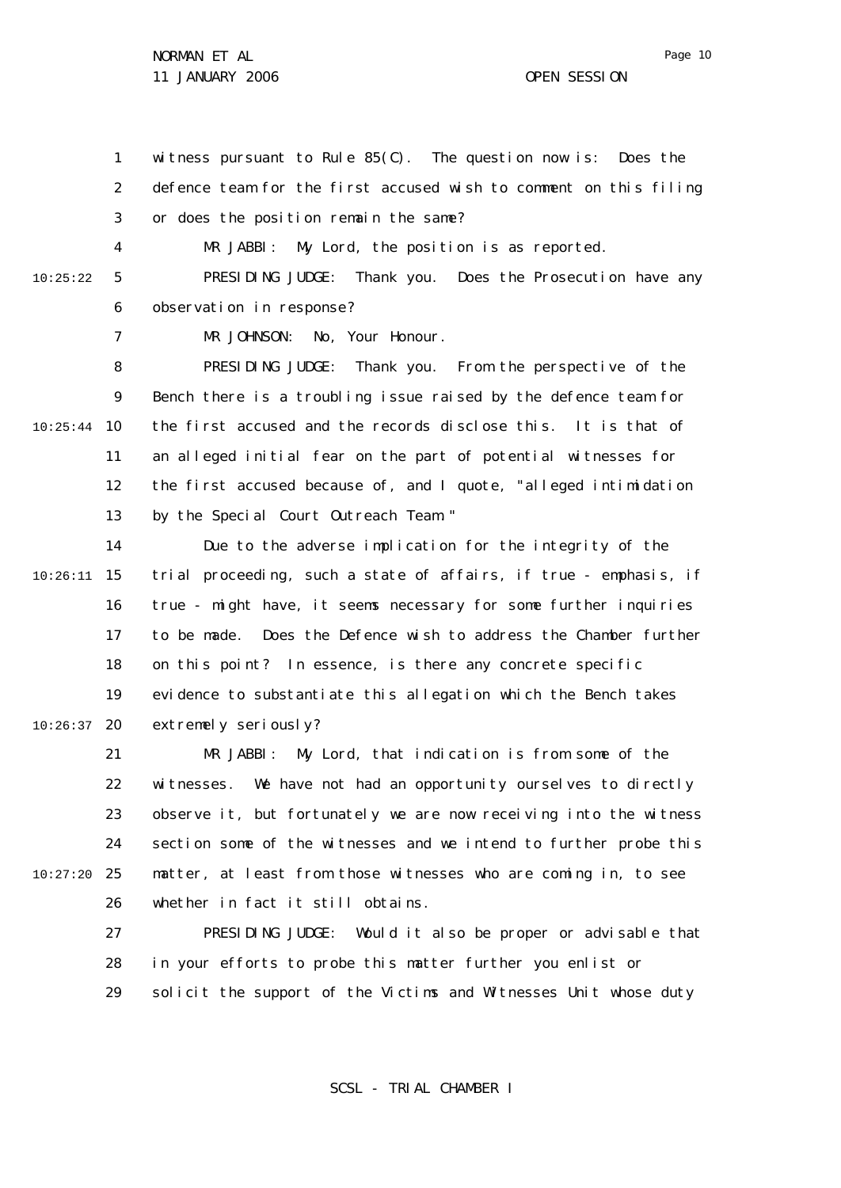witness pursuant to Rule 85(C). The question now is: Does the defence team for the first accused wish to comment on this filing or does the position remain the same?

MR JABBI: My Lord, the position is as reported.

PRESIDING JUDGE: Thank you. Does the Prosecution have any observation in response?

MR JOHNSON: No, Your Honour.

PRESIDING JUDGE: Thank you. From the perspective of the Bench there is a troubling issue raised by the defence team for the first accused and the records disclose this. It is that of an alleged initial fear on the part of potential witnesses for the first accused because of, and I quote, "alleged intimidation by the Special Court Outreach Team."

Due to the adverse implication for the integrity of the trial proceeding, such a state of affairs, if true - emphasis, if true - might have, it seems necessary for some further inquiries to be made. Does the Defence wish to address the Chamber further on this point? In essence, is there any concrete specific evidence to substantiate this allegation which the Bench takes extremely seriously?

MR JABBI: My Lord, that indication is from some of the witnesses. We have not had an opportunity ourselves to directly observe it, but fortunately we are now receiving into the witness section some of the witnesses and we intend to further probe this matter, at least from those witnesses who are coming in, to see whether in fact it still obtains.

PRESIDING JUDGE: Would it also be proper or advisable that in your efforts to probe this matter further you enlist or solicit the support of the Victims and Witnesses Unit whose duty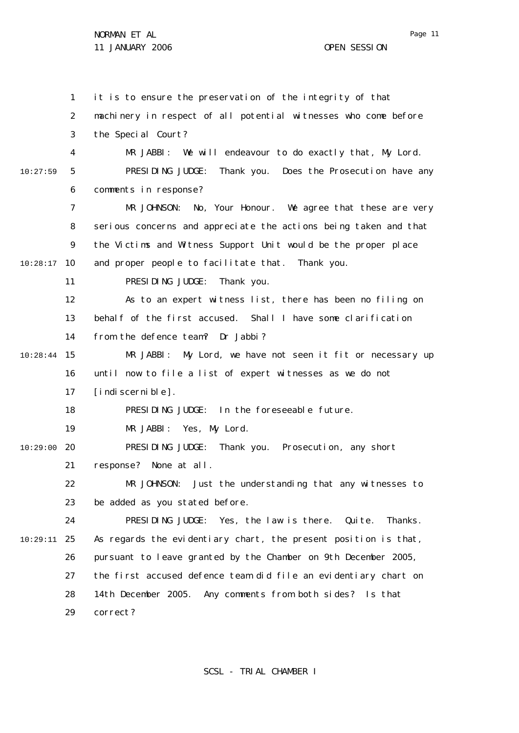it is to ensure the preservation of the integrity of that machinery in respect of all potential witnesses who come before the Special Court?

MR JABBI: We will endeavour to do exactly that, My Lord.

PRESIDING JUDGE: Thank you. Does the Prosecution have any comments in response?

MR JOHNSON: No, Your Honour. We agree that these are very serious concerns and appreciate the actions being taken and that the Victims and Witness Support Unit would be the proper place and proper people to facilitate that. Thank you.

PRESIDING JUDGE: Thank you.

As to an expert witness list, there has been no filing on behalf of the first accused. Shall I have some clarification from the defence team? Dr Jabbi?

MR JABBI: My Lord, we have not seen it fit or necessary up until now to file a list of expert witnesses as we do not [indiscernible].

PRESIDING JUDGE: In the foreseeable future.

MR JABBI: Yes, My Lord.

PRESIDING JUDGE: Thank you. Prosecution, any short response? None at all.

MR JOHNSON: Just the understanding that any witnesses to be added as you stated before.

PRESIDING JUDGE: Yes, the law is there. Quite. Thanks. As regards the evidentiary chart, the present position is that, pursuant to leave granted by the Chamber on 9th December 2005, the first accused defence team did file an evidentiary chart on 14th December 2005. Any comments from both sides? Is that correct?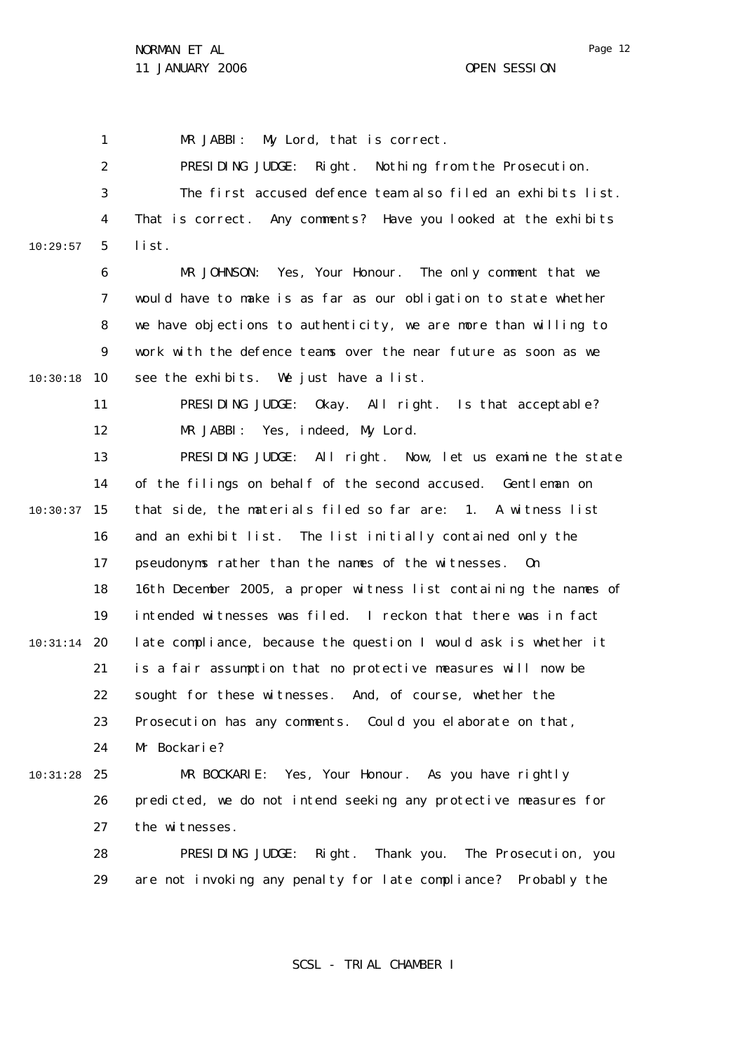MR JABBI: My Lord, that is correct.

PRESIDING JUDGE: Right. Nothing from the Prosecution.

The first accused defence team also filed an exhibits list. That is correct. Any comments? Have you looked at the exhibits list.

MR JOHNSON: Yes, Your Honour. The only comment that we would have to make is as far as our obligation to state whether we have objections to authenticity, we are more than willing to work with the defence teams over the near future as soon as we see the exhibits. We just have a list.

PRESIDING JUDGE: Okay. All right. Is that acceptable?

MR JABBI: Yes, indeed, My Lord.

PRESIDING JUDGE: All right. Now, let us examine the state of the filings on behalf of the second accused. Gentleman on that side, the materials filed so far are: 1. A witness list and an exhibit list. The list initially contained only the pseudonyms rather than the names of the witnesses. On 16th December 2005, a proper witness list containing the names of intended witnesses was filed. I reckon that there was in fact late compliance, because the question I would ask is whether it is a fair assumption that no protective measures will now be sought for these witnesses. And, of course, whether the Prosecution has any comments. Could you elaborate on that, Mr Bockarie?

MR BOCKARIE: Yes, Your Honour. As you have rightly predicted, we do not intend seeking any protective measures for the witnesses.

PRESIDING JUDGE: Right. Thank you. The Prosecution, you are not invoking any penalty for late compliance? Probably the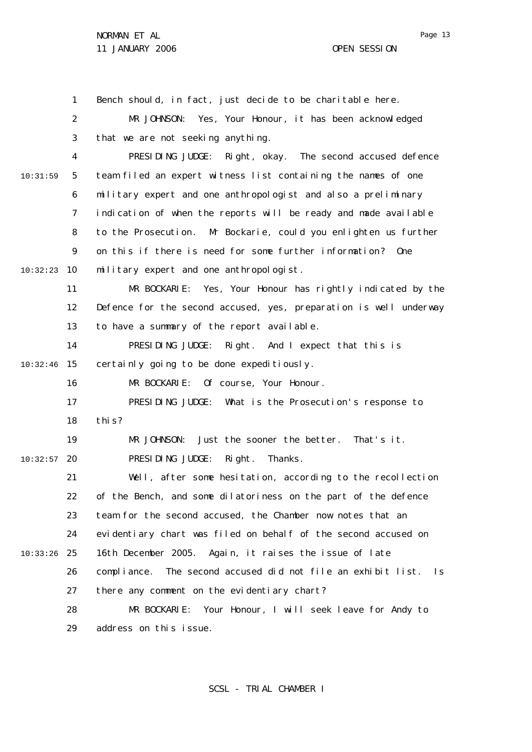Bench should, in fact, just decide to be charitable here.

MR JOHNSON: Yes, Your Honour, it has been acknowledged that we are not seeking anything.

PRESIDING JUDGE: Right, okay. The second accused defence team filed an expert witness list containing the names of one military expert and one anthropologist and also a preliminary indication of when the reports will be ready and made available to the Prosecution. Mr Bockarie, could you enlighten us further on this if there is need for some further information? One military expert and one anthropologist.

MR BOCKARIE: Yes, Your Honour has rightly indicated by the Defence for the second accused, yes, preparation is well underway to have a summary of the report available.

PRESIDING JUDGE: Right. And I expect that this is certainly going to be done expeditiously.

MR BOCKARIE: Of course, Your Honour.

PRESIDING JUDGE: What is the Prosecution's response to this?

MR JOHNSON: Just the sooner the better. That's it.

PRESIDING JUDGE: Right. Thanks.

Well, after some hesitation, according to the recollection of the Bench, and some dilatoriness on the part of the defence team for the second accused, the Chamber now notes that an evidentiary chart was filed on behalf of the second accused on 16th December 2005. Again, it raises the issue of late compliance. The second accused did not file an exhibit list. Is there any comment on the evidentiary chart?

MR BOCKARIE: Your Honour, I will seek leave for Andy to address on this issue.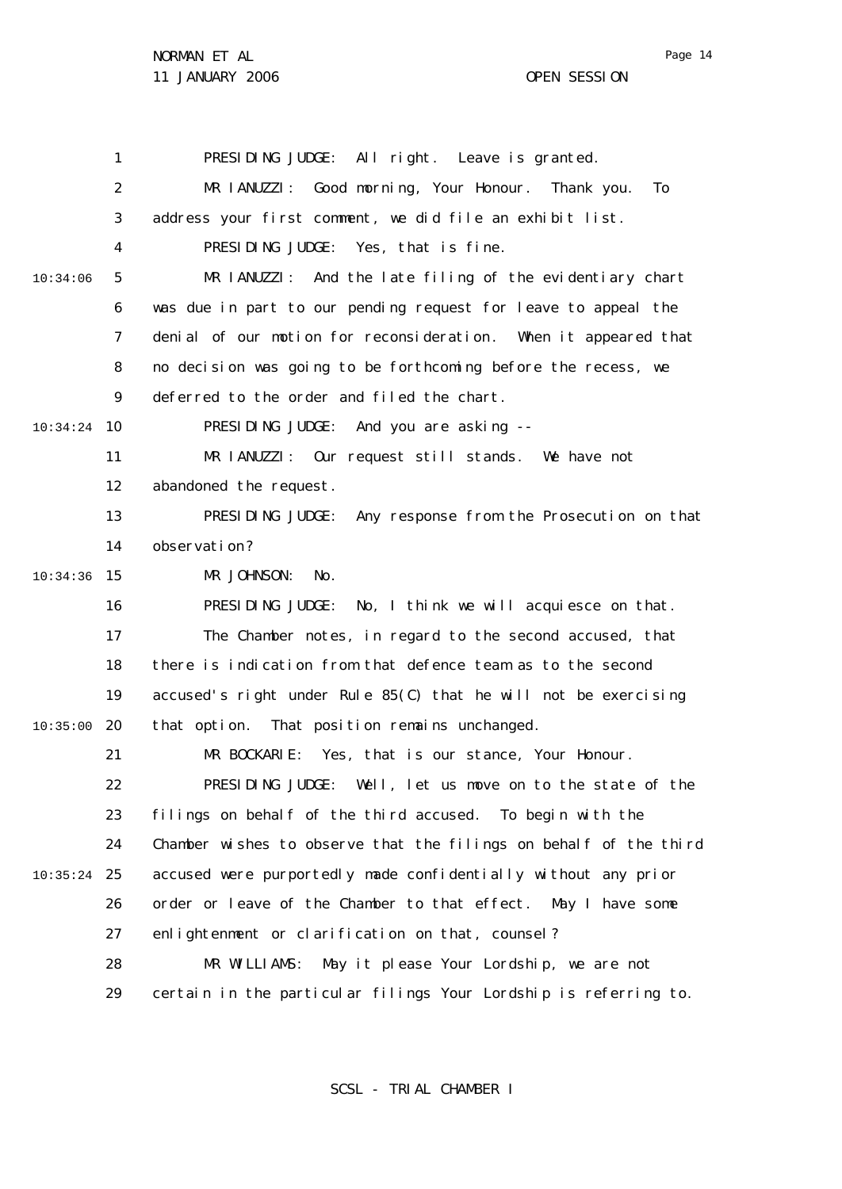PRESIDING JUDGE: All right. Leave is granted.

MR IANUZZI: Good morning, Your Honour. Thank you. To address your first comment, we did file an exhibit list.

PRESIDING JUDGE: Yes, that is fine.

MR IANUZZI: And the late filing of the evidentiary chart was due in part to our pending request for leave to appeal the denial of our motion for reconsideration. When it appeared that no decision was going to be forthcoming before the recess, we deferred to the order and filed the chart.

PRESIDING JUDGE: And you are asking --

MR IANUZZI: Our request still stands. We have not abandoned the request.

PRESIDING JUDGE: Any response from the Prosecution on that observation?

MR JOHNSON: No.

PRESIDING JUDGE: No, I think we will acquiesce on that. The Chamber notes, in regard to the second accused, that there is indication from that defence team as to the second accused's right under Rule 85(C) that he will not be exercising that option. That position remains unchanged.

MR BOCKARIE: Yes, that is our stance, Your Honour.

PRESIDING JUDGE: Well, let us move on to the state of the filings on behalf of the third accused. To begin with the Chamber wishes to observe that the filings on behalf of the third accused were purportedly made confidentially without any prior order or leave of the Chamber to that effect. May I have some enlightenment or clarification on that, counsel?

MR WILLIAMS: May it please Your Lordship, we are not certain in the particular filings Your Lordship is referring to.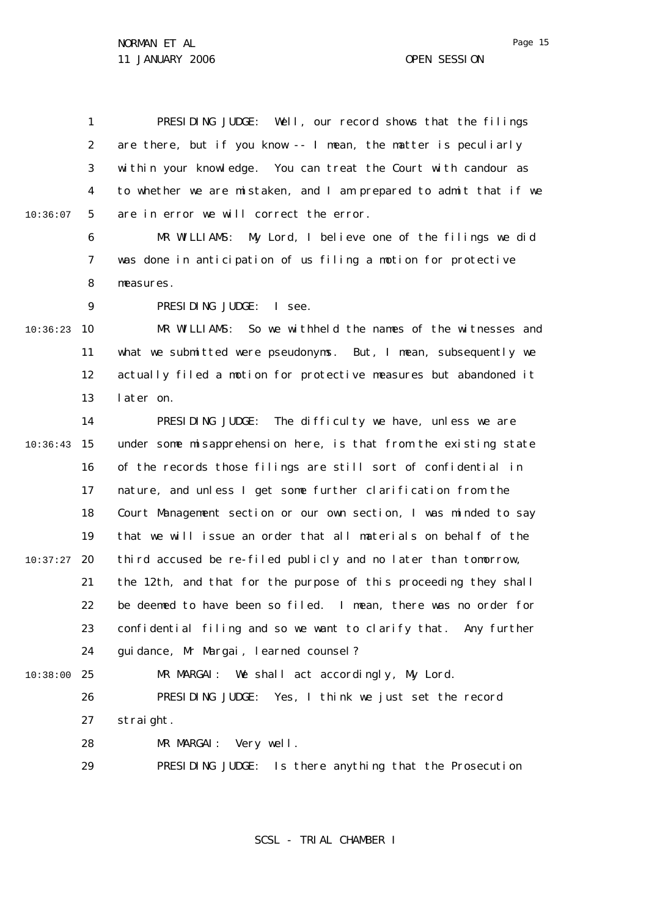PRESIDING JUDGE: Well, our record shows that the filings are there, but if you know -- I mean, the matter is peculiarly within your knowledge. You can treat the Court with candour as to whether we are mistaken, and I am prepared to admit that if we are in error we will correct the error.

MR WILLIAMS: My Lord, I believe one of the filings we did was done in anticipation of us filing a motion for protective measures.

PRESIDING JUDGE: I see.

MR WILLIAMS: So we withheld the names of the witnesses and what we submitted were pseudonyms. But, I mean, subsequently we actually filed a motion for protective measures but abandoned it later on.

PRESIDING JUDGE: The difficulty we have, unless we are under some misapprehension here, is that from the existing state of the records those filings are still sort of confidential in nature, and unless I get some further clarification from the Court Management section or our own section, I was minded to say that we will issue an order that all materials on behalf of the third accused be re-filed publicly and no later than tomorrow, the 12th, and that for the purpose of this proceeding they shall be deemed to have been so filed. I mean, there was no order for confidential filing and so we want to clarify that. Any further guidance, Mr Margai, learned counsel?

MR MARGAI: We shall act accordingly, My Lord.

PRESIDING JUDGE: Yes, I think we just set the record straight.

MR MARGAI: Very well.

PRESIDING JUDGE: Is there anything that the Prosecution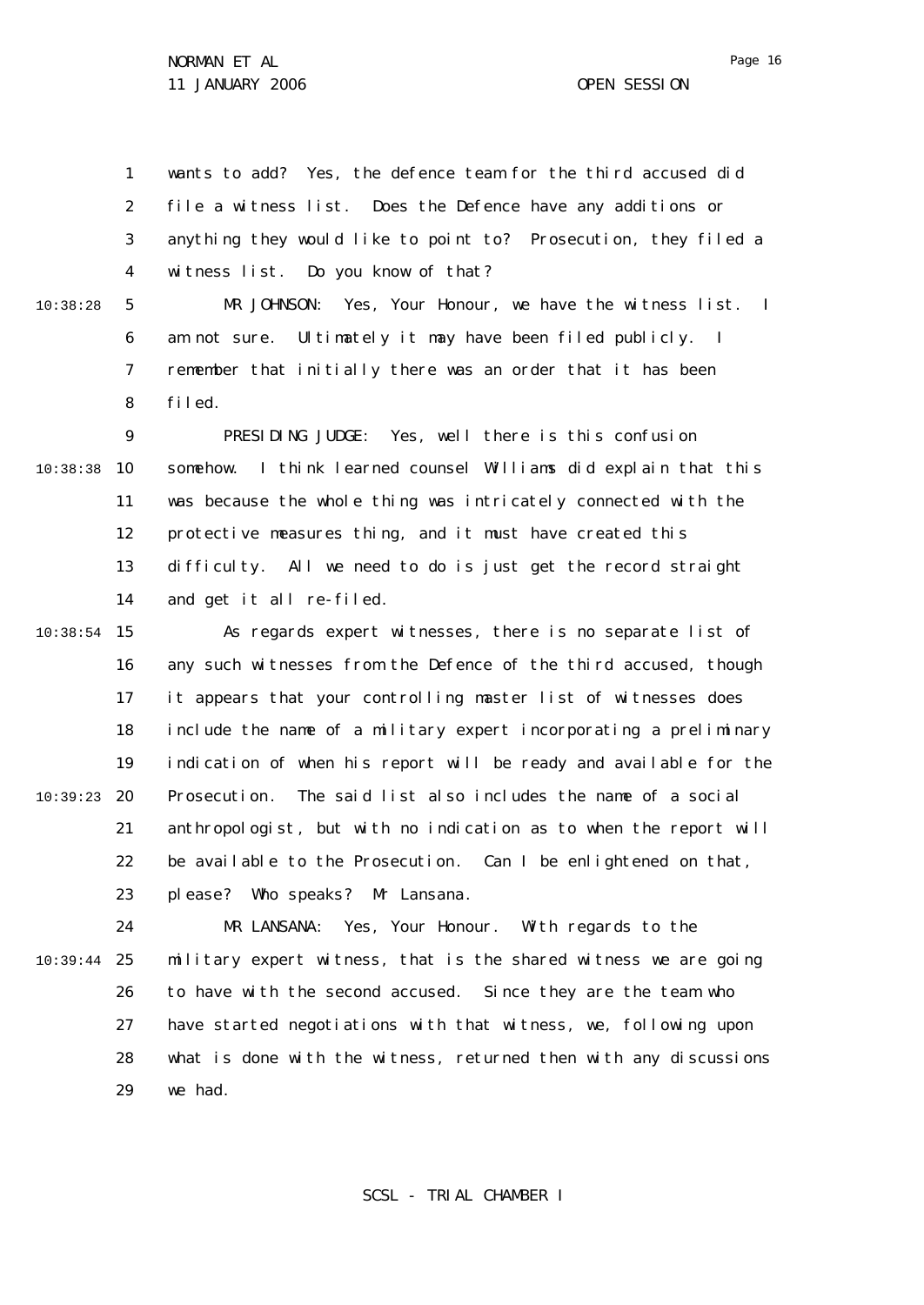wants to add? Yes, the defence team for the third accused did file a witness list. Does the Defence have any additions or anything they would like to point to? Prosecution, they filed a witness list. Do you know of that?

MR JOHNSON: Yes, Your Honour, we have the witness list. I am not sure. Ultimately it may have been filed publicly. I remember that initially there was an order that it has been filed.

PRESIDING JUDGE: Yes, well there is this confusion somehow. I think learned counsel Williams did explain that this was because the whole thing was intricately connected with the protective measures thing, and it must have created this difficulty. All we need to do is just get the record straight and get it all re-filed.

As regards expert witnesses, there is no separate list of any such witnesses from the Defence of the third accused, though it appears that your controlling master list of witnesses does include the name of a military expert incorporating a preliminary indication of when his report will be ready and available for the Prosecution. The said list also includes the name of a social anthropologist, but with no indication as to when the report will be available to the Prosecution. Can I be enlightened on that, please? Who speaks? Mr Lansana.

MR LANSANA: Yes, Your Honour. With regards to the military expert witness, that is the shared witness we are going to have with the second accused. Since they are the team who have started negotiations with that witness, we, following upon what is done with the witness, returned then with any discussions we had.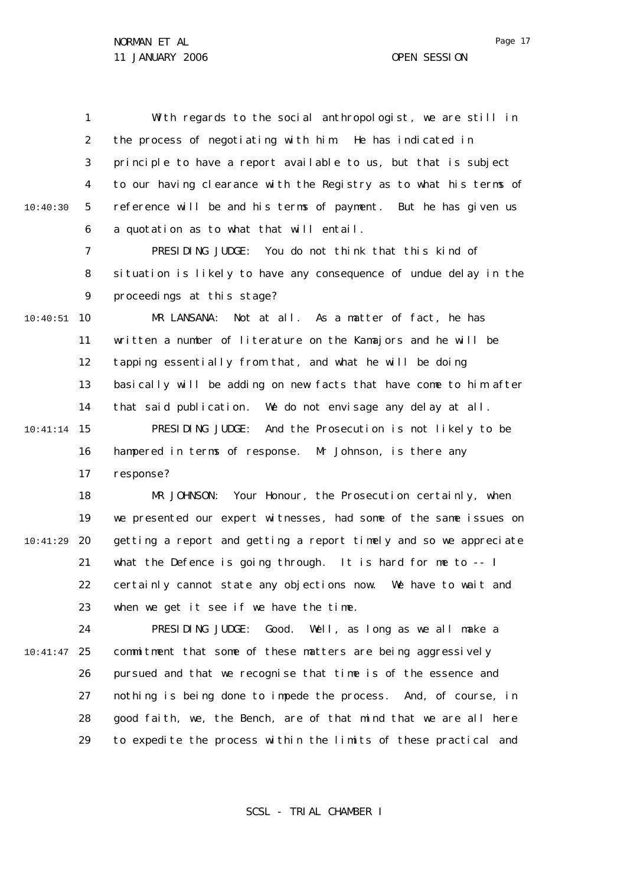With regards to the social anthropologist, we are still in the process of negotiating with him. He has indicated in principle to have a report available to us, but that is subject to our having clearance with the Registry as to what his terms of reference will be and his terms of payment. But he has given us a quotation as to what that will entail.

PRESIDING JUDGE: You do not think that this kind of situation is likely to have any consequence of undue delay in the proceedings at this stage?

MR LANSANA: Not at all. As a matter of fact, he has written a number of literature on the Kamajors and he will be tapping essentially from that, and what he will be doing basically will be adding on new facts that have come to him after that said publication. We do not envisage any delay at all.

PRESIDING JUDGE: And the Prosecution is not likely to be hampered in terms of response. Mr Johnson, is there any response?

MR JOHNSON: Your Honour, the Prosecution certainly, when we presented our expert witnesses, had some of the same issues on getting a report and getting a report timely and so we appreciate what the Defence is going through. It is hard for me to -- I certainly cannot state any objections now. We have to wait and when we get it see if we have the time.

PRESIDING JUDGE: Good. Well, as long as we all make a commitment that some of these matters are being aggressively pursued and that we recognise that time is of the essence and nothing is being done to impede the process. And, of course, in good faith, we, the Bench, are of that mind that we are all here to expedite the process within the limits of these practical and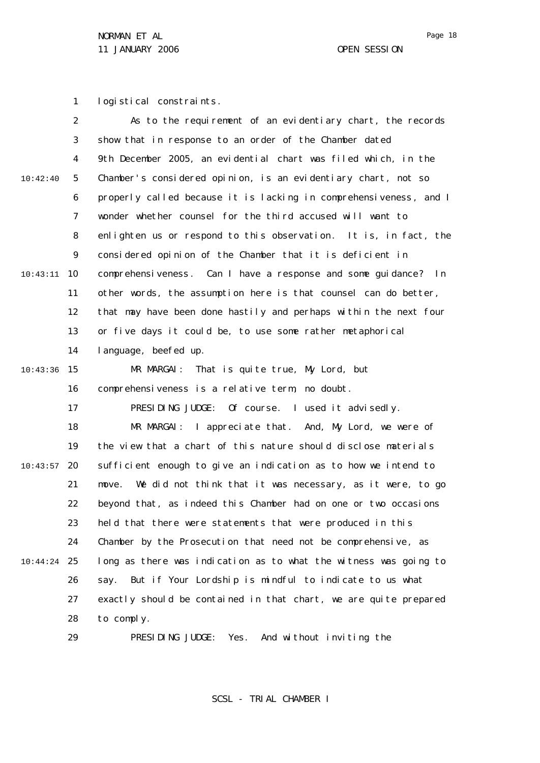logistical constraints.

As to the requirement of an evidentiary chart, the records show that in response to an order of the Chamber dated 9th December 2005, an evidential chart was filed which, in the Chamber's considered opinion, is an evidentiary chart, not so properly called because it is lacking in comprehensiveness, and I wonder whether counsel for the third accused will want to enlighten us or respond to this observation. It is, in fact, the considered opinion of the Chamber that it is deficient in comprehensiveness. Can I have a response and some guidance? In other words, the assumption here is that counsel can do better, that may have been done hastily and perhaps within the next four or five days it could be, to use some rather metaphorical language, beefed up.

MR MARGAI: That is quite true, My Lord, but comprehensiveness is a relative term, no doubt.

PRESIDING JUDGE: Of course. I used it advisedly.

MR MARGAI: I appreciate that. And, My Lord, we were of the view that a chart of this nature should disclose materials sufficient enough to give an indication as to how we intend to move. We did not think that it was necessary, as it were, to go beyond that, as indeed this Chamber had on one or two occasions held that there were statements that were produced in this Chamber by the Prosecution that need not be comprehensive, as long as there was indication as to what the witness was going to say. But if Your Lordship is mindful to indicate to us what exactly should be contained in that chart, we are quite prepared to comply.

PRESIDING JUDGE: Yes. And without inviting the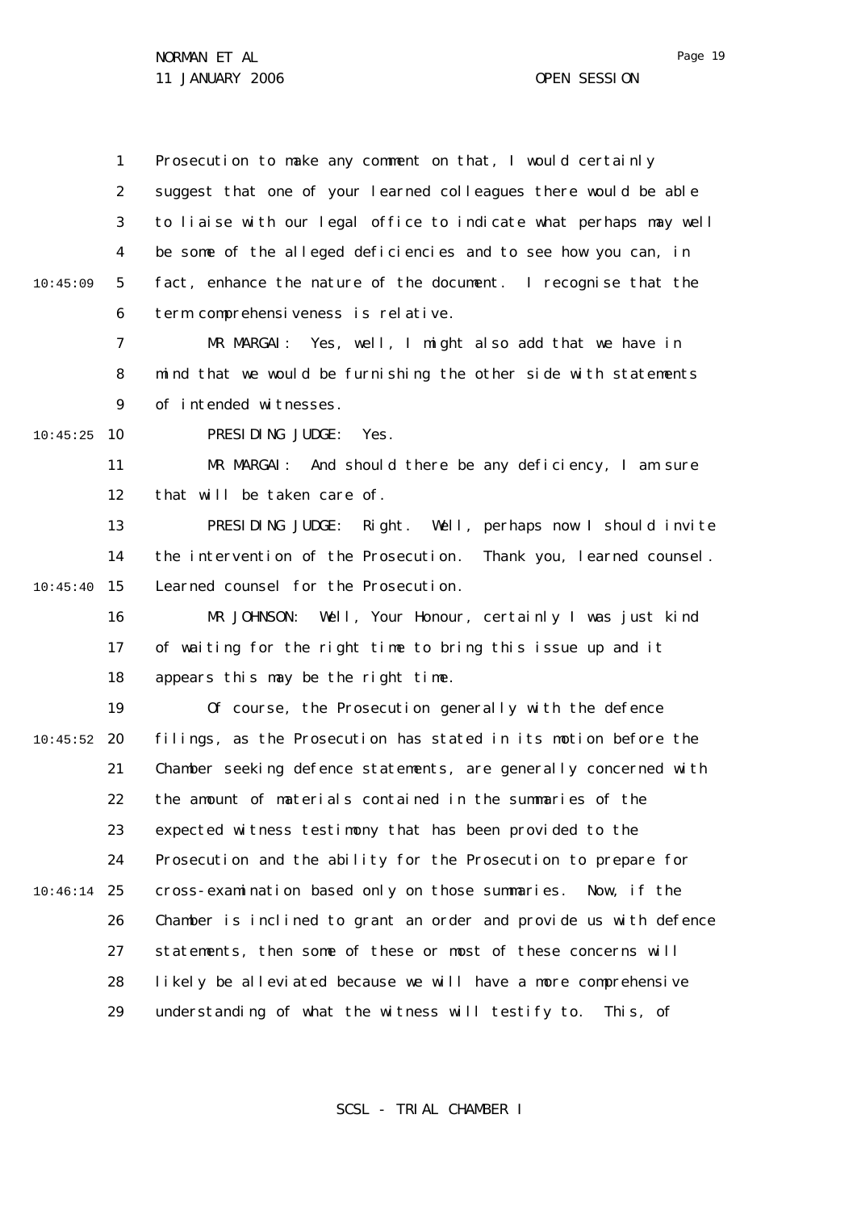Prosecution to make any comment on that, I would certainly suggest that one of your learned colleagues there would be able to liaise with our legal office to indicate what perhaps may well be some of the alleged deficiencies and to see how you can, in fact, enhance the nature of the document. I recognise that the term comprehensiveness is relative.

MR MARGAI: Yes, well, I might also add that we have in mind that we would be furnishing the other side with statements of intended witnesses.

PRESIDING JUDGE: Yes.

MR MARGAI: And should there be any deficiency, I am sure that will be taken care of.

PRESIDING JUDGE: Right. Well, perhaps now I should invite the intervention of the Prosecution. Thank you, learned counsel. Learned counsel for the Prosecution.

MR JOHNSON: Well, Your Honour, certainly I was just kind of waiting for the right time to bring this issue up and it appears this may be the right time.

Of course, the Prosecution generally with the defence filings, as the Prosecution has stated in its motion before the Chamber seeking defence statements, are generally concerned with the amount of materials contained in the summaries of the expected witness testimony that has been provided to the Prosecution and the ability for the Prosecution to prepare for cross-examination based only on those summaries. Now, if the Chamber is inclined to grant an order and provide us with defence statements, then some of these or most of these concerns will likely be alleviated because we will have a more comprehensive understanding of what the witness will testify to. This, of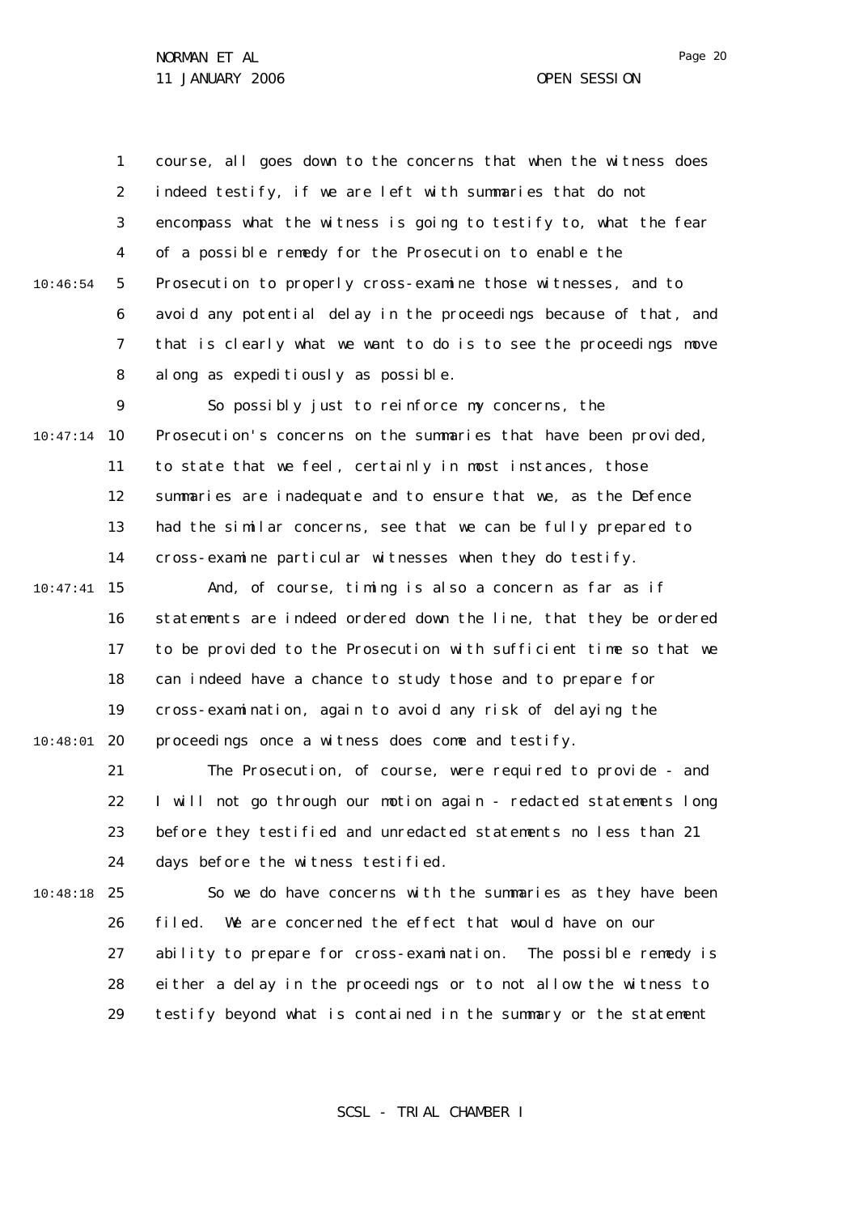course, all goes down to the concerns that when the witness does indeed testify, if we are left with summaries that do not encompass what the witness is going to testify to, what the fear of a possible remedy for the Prosecution to enable the Prosecution to properly cross-examine those witnesses, and to avoid any potential delay in the proceedings because of that, and that is clearly what we want to do is to see the proceedings move along as expeditiously as possible.

So possibly just to reinforce my concerns, the Prosecution's concerns on the summaries that have been provided, to state that we feel, certainly in most instances, those summaries are inadequate and to ensure that we, as the Defence had the similar concerns, see that we can be fully prepared to cross-examine particular witnesses when they do testify.

And, of course, timing is also a concern as far as if statements are indeed ordered down the line, that they be ordered to be provided to the Prosecution with sufficient time so that we can indeed have a chance to study those and to prepare for cross-examination, again to avoid any risk of delaying the proceedings once a witness does come and testify.

The Prosecution, of course, were required to provide - and I will not go through our motion again - redacted statements long before they testified and unredacted statements no less than 21 days before the witness testified.

So we do have concerns with the summaries as they have been filed. We are concerned the effect that would have on our ability to prepare for cross-examination. The possible remedy is either a delay in the proceedings or to not allow the witness to testify beyond what is contained in the summary or the statement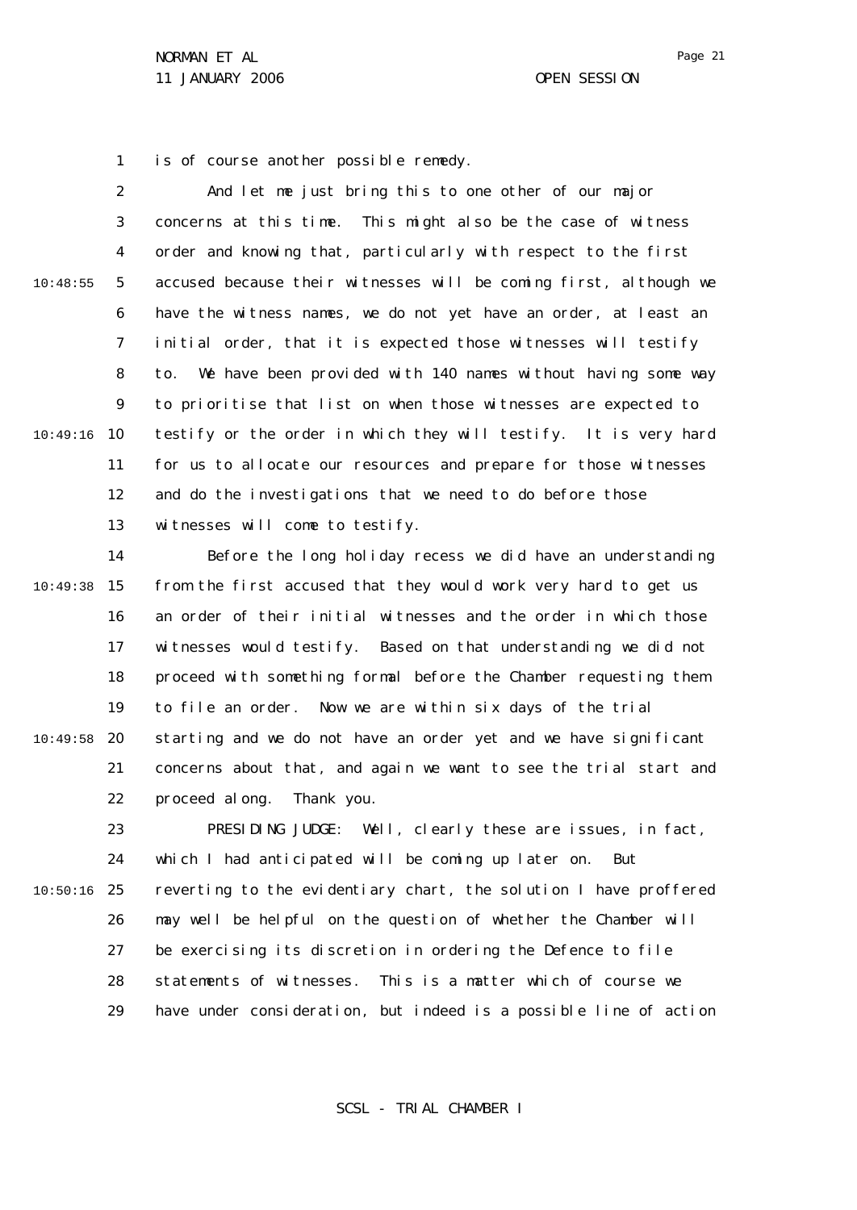is of course another possible remedy.

And let me just bring this to one other of our major concerns at this time. This might also be the case of witness order and knowing that, particularly with respect to the first accused because their witnesses will be coming first, although we have the witness names, we do not yet have an order, at least an initial order, that it is expected those witnesses will testify to. We have been provided with 140 names without having some way to prioritise that list on when those witnesses are expected to testify or the order in which they will testify. It is very hard for us to allocate our resources and prepare for those witnesses and do the investigations that we need to do before those witnesses will come to testify.

Before the long holiday recess we did have an understanding from the first accused that they would work very hard to get us an order of their initial witnesses and the order in which those witnesses would testify. Based on that understanding we did not proceed with something formal before the Chamber requesting them to file an order. Now we are within six days of the trial starting and we do not have an order yet and we have significant concerns about that, and again we want to see the trial start and proceed along. Thank you.

PRESIDING JUDGE: Well, clearly these are issues, in fact, which I had anticipated will be coming up later on. But reverting to the evidentiary chart, the solution I have proffered may well be helpful on the question of whether the Chamber will be exercising its discretion in ordering the Defence to file statements of witnesses. This is a matter which of course we have under consideration, but indeed is a possible line of action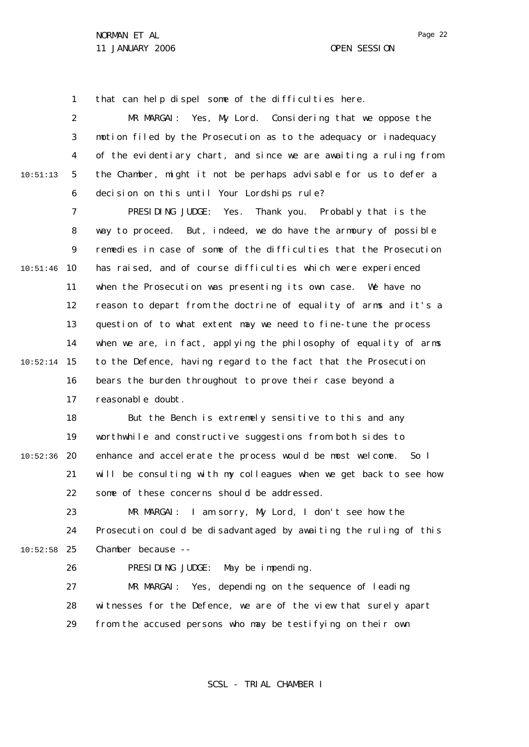that can help dispel some of the difficulties here.

MR MARGAI: Yes, My Lord. Considering that we oppose the motion filed by the Prosecution as to the adequacy or inadequacy of the evidentiary chart, and since we are awaiting a ruling from the Chamber, might it not be perhaps advisable for us to defer a decision on this until Your Lordships rule?

PRESIDING JUDGE: Yes. Thank you. Probably that is the way to proceed. But, indeed, we do have the armoury of possible remedies in case of some of the difficulties that the Prosecution has raised, and of course difficulties which were experienced when the Prosecution was presenting its own case. We have no reason to depart from the doctrine of equality of arms and it's a question of to what extent may we need to fine-tune the process when we are, in fact, applying the philosophy of equality of arms to the Defence, having regard to the fact that the Prosecution bears the burden throughout to prove their case beyond a reasonable doubt.

But the Bench is extremely sensitive to this and any worthwhile and constructive suggestions from both sides to enhance and accelerate the process would be most welcome. So I will be consulting with my colleagues when we get back to see how some of these concerns should be addressed.

MR MARGAI: I am sorry, My Lord, I don't see how the Prosecution could be disadvantaged by awaiting the ruling of this Chamber because --

PRESIDING JUDGE: May be impending.

MR MARGAI: Yes, depending on the sequence of leading witnesses for the Defence, we are of the view that surely apart from the accused persons who may be testifying on their own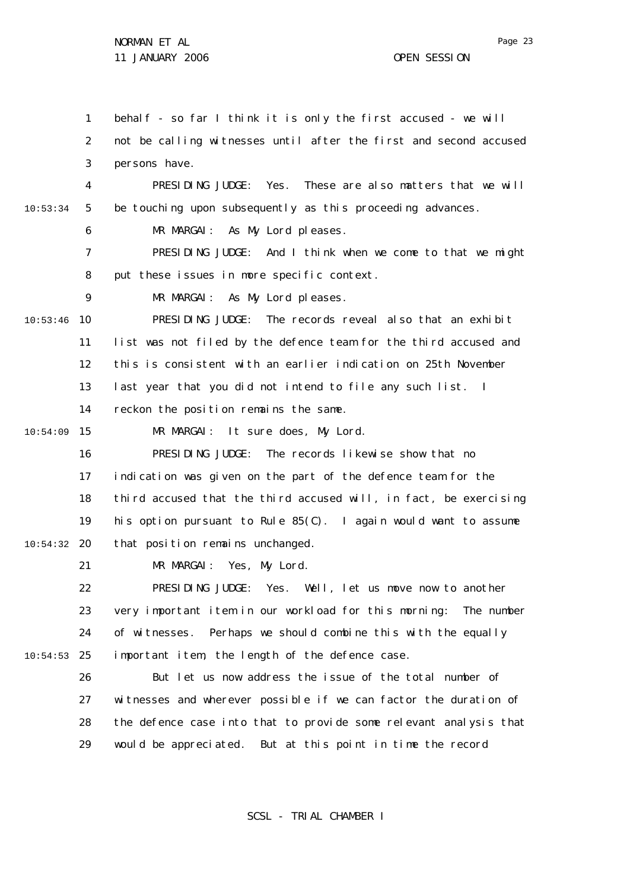behalf - so far I think it is only the first accused - we will not be calling witnesses until after the first and second accused persons have.

PRESIDING JUDGE: Yes. These are also matters that we will be touching upon subsequently as this proceeding advances.

MR MARGAI: As My Lord pleases.

PRESIDING JUDGE: And I think when we come to that we might put these issues in more specific context.

MR MARGAI: As My Lord pleases.

PRESIDING JUDGE: The records reveal also that an exhibit list was not filed by the defence team for the third accused and this is consistent with an earlier indication on 25th November last year that you did not intend to file any such list. I reckon the position remains the same.

MR MARGAI: It sure does, My Lord.

PRESIDING JUDGE: The records likewise show that no indication was given on the part of the defence team for the third accused that the third accused will, in fact, be exercising his option pursuant to Rule 85(C). I again would want to assume that position remains unchanged.

MR MARGAI: Yes, My Lord.

PRESIDING JUDGE: Yes. Well, let us move now to another very important item in our workload for this morning: The number of witnesses. Perhaps we should combine this with the equally important item, the length of the defence case.

But let us now address the issue of the total number of witnesses and wherever possible if we can factor the duration of the defence case into that to provide some relevant analysis that would be appreciated. But at this point in time the record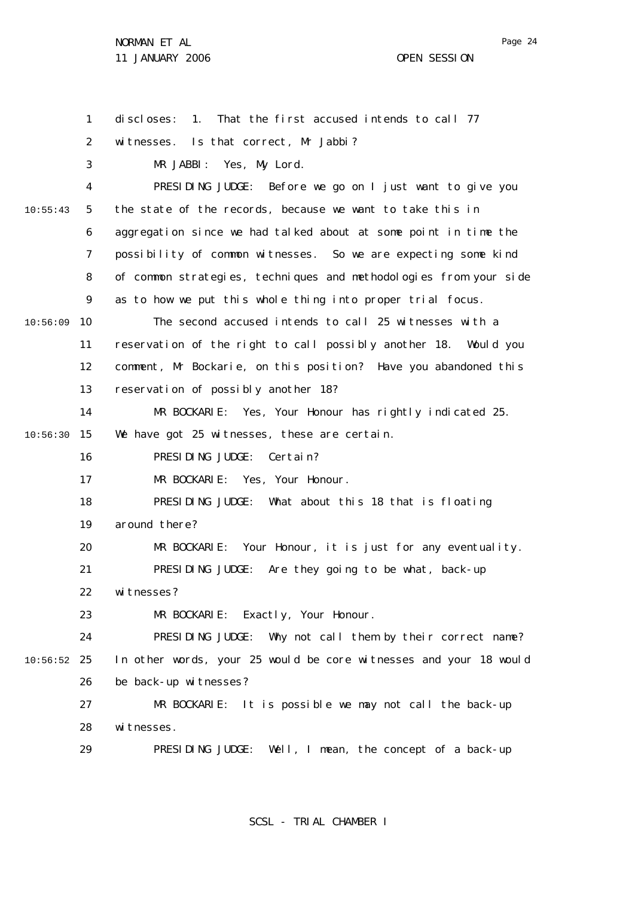discloses: 1. That the first accused intends to call 77 witnesses. Is that correct, Mr Jabbi?

MR JABBI: Yes, My Lord.

PRESIDING JUDGE: Before we go on I just want to give you the state of the records, because we want to take this in aggregation since we had talked about at some point in time the possibility of common witnesses. So we are expecting some kind of common strategies, techniques and methodologies from your side as to how we put this whole thing into proper trial focus.

The second accused intends to call 25 witnesses with a reservation of the right to call possibly another 18. Would you comment, Mr Bockarie, on this position? Have you abandoned this reservation of possibly another 18?

MR BOCKARIE: Yes, Your Honour has rightly indicated 25. We have got 25 witnesses, these are certain.

PRESIDING JUDGE: Certain?

MR BOCKARIE: Yes, Your Honour.

PRESIDING JUDGE: What about this 18 that is floating around there?

MR BOCKARIE: Your Honour, it is just for any eventuality.

PRESIDING JUDGE: Are they going to be what, back-up witnesses?

MR BOCKARIE: Exactly, Your Honour.

PRESIDING JUDGE: Why not call them by their correct name? In other words, your 25 would be core witnesses and your 18 would be back-up witnesses?

MR BOCKARIE: It is possible we may not call the back-up witnesses.

PRESIDING JUDGE: Well, I mean, the concept of a back-up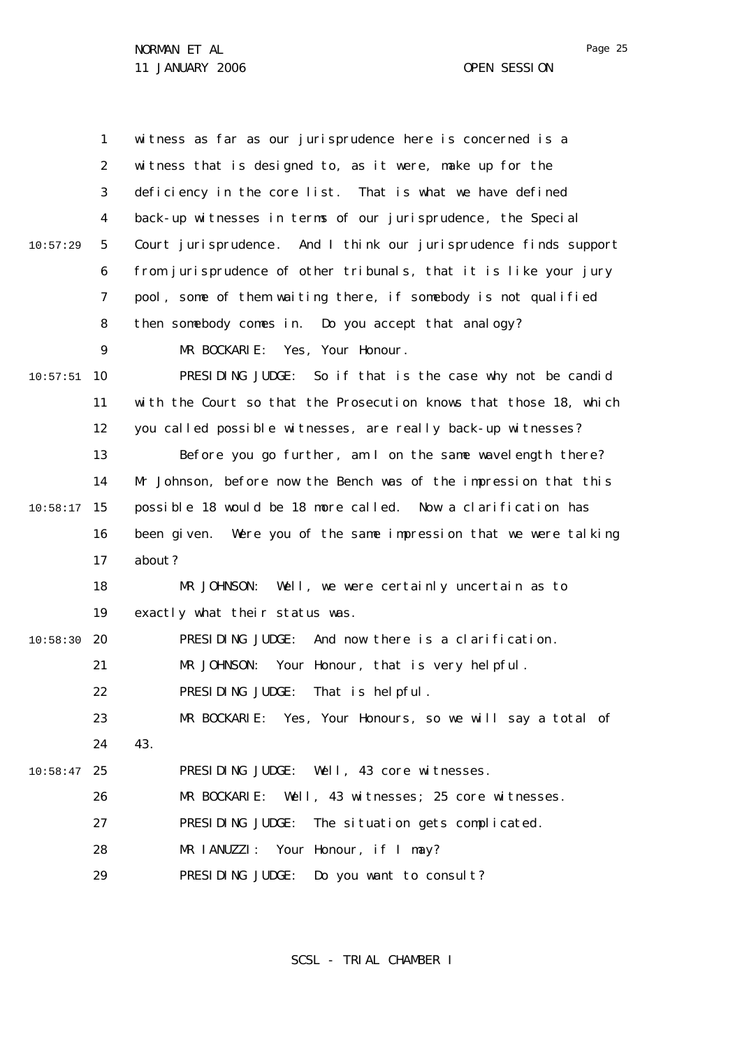witness as far as our jurisprudence here is concerned is a witness that is designed to, as it were, make up for the deficiency in the core list. That is what we have defined back-up witnesses in terms of our jurisprudence, the Special Court jurisprudence. And I think our jurisprudence finds support from jurisprudence of other tribunals, that it is like your jury pool, some of them waiting there, if somebody is not qualified then somebody comes in. Do you accept that analogy?

MR BOCKARIE: Yes, Your Honour.

PRESIDING JUDGE: So if that is the case why not be candid with the Court so that the Prosecution knows that those 18, which you called possible witnesses, are really back-up witnesses?

Before you go further, am I on the same wavelength there? Mr Johnson, before now the Bench was of the impression that this possible 18 would be 18 more called. Now a clarification has been given. Were you of the same impression that we were talking about?

MR JOHNSON: Well, we were certainly uncertain as to exactly what their status was.

PRESIDING JUDGE: And now there is a clarification.

MR JOHNSON: Your Honour, that is very helpful.

PRESIDING JUDGE: That is helpful.

MR BOCKARIE: Yes, Your Honours, so we will say a total of 43.

PRESIDING JUDGE: Well, 43 core witnesses.

MR BOCKARIE: Well, 43 witnesses; 25 core witnesses.

PRESIDING JUDGE: The situation gets complicated.

MR IANUZZI: Your Honour, if I may?

PRESIDING JUDGE: Do you want to consult?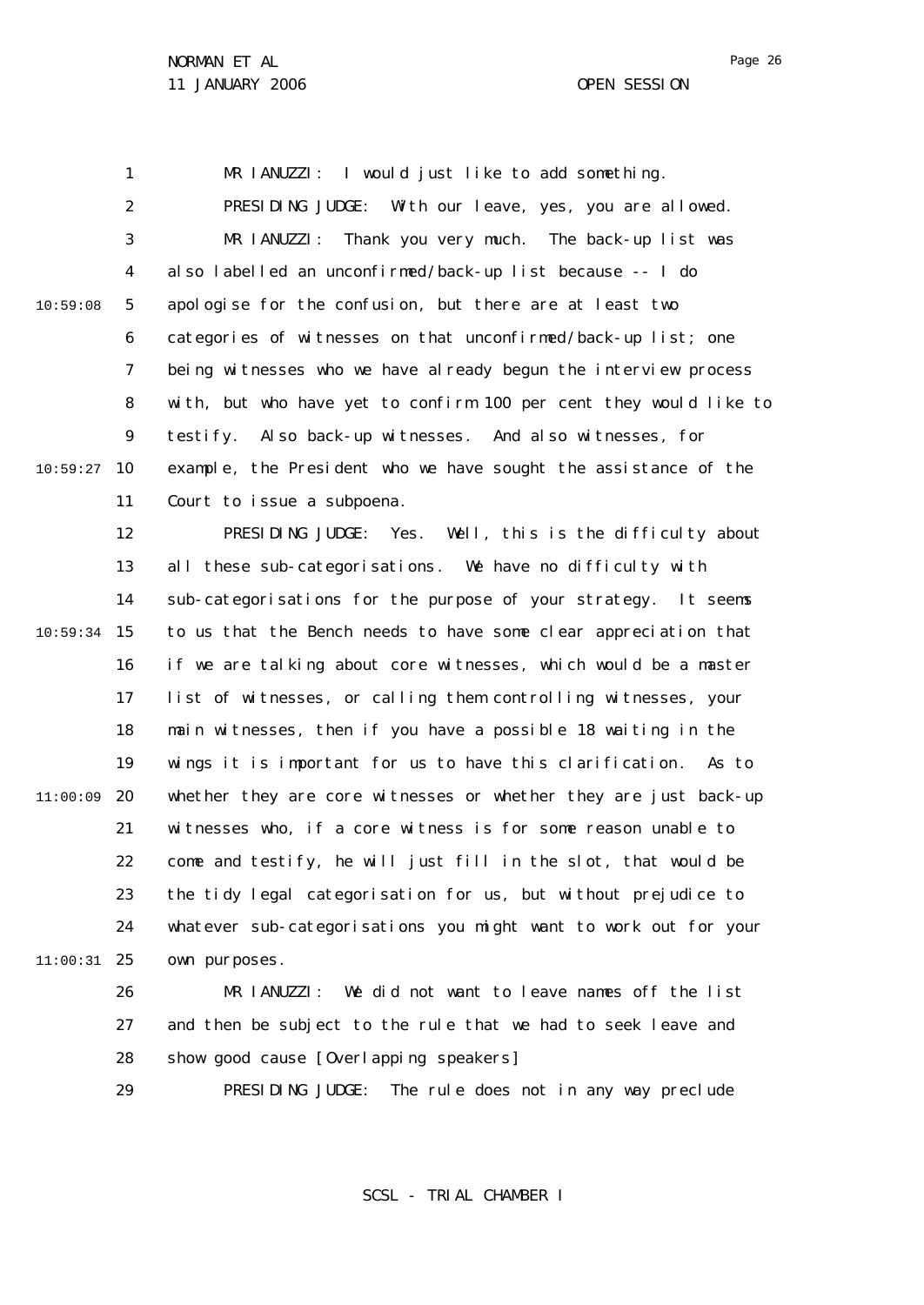MR IANUZZI: I would just like to add something.

PRESIDING JUDGE: With our leave, yes, you are allowed.

MR IANUZZI: Thank you very much. The back-up list was also labelled an unconfirmed/back-up list because -- I do apologise for the confusion, but there are at least two categories of witnesses on that unconfirmed/back-up list; one being witnesses who we have already begun the interview process with, but who have yet to confirm 100 per cent they would like to testify. Also back-up witnesses. And also witnesses, for example, the President who we have sought the assistance of the Court to issue a subpoena.

PRESIDING JUDGE: Yes. Well, this is the difficulty about all these sub-categorisations. We have no difficulty with sub-categorisations for the purpose of your strategy. It seems to us that the Bench needs to have some clear appreciation that if we are talking about core witnesses, which would be a master list of witnesses, or calling them controlling witnesses, your main witnesses, then if you have a possible 18 waiting in the wings it is important for us to have this clarification. As to whether they are core witnesses or whether they are just back-up witnesses who, if a core witness is for some reason unable to come and testify, he will just fill in the slot, that would be the tidy legal categorisation for us, but without prejudice to whatever sub-categorisations you might want to work out for your own purposes.

MR IANUZZI: We did not want to leave names off the list and then be subject to the rule that we had to seek leave and show good cause [Overlapping speakers]

PRESIDING JUDGE: The rule does not in any way preclude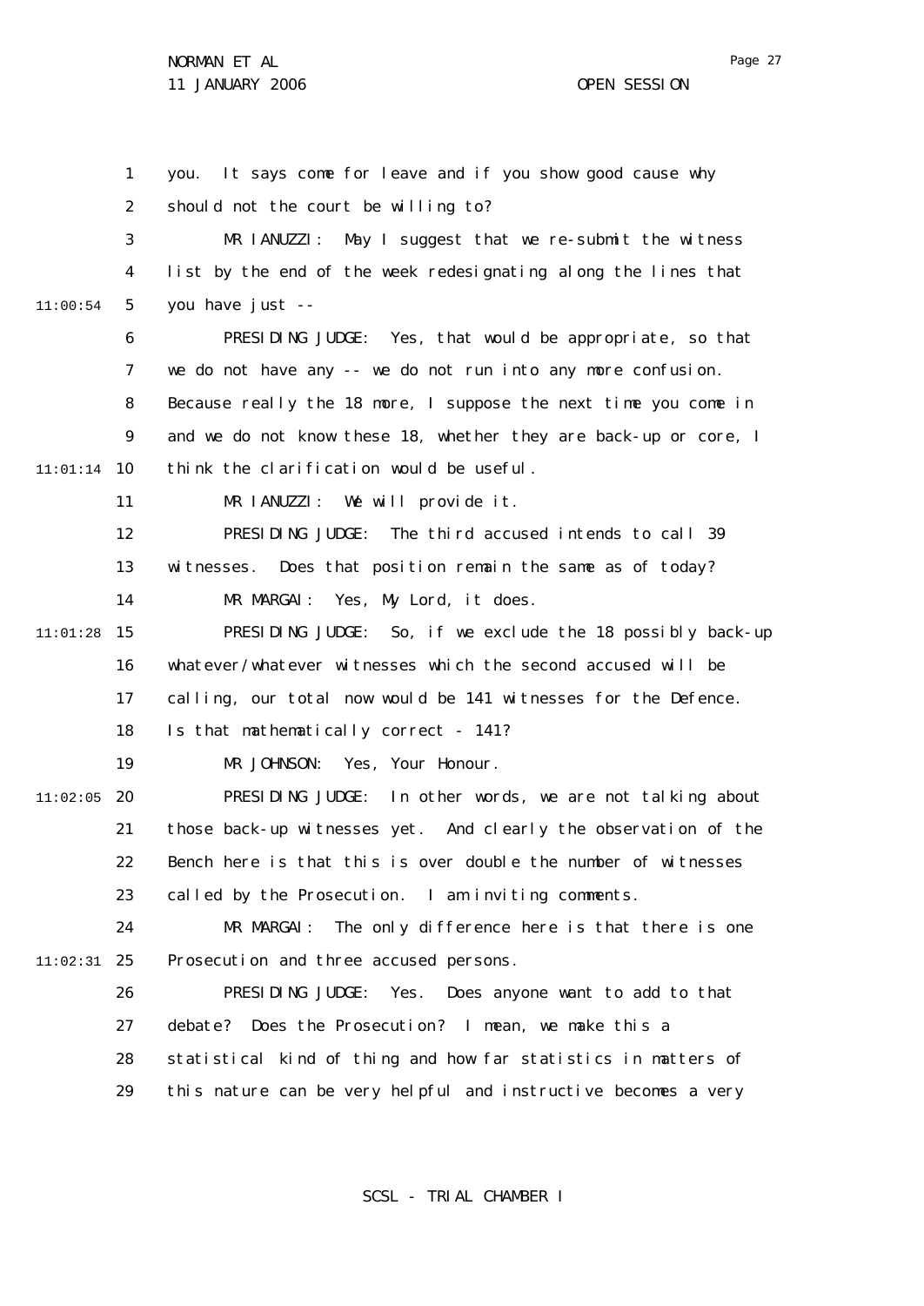you. It says come for leave and if you show good cause why should not the court be willing to?

MR IANUZZI: May I suggest that we re-submit the witness list by the end of the week redesignating along the lines that you have just --

PRESIDING JUDGE: Yes, that would be appropriate, so that we do not have any -- we do not run into any more confusion. Because really the 18 more, I suppose the next time you come in and we do not know these 18, whether they are back-up or core, I think the clarification would be useful.

MR IANUZZI: We will provide it.

PRESIDING JUDGE: The third accused intends to call 39 witnesses. Does that position remain the same as of today?

MR MARGAI: Yes, My Lord, it does.

PRESIDING JUDGE: So, if we exclude the 18 possibly back-up whatever/whatever witnesses which the second accused will be calling, our total now would be 141 witnesses for the Defence. Is that mathematically correct - 141?

MR JOHNSON: Yes, Your Honour.

PRESIDING JUDGE: In other words, we are not talking about those back-up witnesses yet. And clearly the observation of the Bench here is that this is over double the number of witnesses called by the Prosecution. I am inviting comments.

MR MARGAI: The only difference here is that there is one Prosecution and three accused persons.

PRESIDING JUDGE: Yes. Does anyone want to add to that debate? Does the Prosecution? I mean, we make this a statistical kind of thing and how far statistics in matters of this nature can be very helpful and instructive becomes a very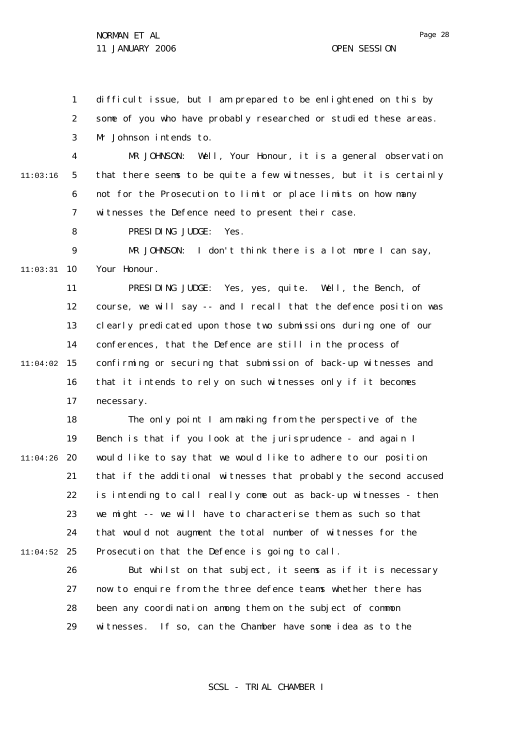difficult issue, but I am prepared to be enlightened on this by some of you who have probably researched or studied these areas. Mr Johnson intends to.

MR JOHNSON: Well, Your Honour, it is a general observation that there seems to be quite a few witnesses, but it is certainly not for the Prosecution to limit or place limits on how many witnesses the Defence need to present their case.

PRESIDING JUDGE: Yes.

MR JOHNSON: I don't think there is a lot more I can say, Your Honour.

PRESIDING JUDGE: Yes, yes, quite. Well, the Bench, of course, we will say -- and I recall that the defence position was clearly predicated upon those two submissions during one of our conferences, that the Defence are still in the process of confirming or securing that submission of back-up witnesses and that it intends to rely on such witnesses only if it becomes necessary.

The only point I am making from the perspective of the Bench is that if you look at the jurisprudence - and again I would like to say that we would like to adhere to our position that if the additional witnesses that probably the second accused is intending to call really come out as back-up witnesses - then we might -- we will have to characterise them as such so that that would not augment the total number of witnesses for the Prosecution that the Defence is going to call.

But whilst on that subject, it seems as if it is necessary now to enquire from the three defence teams whether there has been any coordination among them on the subject of common witnesses. If so, can the Chamber have some idea as to the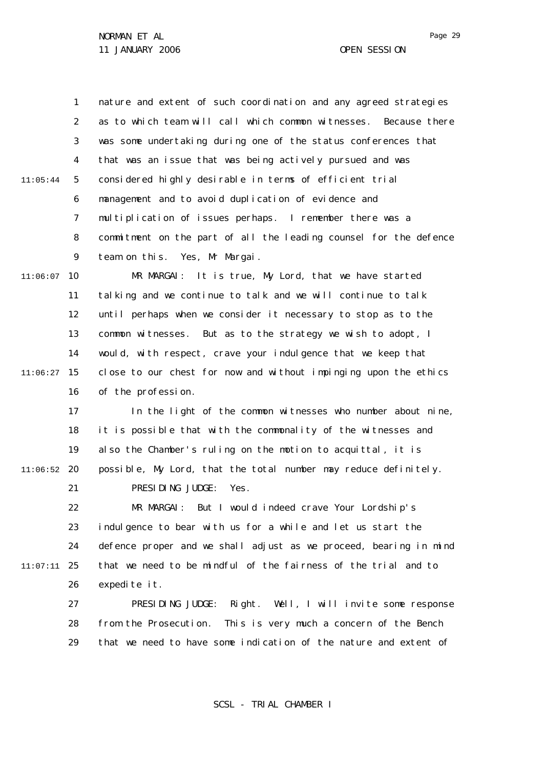nature and extent of such coordination and any agreed strategies as to which team will call which common witnesses. Because there was some undertaking during one of the status conferences that that was an issue that was being actively pursued and was considered highly desirable in terms of efficient trial management and to avoid duplication of evidence and multiplication of issues perhaps. I remember there was a commitment on the part of all the leading counsel for the defence team on this. Yes, Mr Margai.

MR MARGAI: It is true, My Lord, that we have started talking and we continue to talk and we will continue to talk until perhaps when we consider it necessary to stop as to the common witnesses. But as to the strategy we wish to adopt, I would, with respect, crave your indulgence that we keep that close to our chest for now and without impinging upon the ethics of the profession.

In the light of the common witnesses who number about nine, it is possible that with the commonality of the witnesses and also the Chamber's ruling on the motion to acquittal, it is possible, My Lord, that the total number may reduce definitely.

PRESIDING JUDGE: Yes.

MR MARGAI: But I would indeed crave Your Lordship's indulgence to bear with us for a while and let us start the defence proper and we shall adjust as we proceed, bearing in mind that we need to be mindful of the fairness of the trial and to expedite it.

PRESIDING JUDGE: Right. Well, I will invite some response from the Prosecution. This is very much a concern of the Bench that we need to have some indication of the nature and extent of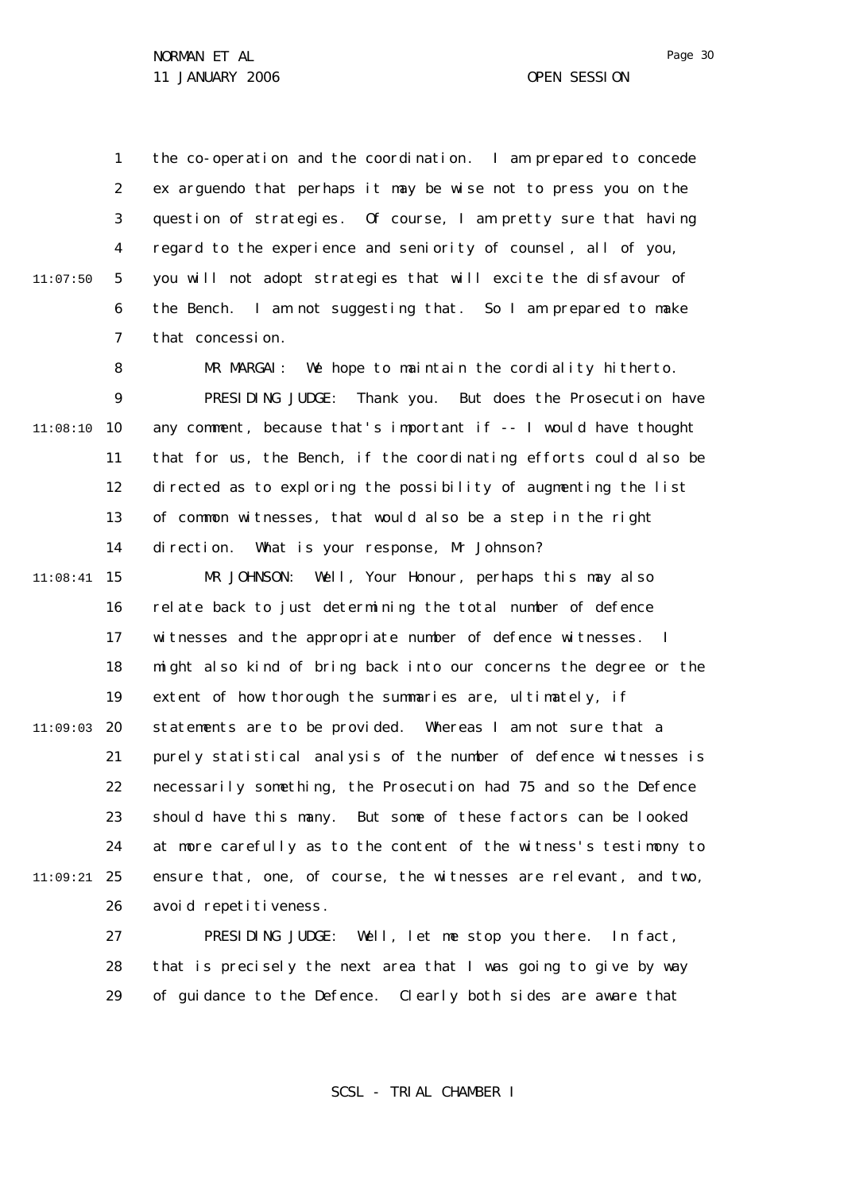the co-operation and the coordination. I am prepared to concede ex arguendo that perhaps it may be wise not to press you on the question of strategies. Of course, I am pretty sure that having regard to the experience and seniority of counsel, all of you, you will not adopt strategies that will excite the disfavour of the Bench. I am not suggesting that. So I am prepared to make that concession.

MR MARGAI: We hope to maintain the cordiality hitherto.

PRESIDING JUDGE: Thank you. But does the Prosecution have any comment, because that's important if -- I would have thought that for us, the Bench, if the coordinating efforts could also be directed as to exploring the possibility of augmenting the list of common witnesses, that would also be a step in the right direction. What is your response, Mr Johnson?

MR JOHNSON: Well, Your Honour, perhaps this may also relate back to just determining the total number of defence witnesses and the appropriate number of defence witnesses. I might also kind of bring back into our concerns the degree or the extent of how thorough the summaries are, ultimately, if statements are to be provided. Whereas I am not sure that a purely statistical analysis of the number of defence witnesses is necessarily something, the Prosecution had 75 and so the Defence should have this many. But some of these factors can be looked at more carefully as to the content of the witness's testimony to ensure that, one, of course, the witnesses are relevant, and two, avoid repetitiveness.

PRESIDING JUDGE: Well, let me stop you there. In fact, that is precisely the next area that I was going to give by way of guidance to the Defence. Clearly both sides are aware that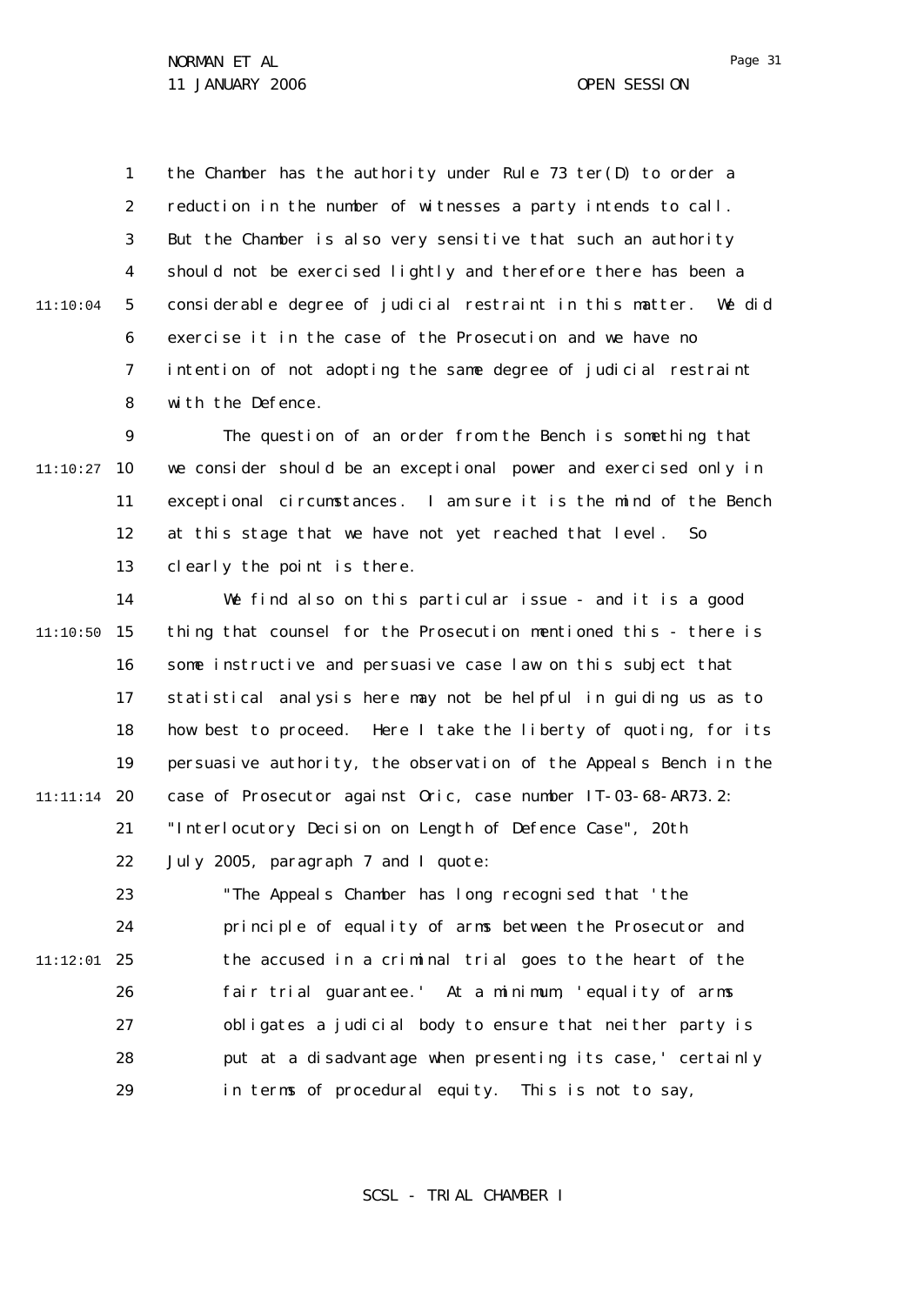the Chamber has the authority under Rule 73 ter(D) to order a reduction in the number of witnesses a party intends to call. But the Chamber is also very sensitive that such an authority should not be exercised lightly and therefore there has been a considerable degree of judicial restraint in this matter. We did exercise it in the case of the Prosecution and we have no intention of not adopting the same degree of judicial restraint with the Defence.

The question of an order from the Bench is something that we consider should be an exceptional power and exercised only in exceptional circumstances. I am sure it is the mind of the Bench at this stage that we have not yet reached that level. So clearly the point is there.

We find also on this particular issue - and it is a good thing that counsel for the Prosecution mentioned this - there is some instructive and persuasive case law on this subject that statistical analysis here may not be helpful in guiding us as to how best to proceed. Here I take the liberty of quoting, for its persuasive authority, the observation of the Appeals Bench in the case of Prosecutor against Oric, case number IT-03-68-AR73.2: "Interlocutory Decision on Length of Defence Case", 20th July 2005, paragraph 7 and I quote:

> "The Appeals Chamber has long recognised that 'the principle of equality of arms between the Prosecutor and the accused in a criminal trial goes to the heart of the fair trial guarantee.' At a minimum, 'equality of arms obligates a judicial body to ensure that neither party is put at a disadvantage when presenting its case,' certainly in terms of procedural equity. This is not to say,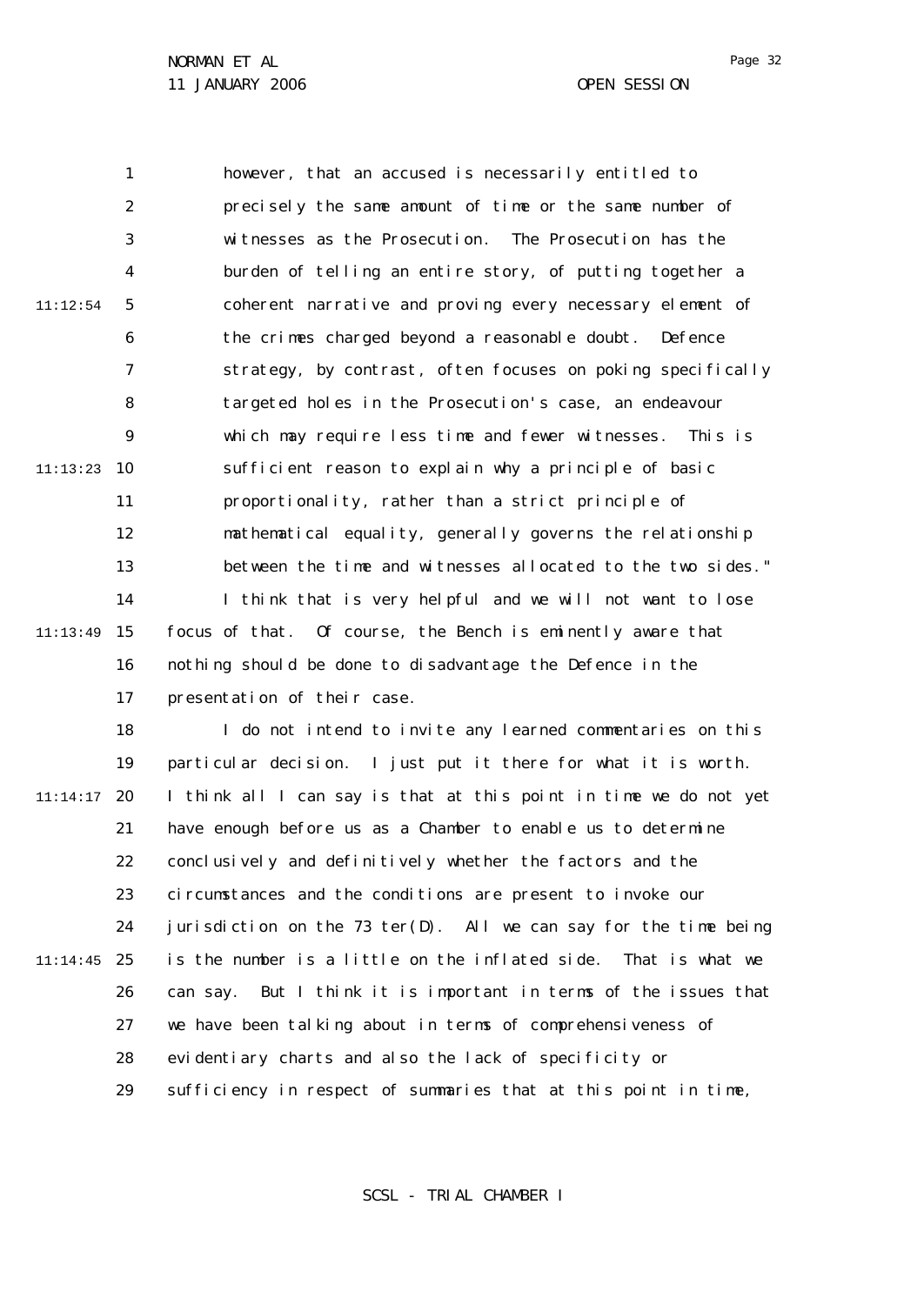however, that an accused is necessarily entitled to precisely the same amount of time or the same number of witnesses as the Prosecution. The Prosecution has the burden of telling an entire story, of putting together a coherent narrative and proving every necessary element of the crimes charged beyond a reasonable doubt. Defence strategy, by contrast, often focuses on poking specifically targeted holes in the Prosecution's case, an endeavour which may require less time and fewer witnesses. This is sufficient reason to explain why a principle of basic proportionality, rather than a strict principle of mathematical equality, generally governs the relationship between the time and witnesses allocated to the two sides."

I think that is very helpful and we will not want to lose focus of that. Of course, the Bench is eminently aware that nothing should be done to disadvantage the Defence in the presentation of their case.

I do not intend to invite any learned commentaries on this particular decision. I just put it there for what it is worth. I think all I can say is that at this point in time we do not yet have enough before us as a Chamber to enable us to determine conclusively and definitively whether the factors and the circumstances and the conditions are present to invoke our jurisdiction on the 73 ter(D). All we can say for the time being is the number is a little on the inflated side. That is what we can say. But I think it is important in terms of the issues that we have been talking about in terms of comprehensiveness of evidentiary charts and also the lack of specificity or sufficiency in respect of summaries that at this point in time,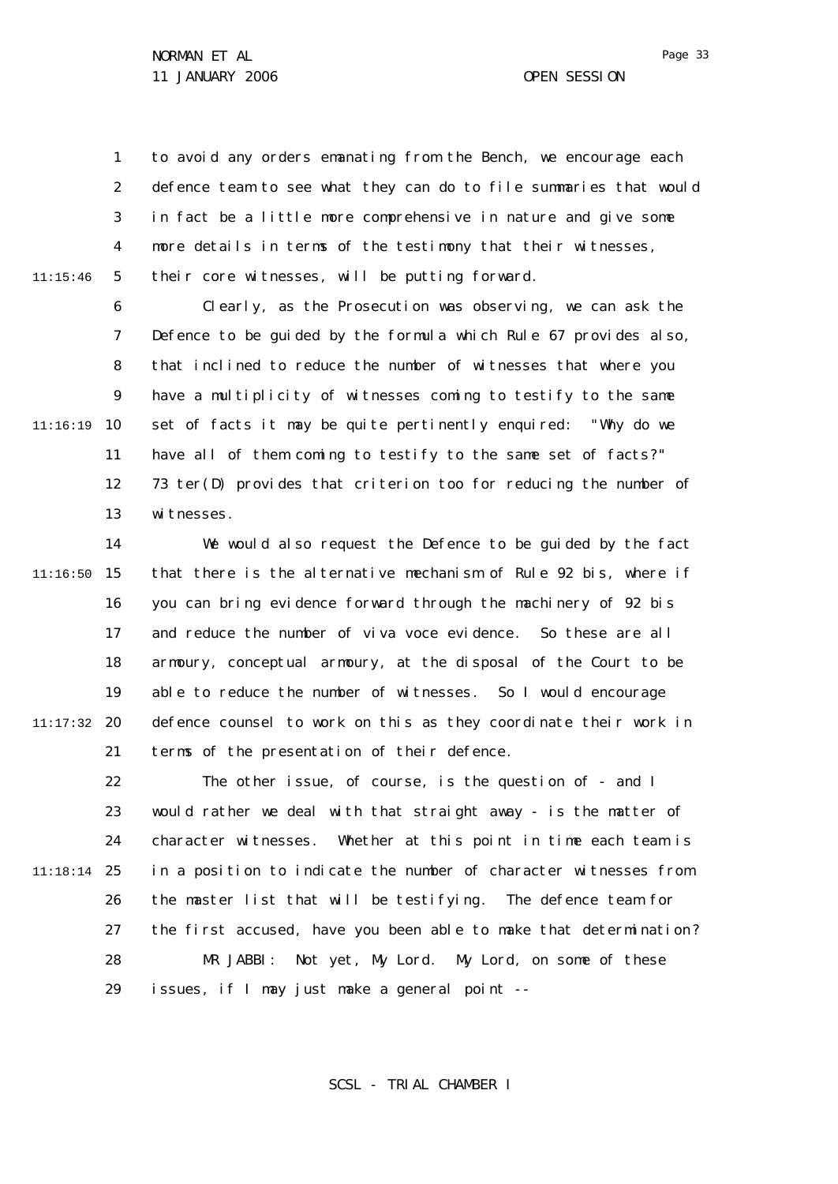to avoid any orders emanating from the Bench, we encourage each defence team to see what they can do to file summaries that would in fact be a little more comprehensive in nature and give some more details in terms of the testimony that their witnesses, their core witnesses, will be putting forward.

Clearly, as the Prosecution was observing, we can ask the Defence to be guided by the formula which Rule 67 provides also, that inclined to reduce the number of witnesses that where you have a multiplicity of witnesses coming to testify to the same set of facts it may be quite pertinently enquired: "Why do we have all of them coming to testify to the same set of facts?" 73 ter(D) provides that criterion too for reducing the number of witnesses.

We would also request the Defence to be guided by the fact that there is the alternative mechanism of Rule 92 bis, where if you can bring evidence forward through the machinery of 92 bis and reduce the number of viva voce evidence. So these are all armoury, conceptual armoury, at the disposal of the Court to be able to reduce the number of witnesses. So I would encourage defence counsel to work on this as they coordinate their work in terms of the presentation of their defence.

The other issue, of course, is the question of - and I would rather we deal with that straight away - is the matter of character witnesses. Whether at this point in time each team is in a position to indicate the number of character witnesses from the master list that will be testifying. The defence team for the first accused, have you been able to make that determination?

MR JABBI: Not yet, My Lord. My Lord, on some of these issues, if I may just make a general point --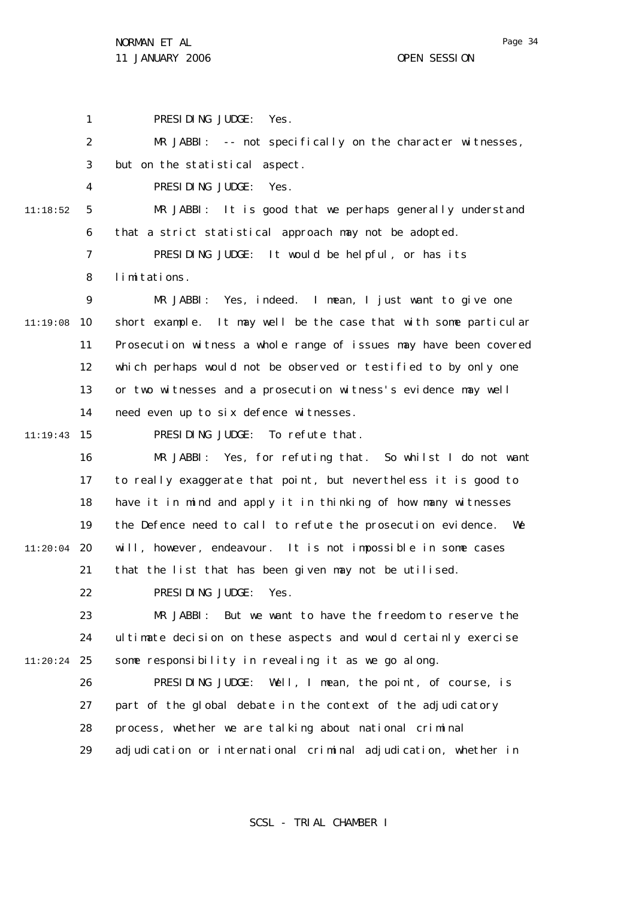PRESIDING JUDGE: Yes.

MR JABBI: -- not specifically on the character witnesses, but on the statistical aspect.

PRESIDING JUDGE: Yes.

MR JABBI: It is good that we perhaps generally understand that a strict statistical approach may not be adopted.

PRESIDING JUDGE: It would be helpful, or has its limitations.

MR JABBI: Yes, indeed. I mean, I just want to give one short example. It may well be the case that with some particular Prosecution witness a whole range of issues may have been covered which perhaps would not be observed or testified to by only one or two witnesses and a prosecution witness's evidence may well need even up to six defence witnesses.

PRESIDING JUDGE: To refute that.

MR JABBI: Yes, for refuting that. So whilst I do not want to really exaggerate that point, but nevertheless it is good to have it in mind and apply it in thinking of how many witnesses the Defence need to call to refute the prosecution evidence. We will, however, endeavour. It is not impossible in some cases that the list that has been given may not be utilised.

PRESIDING JUDGE: Yes.

MR JABBI: But we want to have the freedom to reserve the ultimate decision on these aspects and would certainly exercise some responsibility in revealing it as we go along.

PRESIDING JUDGE: Well, I mean, the point, of course, is part of the global debate in the context of the adjudicatory process, whether we are talking about national criminal adjudication or international criminal adjudication, whether in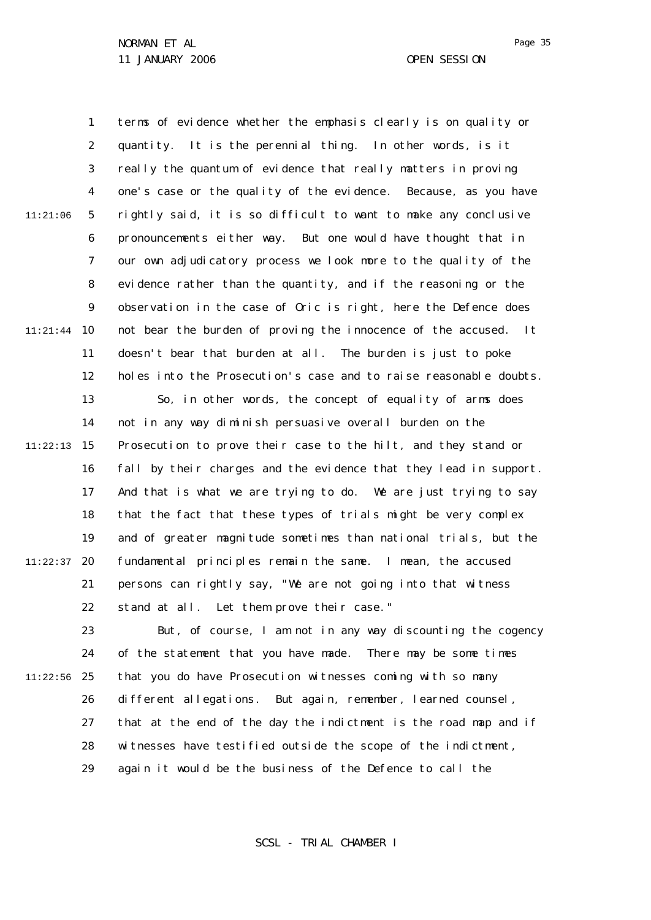terms of evidence whether the emphasis clearly is on quality or quantity. It is the perennial thing. In other words, is it really the quantum of evidence that really matters in proving one's case or the quality of the evidence. Because, as you have rightly said, it is so difficult to want to make any conclusive pronouncements either way. But one would have thought that in our own adjudicatory process we look more to the quality of the evidence rather than the quantity, and if the reasoning or the observation in the case of Oric is right, here the Defence does not bear the burden of proving the innocence of the accused. It doesn't bear that burden at all. The burden is just to poke holes into the Prosecution's case and to raise reasonable doubts.

So, in other words, the concept of equality of arms does not in any way diminish persuasive overall burden on the Prosecution to prove their case to the hilt, and they stand or fall by their charges and the evidence that they lead in support. And that is what we are trying to do. We are just trying to say that the fact that these types of trials might be very complex and of greater magnitude sometimes than national trials, but the fundamental principles remain the same. I mean, the accused persons can rightly say, "We are not going into that witness stand at all. Let them prove their case."

But, of course, I am not in any way discounting the cogency of the statement that you have made. There may be some times that you do have Prosecution witnesses coming with so many different allegations. But again, remember, learned counsel, that at the end of the day the indictment is the road map and if witnesses have testified outside the scope of the indictment, again it would be the business of the Defence to call the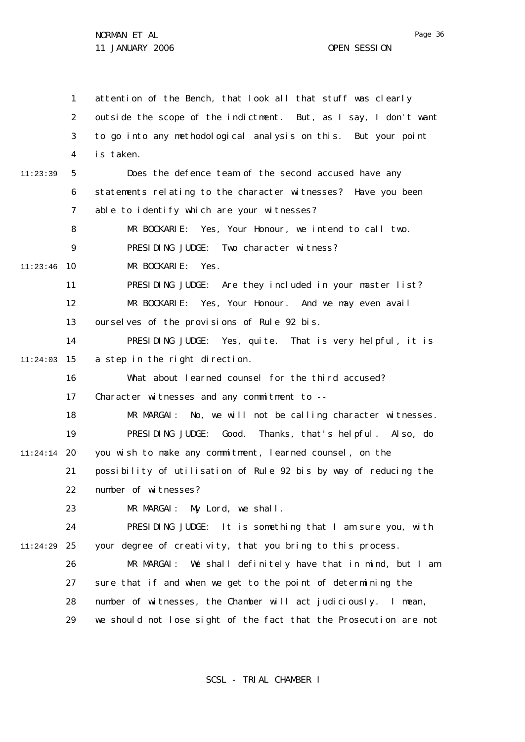attention of the Bench, that look all that stuff was clearly outside the scope of the indictment. But, as I say, I don't want to go into any methodological analysis on this. But your point is taken.

Does the defence team of the second accused have any statements relating to the character witnesses? Have you been able to identify which are your witnesses?

MR BOCKARIE: Yes, Your Honour, we intend to call two.

PRESIDING JUDGE: Two character witness?

MR BOCKARIE: Yes.

PRESIDING JUDGE: Are they included in your master list?

MR BOCKARIE: Yes, Your Honour. And we may even avail ourselves of the provisions of Rule 92 bis.

PRESIDING JUDGE: Yes, quite. That is very helpful, it is a step in the right direction.

What about learned counsel for the third accused? Character witnesses and any commitment to --

MR MARGAI: No, we will not be calling character witnesses.

PRESIDING JUDGE: Good. Thanks, that's helpful. Also, do you wish to make any commitment, learned counsel, on the possibility of utilisation of Rule 92 bis by way of reducing the number of witnesses?

MR MARGAI: My Lord, we shall.

PRESIDING JUDGE: It is something that I am sure you, with your degree of creativity, that you bring to this process.

MR MARGAI: We shall definitely have that in mind, but I am sure that if and when we get to the point of determining the number of witnesses, the Chamber will act judiciously. I mean, we should not lose sight of the fact that the Prosecution are not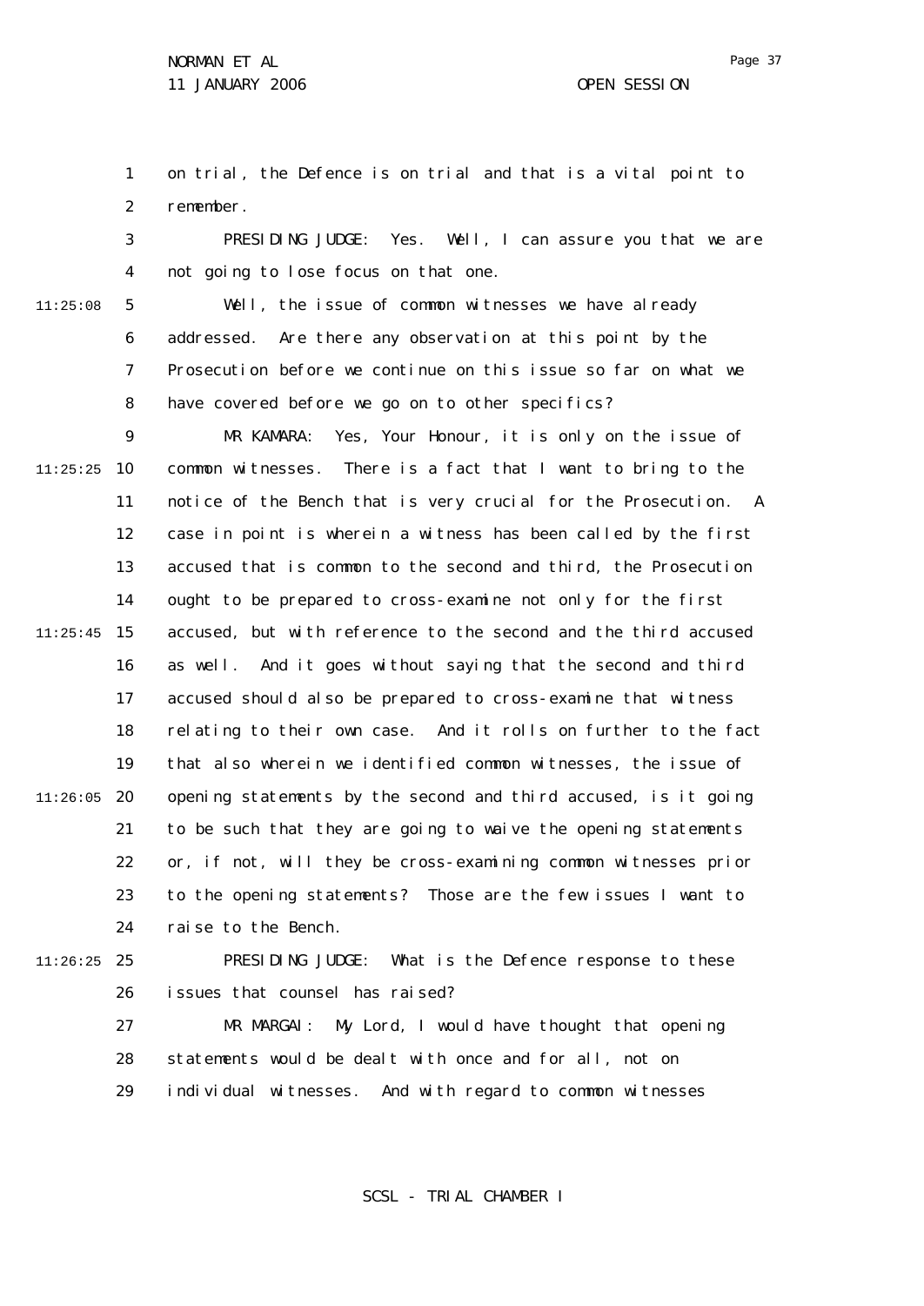on trial, the Defence is on trial and that is a vital point to remember.

PRESIDING JUDGE: Yes. Well, I can assure you that we are not going to lose focus on that one.

Well, the issue of common witnesses we have already addressed. Are there any observation at this point by the Prosecution before we continue on this issue so far on what we have covered before we go on to other specifics?

MR KAMARA: Yes, Your Honour, it is only on the issue of common witnesses. There is a fact that I want to bring to the notice of the Bench that is very crucial for the Prosecution. A case in point is wherein a witness has been called by the first accused that is common to the second and third, the Prosecution ought to be prepared to cross-examine not only for the first accused, but with reference to the second and the third accused as well. And it goes without saying that the second and third accused should also be prepared to cross-examine that witness relating to their own case. And it rolls on further to the fact that also wherein we identified common witnesses, the issue of opening statements by the second and third accused, is it going to be such that they are going to waive the opening statements or, if not, will they be cross-examining common witnesses prior to the opening statements? Those are the few issues I want to raise to the Bench.

PRESIDING JUDGE: What is the Defence response to these issues that counsel has raised?

MR MARGAI: My Lord, I would have thought that opening statements would be dealt with once and for all, not on individual witnesses. And with regard to common witnesses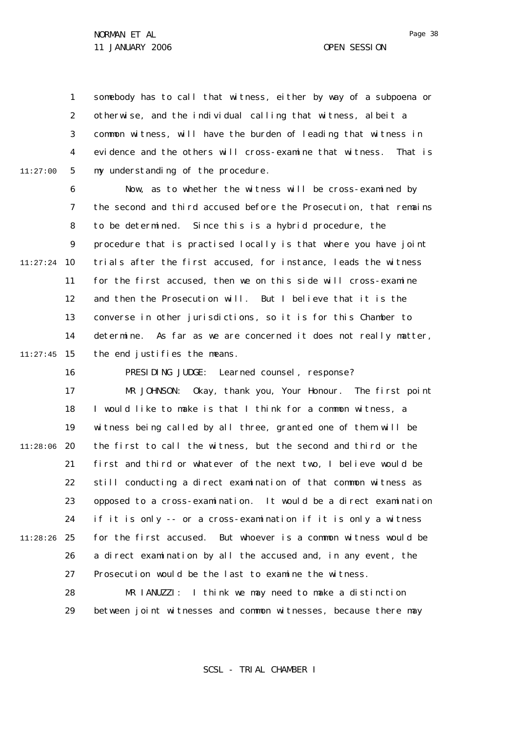somebody has to call that witness, either by way of a subpoena or otherwise, and the individual calling that witness, albeit a common witness, will have the burden of leading that witness in evidence and the others will cross-examine that witness. That is my understanding of the procedure.

Now, as to whether the witness will be cross-examined by the second and third accused before the Prosecution, that remains to be determined. Since this is a hybrid procedure, the procedure that is practised locally is that where you have joint trials after the first accused, for instance, leads the witness for the first accused, then we on this side will cross-examine and then the Prosecution will. But I believe that it is the converse in other jurisdictions, so it is for this Chamber to determine. As far as we are concerned it does not really matter, the end justifies the means.

PRESIDING JUDGE: Learned counsel, response?

MR JOHNSON: Okay, thank you, Your Honour. The first point I would like to make is that I think for a common witness, a witness being called by all three, granted one of them will be the first to call the witness, but the second and third or the first and third or whatever of the next two, I believe would be still conducting a direct examination of that common witness as opposed to a cross-examination. It would be a direct examination if it is only -- or a cross-examination if it is only a witness for the first accused. But whoever is a common witness would be a direct examination by all the accused and, in any event, the Prosecution would be the last to examine the witness.

MR IANUZZI: I think we may need to make a distinction between joint witnesses and common witnesses, because there may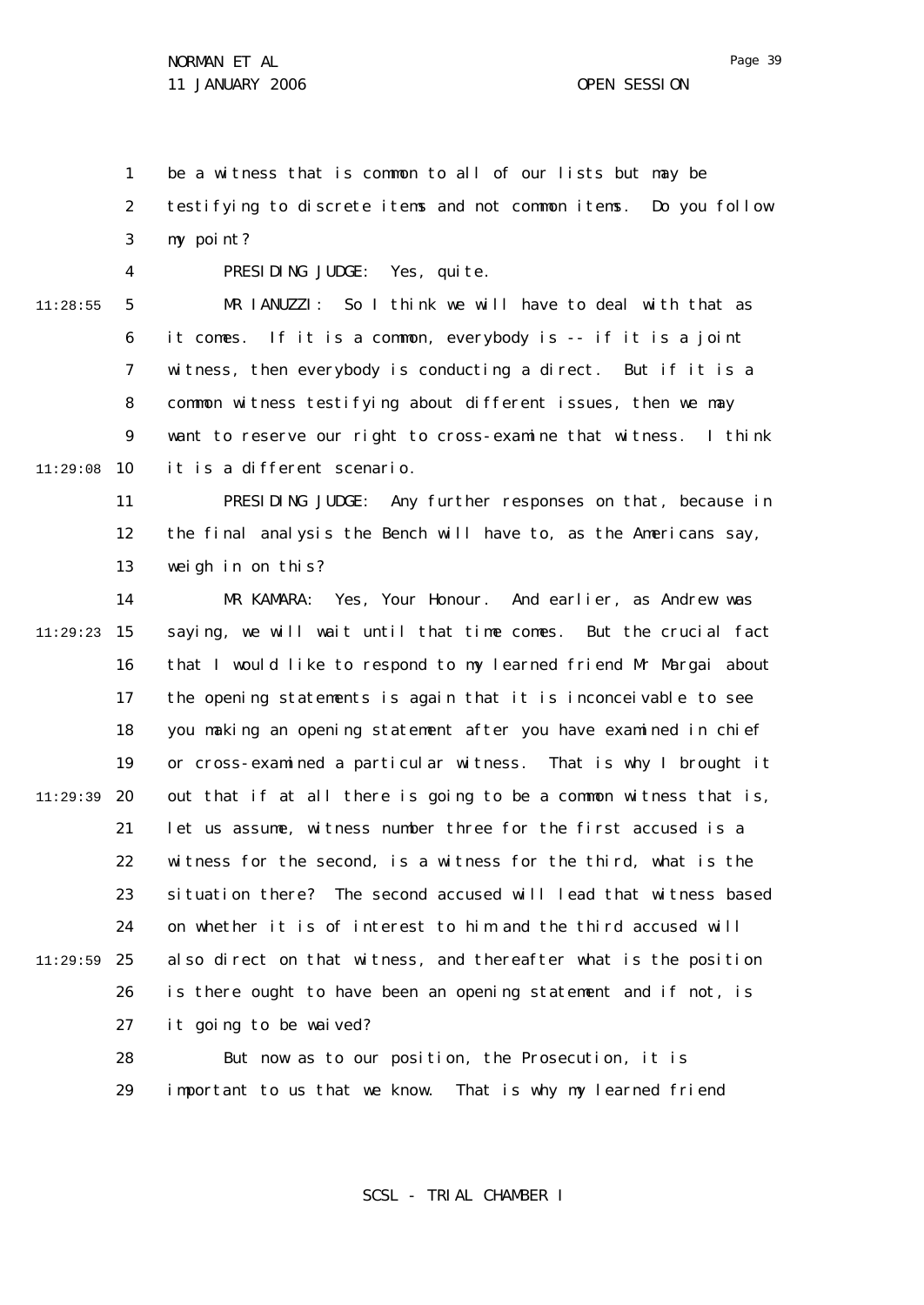be a witness that is common to all of our lists but may be testifying to discrete items and not common items. Do you follow my point?

PRESIDING JUDGE: Yes, quite.

MR IANUZZI: So I think we will have to deal with that as it comes. If it is a common, everybody is -- if it is a joint witness, then everybody is conducting a direct. But if it is a common witness testifying about different issues, then we may want to reserve our right to cross-examine that witness. I think it is a different scenario.

PRESIDING JUDGE: Any further responses on that, because in the final analysis the Bench will have to, as the Americans say, weigh in on this?

MR KAMARA: Yes, Your Honour. And earlier, as Andrew was saying, we will wait until that time comes. But the crucial fact that I would like to respond to my learned friend Mr Margai about the opening statements is again that it is inconceivable to see you making an opening statement after you have examined in chief or cross-examined a particular witness. That is why I brought it out that if at all there is going to be a common witness that is, let us assume, witness number three for the first accused is a witness for the second, is a witness for the third, what is the situation there? The second accused will lead that witness based on whether it is of interest to him and the third accused will also direct on that witness, and thereafter what is the position is there ought to have been an opening statement and if not, is it going to be waived?

But now as to our position, the Prosecution, it is important to us that we know. That is why my learned friend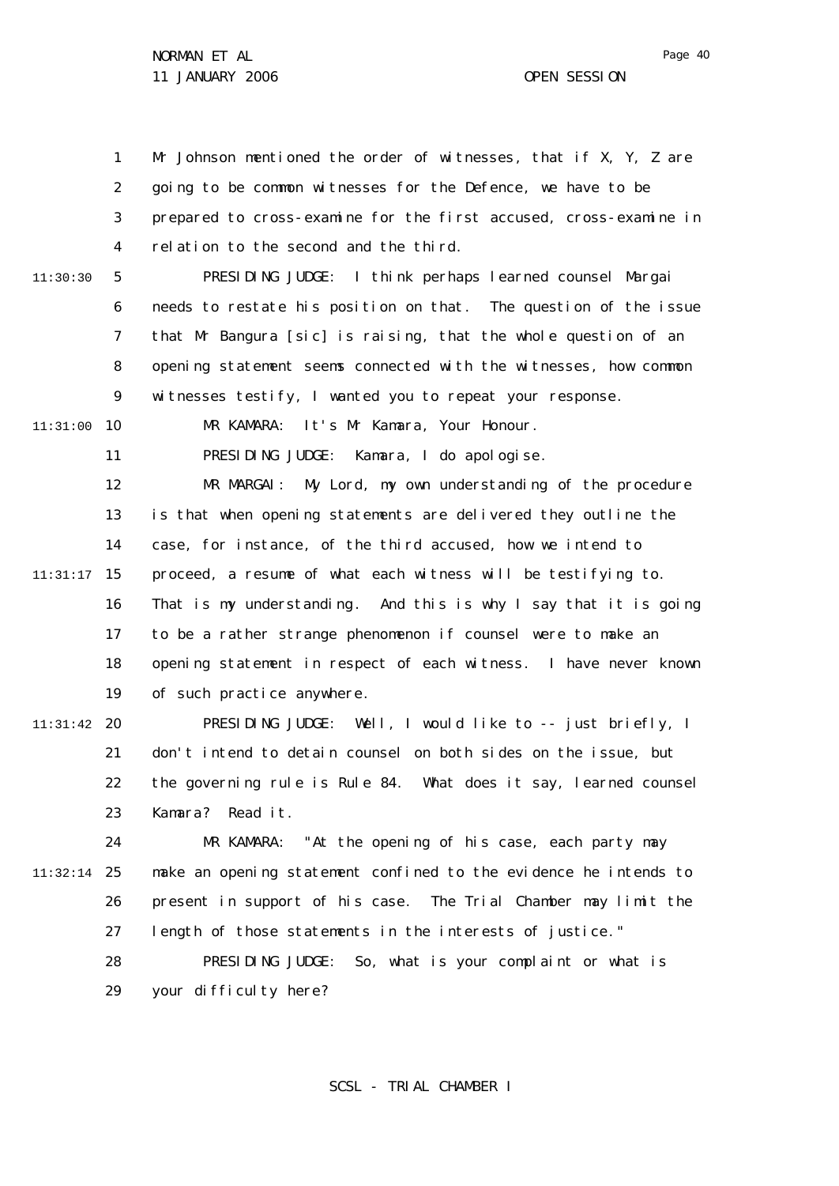Mr Johnson mentioned the order of witnesses, that if X, Y, Z are going to be common witnesses for the Defence, we have to be prepared to cross-examine for the first accused, cross-examine in relation to the second and the third.

PRESIDING JUDGE: I think perhaps learned counsel Margai needs to restate his position on that. The question of the issue that Mr Bangura [sic] is raising, that the whole question of an opening statement seems connected with the witnesses, how common witnesses testify, I wanted you to repeat your response.

MR KAMARA: It's Mr Kamara, Your Honour.

PRESIDING JUDGE: Kamara, I do apologise.

MR MARGAI: My Lord, my own understanding of the procedure is that when opening statements are delivered they outline the case, for instance, of the third accused, how we intend to proceed, a resume of what each witness will be testifying to. That is my understanding. And this is why I say that it is going to be a rather strange phenomenon if counsel were to make an opening statement in respect of each witness. I have never known of such practice anywhere.

PRESIDING JUDGE: Well, I would like to -- just briefly, I don't intend to detain counsel on both sides on the issue, but the governing rule is Rule 84. What does it say, learned counsel Kamara? Read it.

MR KAMARA: "At the opening of his case, each party may make an opening statement confined to the evidence he intends to present in support of his case. The Trial Chamber may limit the length of those statements in the interests of justice."

PRESIDING JUDGE: So, what is your complaint or what is your difficulty here?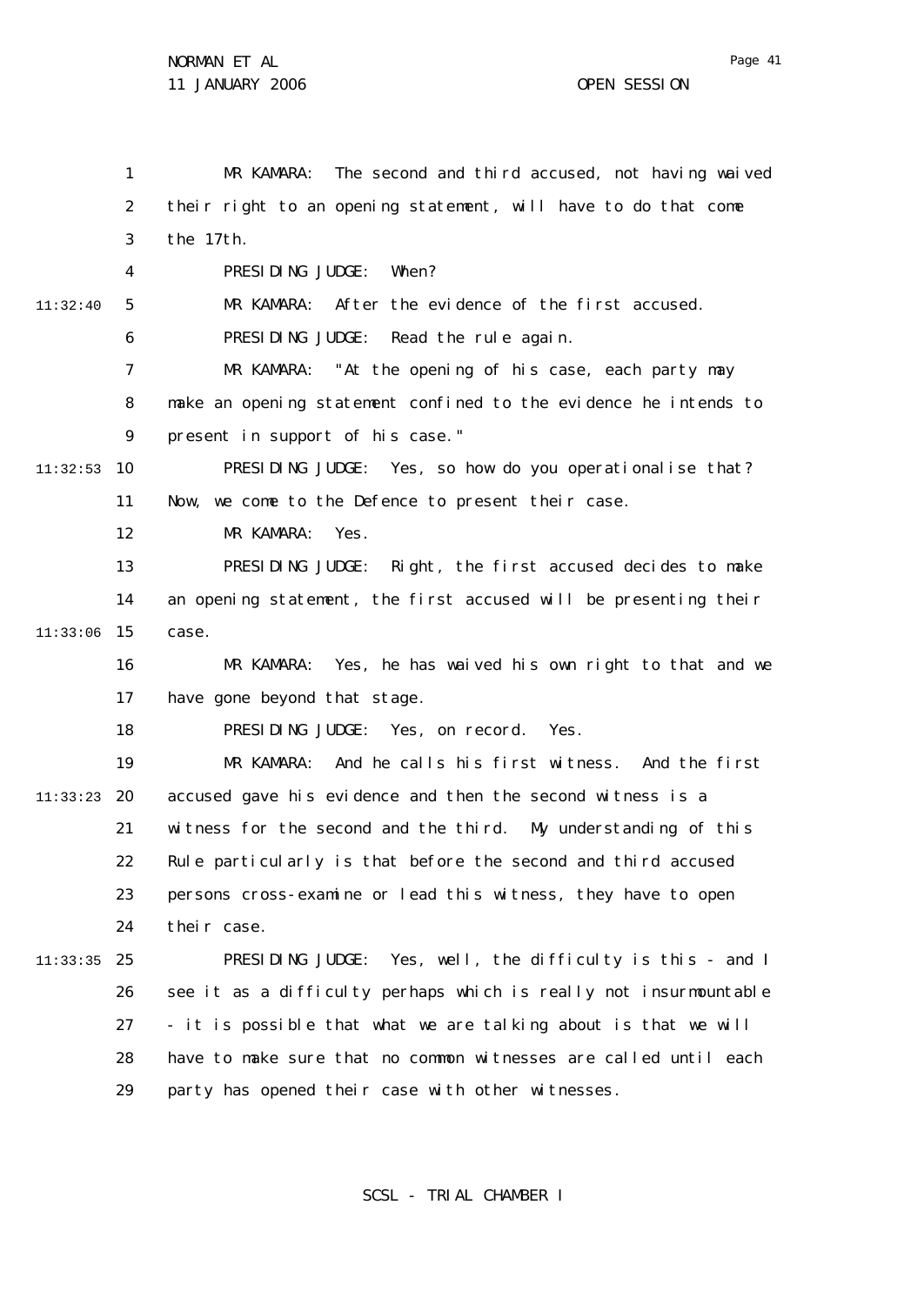MR KAMARA: The second and third accused, not having waived their right to an opening statement, will have to do that come the 17th.

PRESIDING JUDGE: When?

MR KAMARA: After the evidence of the first accused.

PRESIDING JUDGE: Read the rule again.

MR KAMARA: "At the opening of his case, each party may make an opening statement confined to the evidence he intends to present in support of his case."

PRESIDING JUDGE: Yes, so how do you operationalise that? Now, we come to the Defence to present their case.

MR KAMARA: Yes.

PRESIDING JUDGE: Right, the first accused decides to make an opening statement, the first accused will be presenting their case.

MR KAMARA: Yes, he has waived his own right to that and we have gone beyond that stage.

PRESIDING JUDGE: Yes, on record. Yes.

MR KAMARA: And he calls his first witness. And the first accused gave his evidence and then the second witness is a witness for the second and the third. My understanding of this Rule particularly is that before the second and third accused persons cross-examine or lead this witness, they have to open their case.

PRESIDING JUDGE: Yes, well, the difficulty is this - and I see it as a difficulty perhaps which is really not insurmountable - it is possible that what we are talking about is that we will have to make sure that no common witnesses are called until each party has opened their case with other witnesses.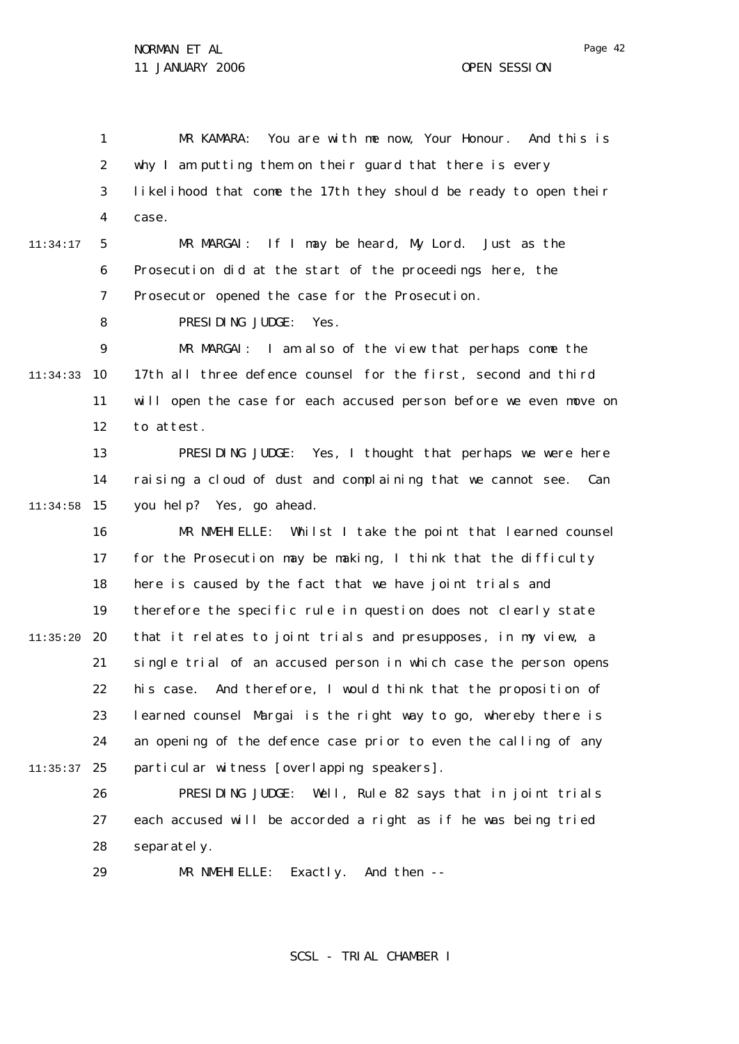MR KAMARA: You are with me now, Your Honour. And this is why I am putting them on their guard that there is every likelihood that come the 17th they should be ready to open their case.

MR MARGAI: If I may be heard, My Lord. Just as the Prosecution did at the start of the proceedings here, the Prosecutor opened the case for the Prosecution.

PRESIDING JUDGE: Yes.

MR MARGAI: I am also of the view that perhaps come the 17th all three defence counsel for the first, second and third will open the case for each accused person before we even move on to attest.

PRESIDING JUDGE: Yes, I thought that perhaps we were here raising a cloud of dust and complaining that we cannot see. Can you help? Yes, go ahead.

MR NMEHIELLE: Whilst I take the point that learned counsel for the Prosecution may be making, I think that the difficulty here is caused by the fact that we have joint trials and therefore the specific rule in question does not clearly state that it relates to joint trials and presupposes, in my view, a single trial of an accused person in which case the person opens his case. And therefore, I would think that the proposition of learned counsel Margai is the right way to go, whereby there is an opening of the defence case prior to even the calling of any particular witness [overlapping speakers].

PRESIDING JUDGE: Well, Rule 82 says that in joint trials each accused will be accorded a right as if he was being tried separately.

MR NMEHIELLE: Exactly. And then --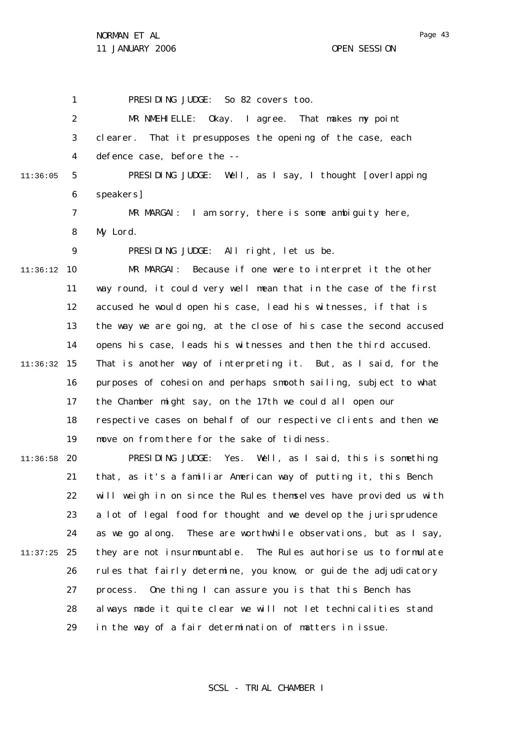PRESIDING JUDGE: So 82 covers too.

MR NMEHIELLE: Okay. I agree. That makes my point clearer. That it presupposes the opening of the case, each defence case, before the --

PRESIDING JUDGE: Well, as I say, I thought [overlapping speakers]

MR MARGAI: I am sorry, there is some ambiguity here, My Lord.

PRESIDING JUDGE: All right, let us be.

MR MARGAI: Because if one were to interpret it the other way round, it could very well mean that in the case of the first accused he would open his case, lead his witnesses, if that is the way we are going, at the close of his case the second accused opens his case, leads his witnesses and then the third accused. That is another way of interpreting it. But, as I said, for the purposes of cohesion and perhaps smooth sailing, subject to what the Chamber might say, on the 17th we could all open our respective cases on behalf of our respective clients and then we move on from there for the sake of tidiness.

PRESIDING JUDGE: Yes. Well, as I said, this is something that, as it's a familiar American way of putting it, this Bench will weigh in on since the Rules themselves have provided us with a lot of legal food for thought and we develop the jurisprudence as we go along. These are worthwhile observations, but as I say, they are not insurmountable. The Rules authorise us to formulate rules that fairly determine, you know, or guide the adjudicatory process. One thing I can assure you is that this Bench has always made it quite clear we will not let technicalities stand in the way of a fair determination of matters in issue.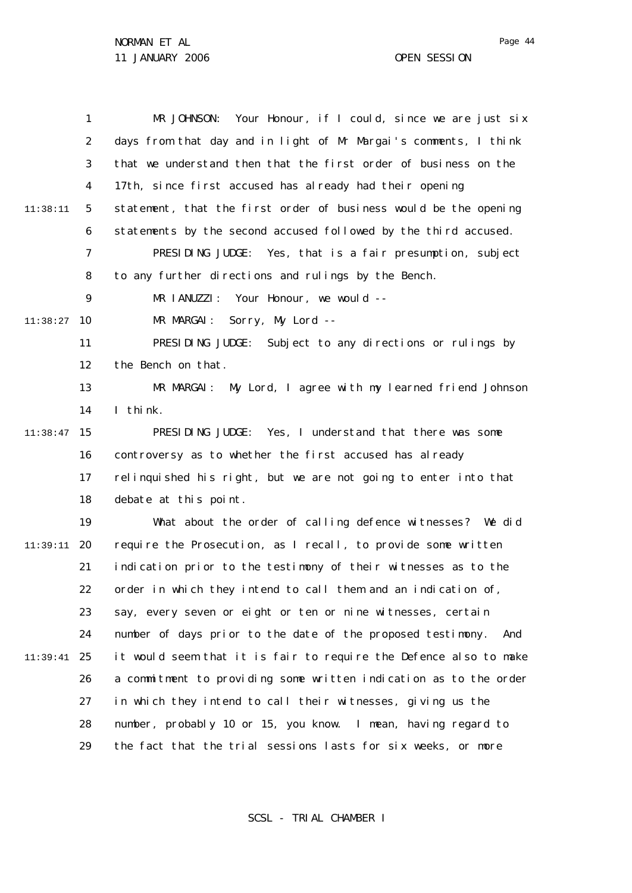MR JOHNSON: Your Honour, if I could, since we are just six days from that day and in light of Mr Margai's comments, I think that we understand then that the first order of business on the 17th, since first accused has already had their opening statement, that the first order of business would be the opening statements by the second accused followed by the third accused.

PRESIDING JUDGE: Yes, that is a fair presumption, subject to any further directions and rulings by the Bench.

MR IANUZZI: Your Honour, we would --

MR MARGAI: Sorry, My Lord --

PRESIDING JUDGE: Subject to any directions or rulings by the Bench on that.

MR MARGAI: My Lord, I agree with my learned friend Johnson I think.

PRESIDING JUDGE: Yes, I understand that there was some controversy as to whether the first accused has already relinquished his right, but we are not going to enter into that debate at this point.

What about the order of calling defence witnesses? We did require the Prosecution, as I recall, to provide some written indication prior to the testimony of their witnesses as to the order in which they intend to call them and an indication of, say, every seven or eight or ten or nine witnesses, certain number of days prior to the date of the proposed testimony. And it would seem that it is fair to require the Defence also to make a commitment to providing some written indication as to the order in which they intend to call their witnesses, giving us the number, probably 10 or 15, you know. I mean, having regard to the fact that the trial sessions lasts for six weeks, or more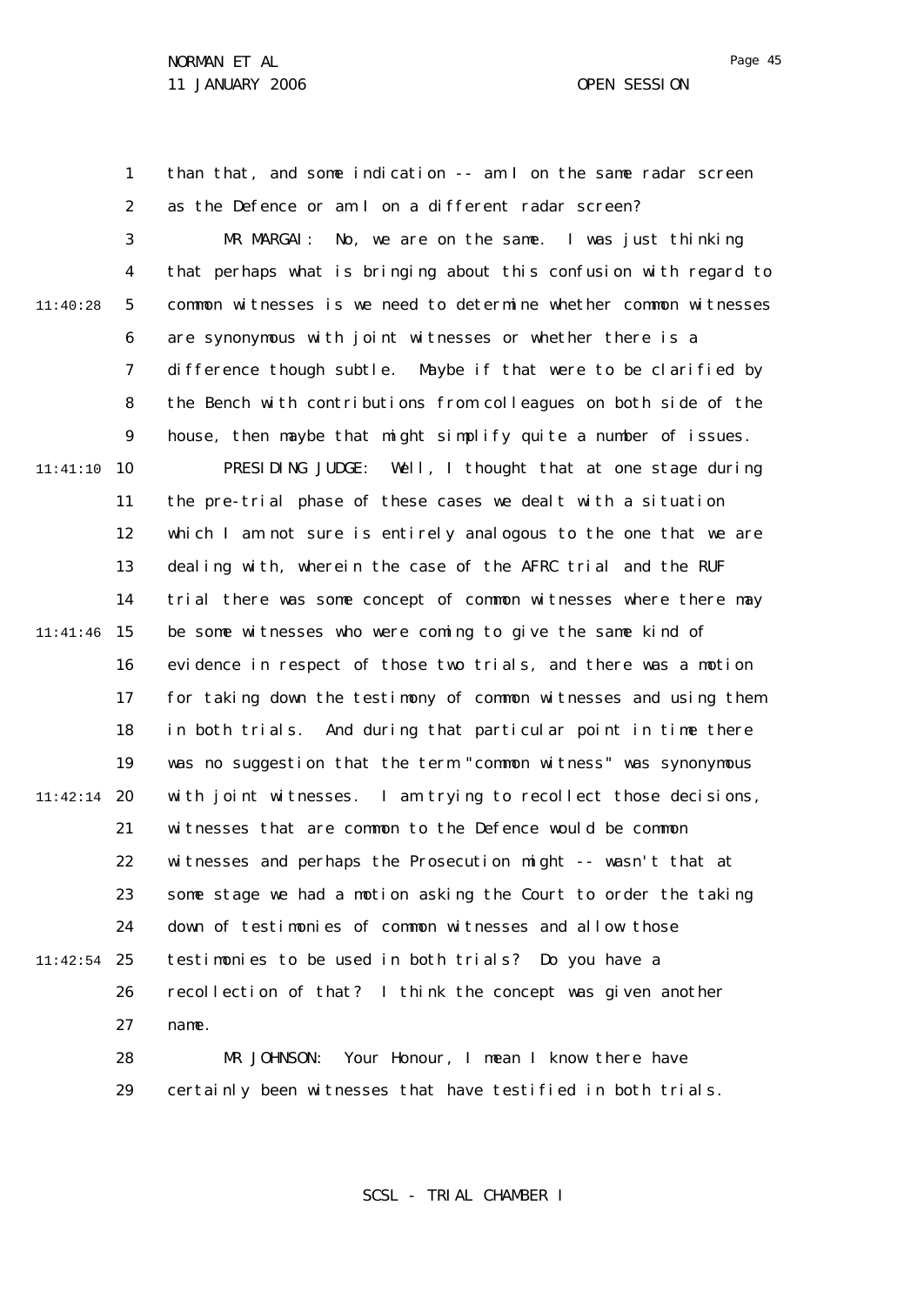than that, and some indication -- am I on the same radar screen as the Defence or am I on a different radar screen?

MR MARGAI: No, we are on the same. I was just thinking that perhaps what is bringing about this confusion with regard to common witnesses is we need to determine whether common witnesses are synonymous with joint witnesses or whether there is a difference though subtle. Maybe if that were to be clarified by the Bench with contributions from colleagues on both side of the house, then maybe that might simplify quite a number of issues.

PRESIDING JUDGE: Well, I thought that at one stage during the pre-trial phase of these cases we dealt with a situation which I am not sure is entirely analogous to the one that we are dealing with, wherein the case of the AFRC trial and the RUF trial there was some concept of common witnesses where there may be some witnesses who were coming to give the same kind of evidence in respect of those two trials, and there was a motion for taking down the testimony of common witnesses and using them in both trials. And during that particular point in time there was no suggestion that the term "common witness" was synonymous with joint witnesses. I am trying to recollect those decisions, witnesses that are common to the Defence would be common witnesses and perhaps the Prosecution might -- wasn't that at some stage we had a motion asking the Court to order the taking down of testimonies of common witnesses and allow those testimonies to be used in both trials? Do you have a recollection of that? I think the concept was given another name.

MR JOHNSON: Your Honour, I mean I know there have certainly been witnesses that have testified in both trials.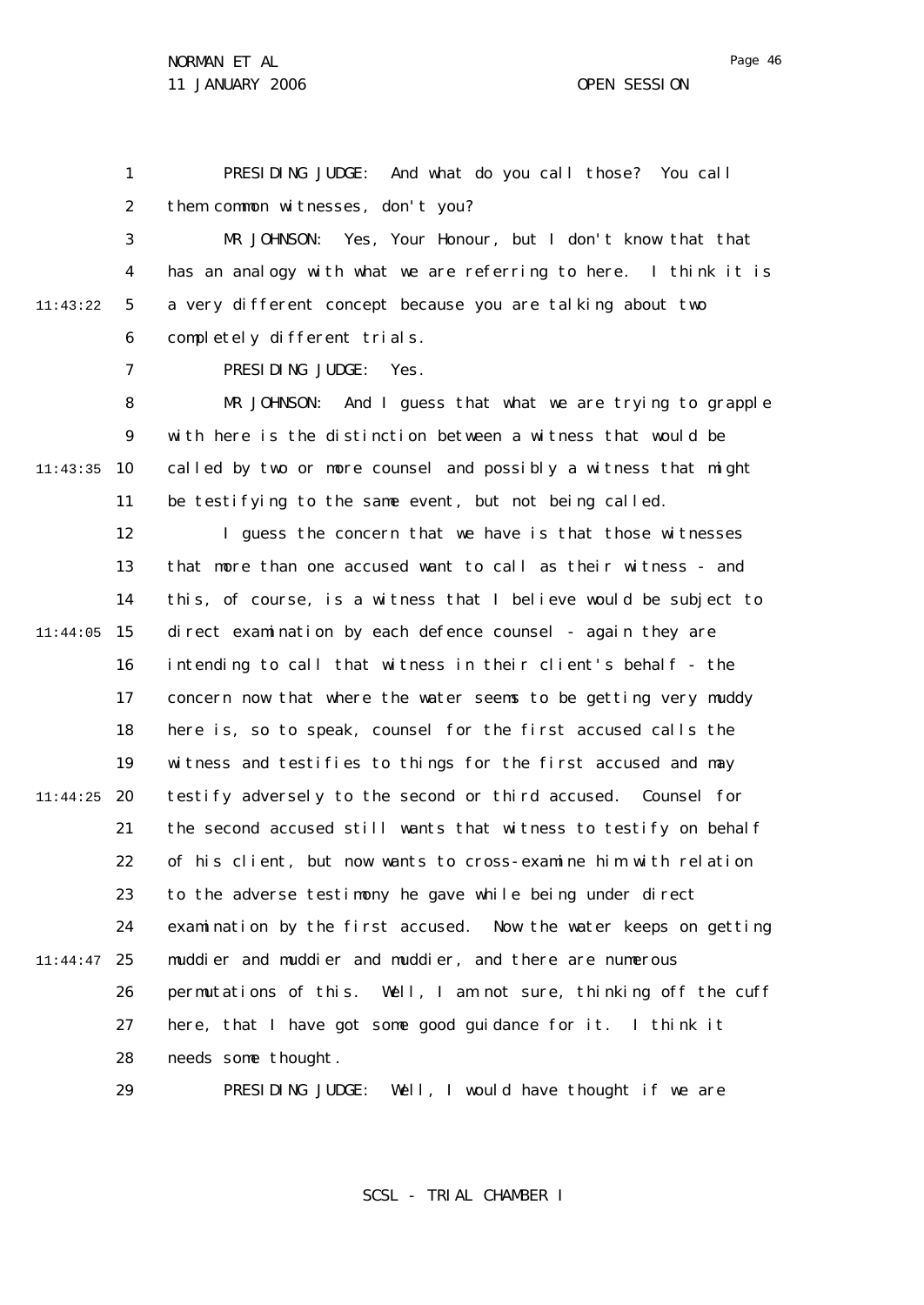PRESIDING JUDGE: And what do you call those? You call them common witnesses, don't you?

MR JOHNSON: Yes, Your Honour, but I don't know that that has an analogy with what we are referring to here. I think it is a very different concept because you are talking about two completely different trials.

PRESIDING JUDGE: Yes.

MR JOHNSON: And I guess that what we are trying to grapple with here is the distinction between a witness that would be called by two or more counsel and possibly a witness that might be testifying to the same event, but not being called.

I guess the concern that we have is that those witnesses that more than one accused want to call as their witness - and this, of course, is a witness that I believe would be subject to direct examination by each defence counsel - again they are intending to call that witness in their client's behalf - the concern now that where the water seems to be getting very muddy here is, so to speak, counsel for the first accused calls the witness and testifies to things for the first accused and may testify adversely to the second or third accused. Counsel for the second accused still wants that witness to testify on behalf of his client, but now wants to cross-examine him with relation to the adverse testimony he gave while being under direct examination by the first accused. Now the water keeps on getting muddier and muddier and muddier, and there are numerous permutations of this. Well, I am not sure, thinking off the cuff here, that I have got some good guidance for it. I think it needs some thought.

PRESIDING JUDGE: Well, I would have thought if we are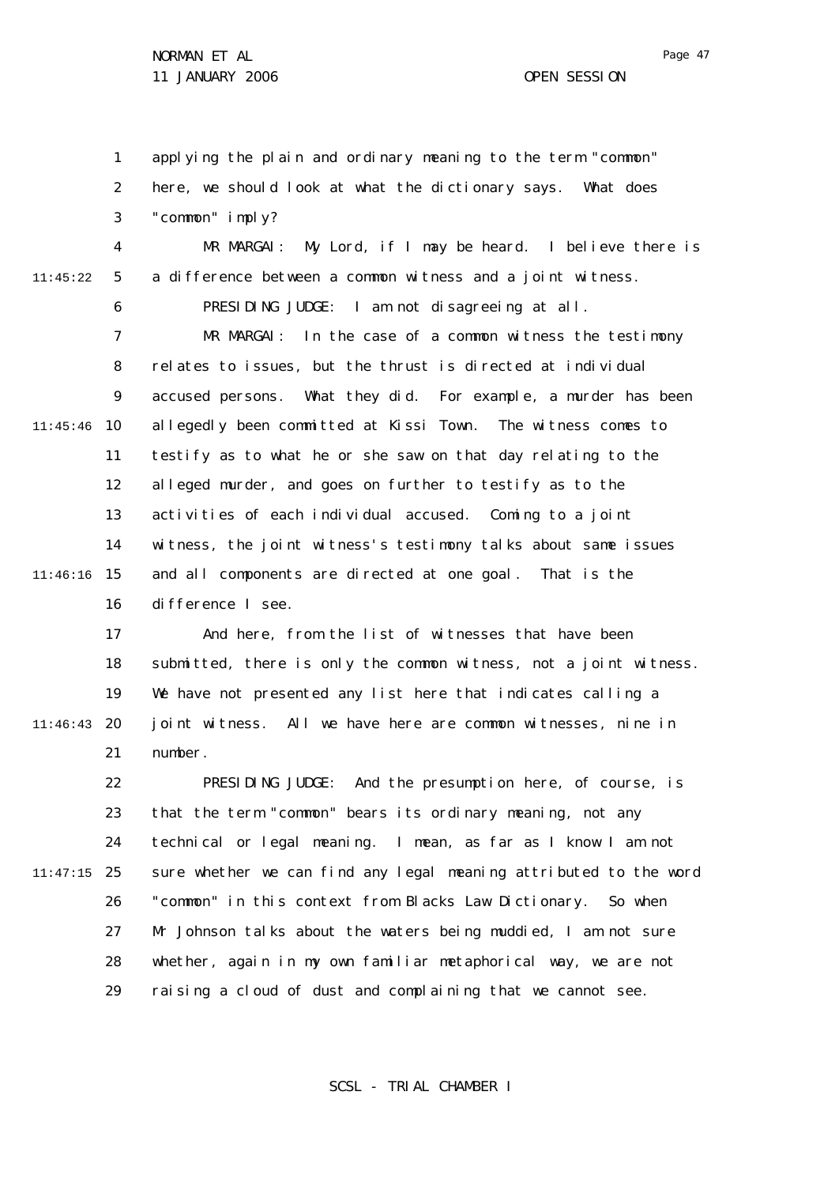applying the plain and ordinary meaning to the term "common" here, we should look at what the dictionary says. What does "common" imply?

MR MARGAI: My Lord, if I may be heard. I believe there is a difference between a common witness and a joint witness.

PRESIDING JUDGE: I am not disagreeing at all.

MR MARGAI: In the case of a common witness the testimony relates to issues, but the thrust is directed at individual accused persons. What they did. For example, a murder has been allegedly been committed at Kissi Town. The witness comes to testify as to what he or she saw on that day relating to the alleged murder, and goes on further to testify as to the activities of each individual accused. Coming to a joint witness, the joint witness's testimony talks about same issues and all components are directed at one goal. That is the difference I see.

And here, from the list of witnesses that have been submitted, there is only the common witness, not a joint witness. We have not presented any list here that indicates calling a joint witness. All we have here are common witnesses, nine in number.

PRESIDING JUDGE: And the presumption here, of course, is that the term "common" bears its ordinary meaning, not any technical or legal meaning. I mean, as far as I know I am not sure whether we can find any legal meaning attributed to the word "common" in this context from Blacks Law Dictionary. So when Mr Johnson talks about the waters being muddied, I am not sure whether, again in my own familiar metaphorical way, we are not raising a cloud of dust and complaining that we cannot see.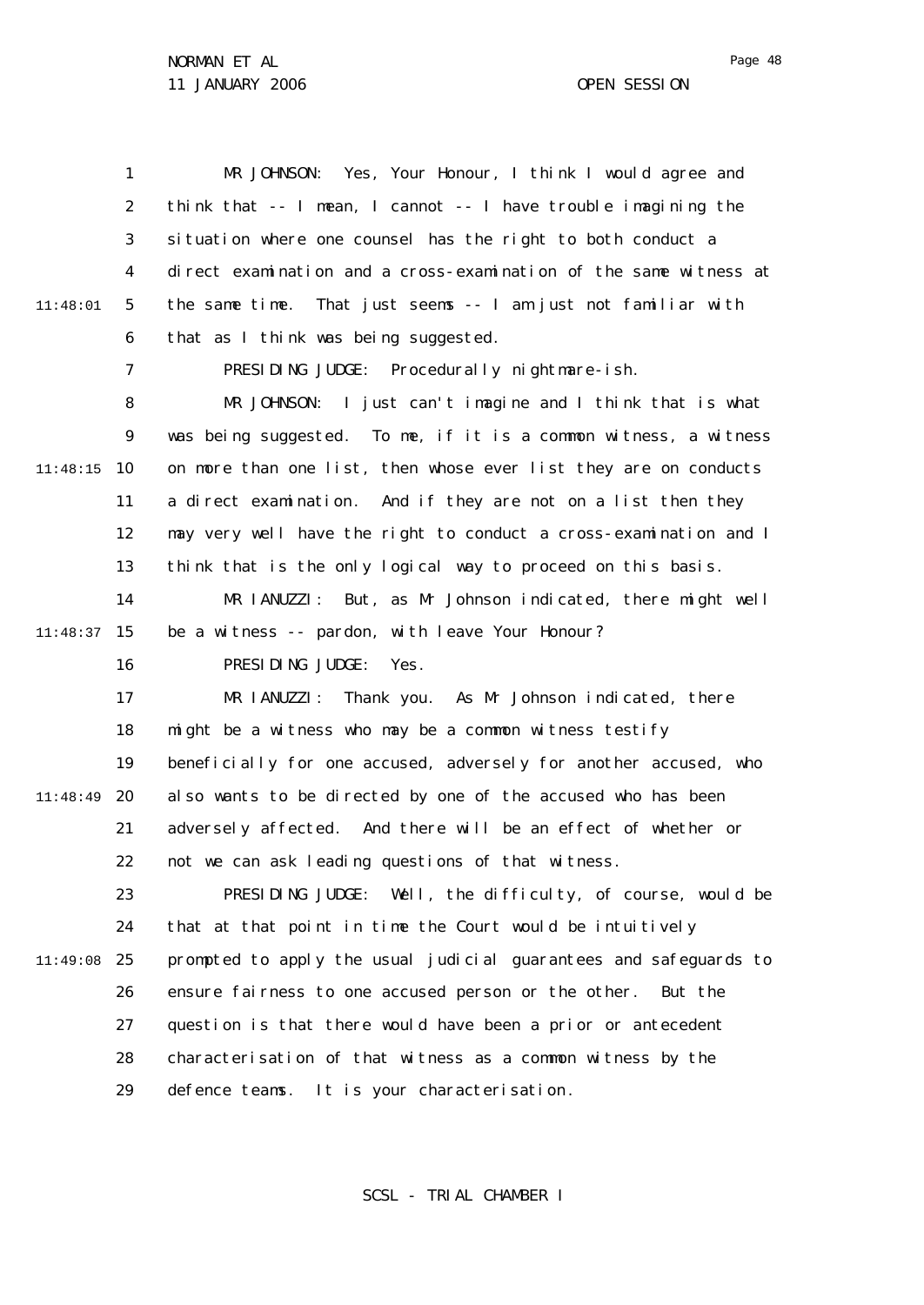MR JOHNSON: Yes, Your Honour, I think I would agree and think that -- I mean, I cannot -- I have trouble imagining the situation where one counsel has the right to both conduct a direct examination and a cross-examination of the same witness at the same time. That just seems -- I am just not familiar with that as I think was being suggested.

PRESIDING JUDGE: Procedurally nightmare-ish.

MR JOHNSON: I just can't imagine and I think that is what was being suggested. To me, if it is a common witness, a witness on more than one list, then whose ever list they are on conducts a direct examination. And if they are not on a list then they may very well have the right to conduct a cross-examination and I think that is the only logical way to proceed on this basis.

MR IANUZZI: But, as Mr Johnson indicated, there might well be a witness -- pardon, with leave Your Honour?

PRESIDING JUDGE: Yes.

MR IANUZZI: Thank you. As Mr Johnson indicated, there might be a witness who may be a common witness testify beneficially for one accused, adversely for another accused, who also wants to be directed by one of the accused who has been adversely affected. And there will be an effect of whether or not we can ask leading questions of that witness.

PRESIDING JUDGE: Well, the difficulty, of course, would be that at that point in time the Court would be intuitively prompted to apply the usual judicial guarantees and safeguards to ensure fairness to one accused person or the other. But the question is that there would have been a prior or antecedent characterisation of that witness as a common witness by the defence teams. It is your characterisation.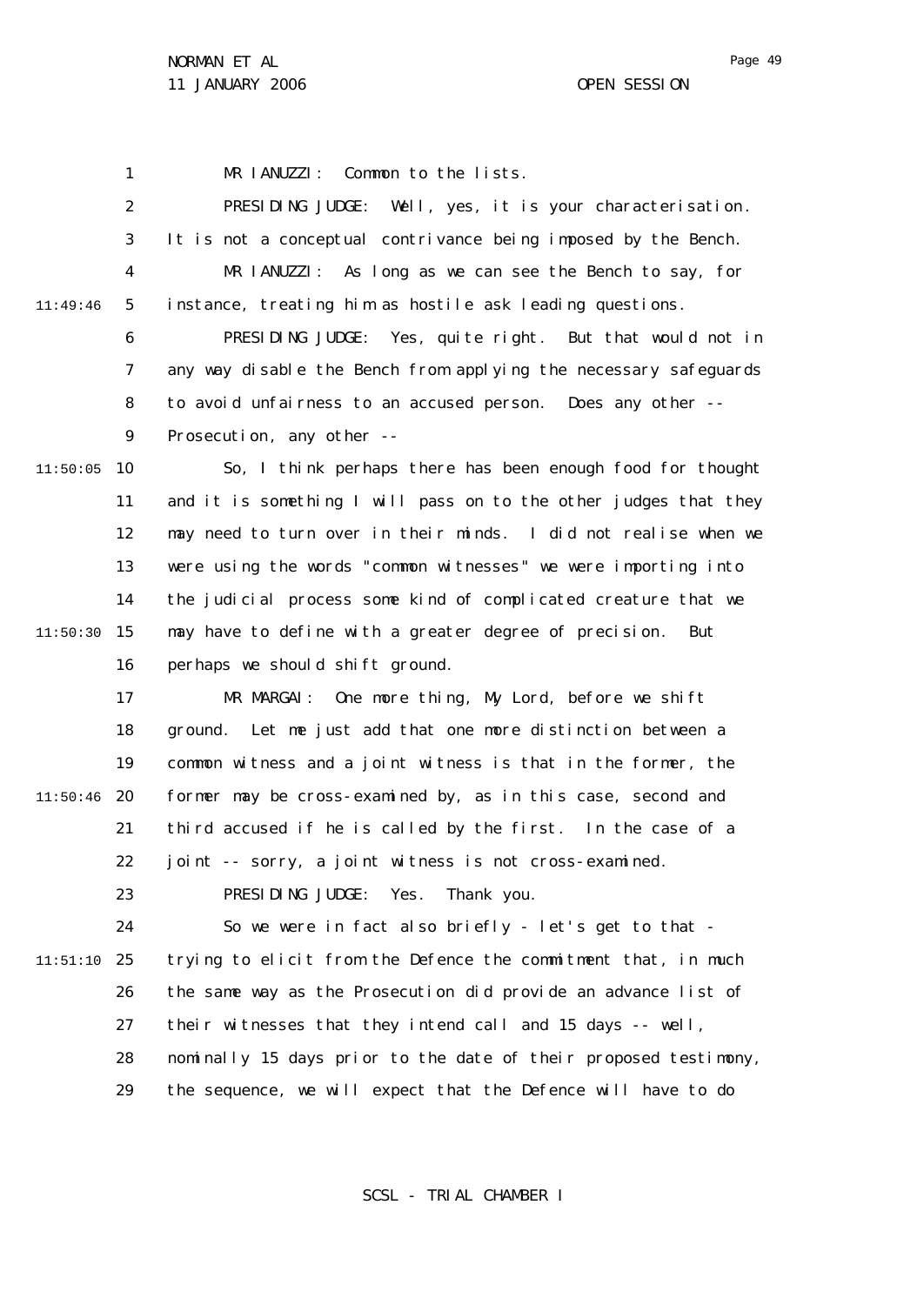MR IANUZZI: Common to the lists.

PRESIDING JUDGE: Well, yes, it is your characterisation. It is not a conceptual contrivance being imposed by the Bench.

MR IANUZZI: As long as we can see the Bench to say, for instance, treating him as hostile ask leading questions.

PRESIDING JUDGE: Yes, quite right. But that would not in any way disable the Bench from applying the necessary safeguards to avoid unfairness to an accused person. Does any other -- Prosecution, any other --

So, I think perhaps there has been enough food for thought and it is something I will pass on to the other judges that they may need to turn over in their minds. I did not realise when we were using the words "common witnesses" we were importing into the judicial process some kind of complicated creature that we may have to define with a greater degree of precision. But perhaps we should shift ground.

MR MARGAI: One more thing, My Lord, before we shift ground. Let me just add that one more distinction between a common witness and a joint witness is that in the former, the former may be cross-examined by, as in this case, second and third accused if he is called by the first. In the case of a joint -- sorry, a joint witness is not cross-examined.

PRESIDING JUDGE: Yes. Thank you.

So we were in fact also briefly - let's get to that - trying to elicit from the Defence the commitment that, in much the same way as the Prosecution did provide an advance list of their witnesses that they intend call and 15 days -- well, nominally 15 days prior to the date of their proposed testimony, the sequence, we will expect that the Defence will have to do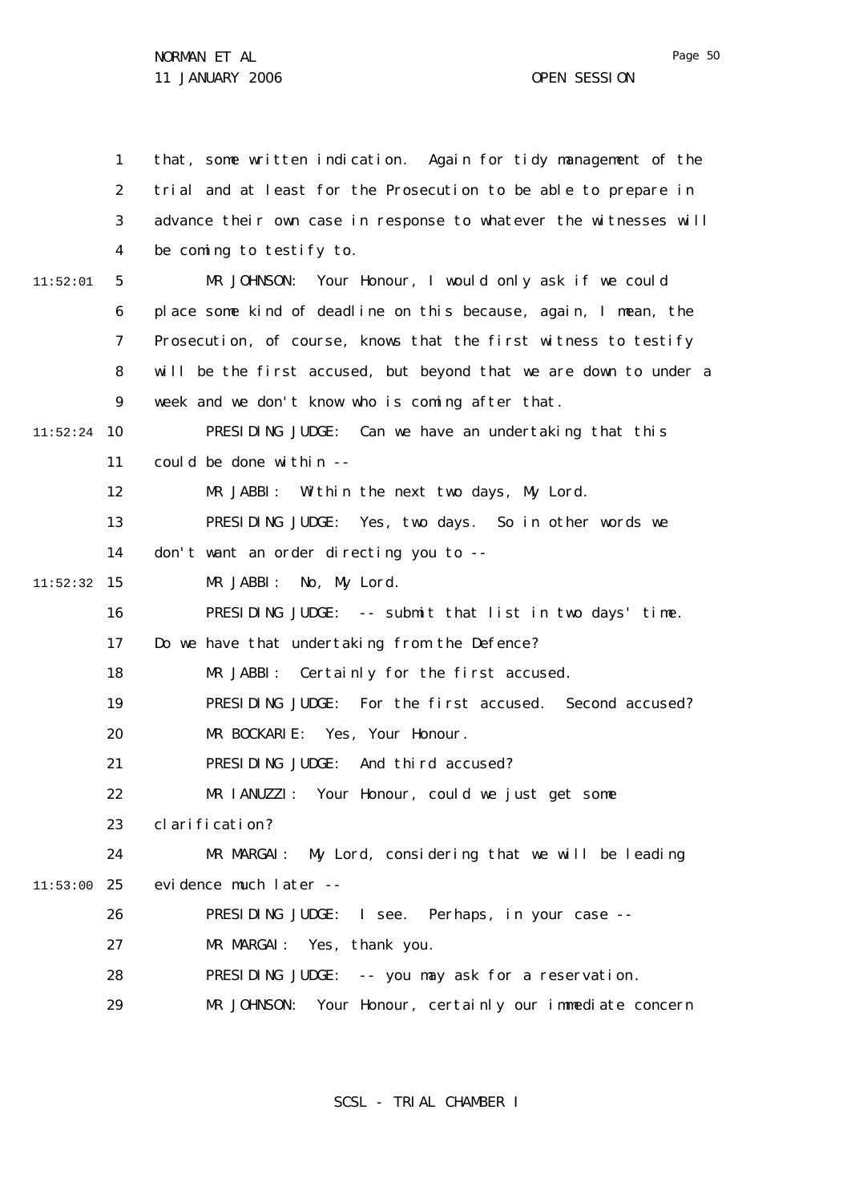that, some written indication. Again for tidy management of the trial and at least for the Prosecution to be able to prepare in advance their own case in response to whatever the witnesses will be coming to testify to.

MR JOHNSON: Your Honour, I would only ask if we could place some kind of deadline on this because, again, I mean, the Prosecution, of course, knows that the first witness to testify will be the first accused, but beyond that we are down to under a week and we don't know who is coming after that.

PRESIDING JUDGE: Can we have an undertaking that this could be done within --

MR JABBI: Within the next two days, My Lord.

PRESIDING JUDGE: Yes, two days. So in other words we don't want an order directing you to --

MR JABBI: No, My Lord.

PRESIDING JUDGE: -- submit that list in two days' time. Do we have that undertaking from the Defence?

MR JABBI: Certainly for the first accused.

PRESIDING JUDGE: For the first accused. Second accused?

MR BOCKARIE: Yes, Your Honour.

PRESIDING JUDGE: And third accused?

MR IANUZZI: Your Honour, could we just get some clarification?

MR MARGAI: My Lord, considering that we will be leading evidence much later --

PRESIDING JUDGE: I see. Perhaps, in your case --

MR MARGAI: Yes, thank you.

PRESIDING JUDGE: -- you may ask for a reservation.

MR JOHNSON: Your Honour, certainly our immediate concern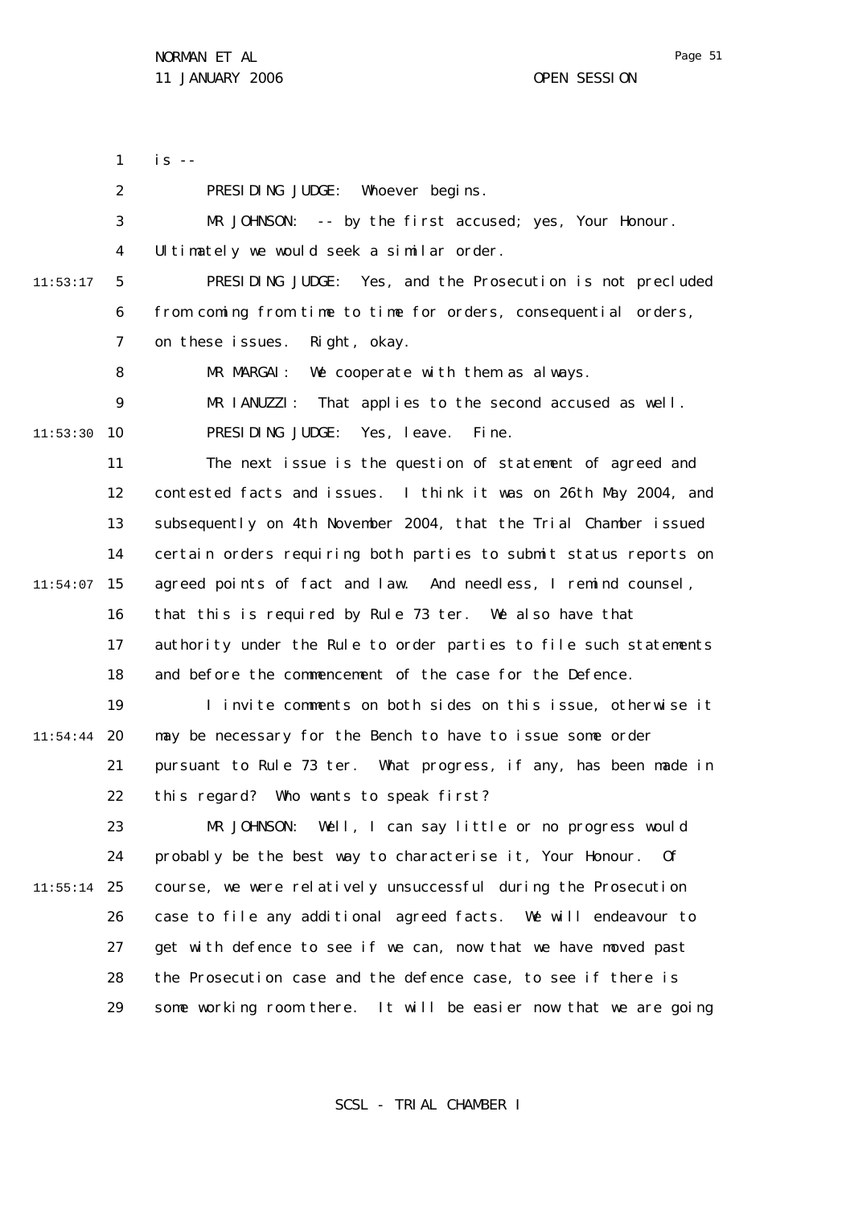is --

PRESIDING JUDGE: Whoever begins.

MR JOHNSON: -- by the first accused; yes, Your Honour. Ultimately we would seek a similar order.

PRESIDING JUDGE: Yes, and the Prosecution is not precluded from coming from time to time for orders, consequential orders, on these issues. Right, okay.

MR MARGAI: We cooperate with them as always.

MR IANUZZI: That applies to the second accused as well.

PRESIDING JUDGE: Yes, leave. Fine.

The next issue is the question of statement of agreed and contested facts and issues. I think it was on 26th May 2004, and subsequently on 4th November 2004, that the Trial Chamber issued certain orders requiring both parties to submit status reports on agreed points of fact and law. And needless, I remind counsel, that this is required by Rule 73 ter. We also have that authority under the Rule to order parties to file such statements and before the commencement of the case for the Defence.

I invite comments on both sides on this issue, otherwise it may be necessary for the Bench to have to issue some order pursuant to Rule 73 ter. What progress, if any, has been made in this regard? Who wants to speak first?

MR JOHNSON: Well, I can say little or no progress would probably be the best way to characterise it, Your Honour. Of course, we were relatively unsuccessful during the Prosecution case to file any additional agreed facts. We will endeavour to get with defence to see if we can, now that we have moved past the Prosecution case and the defence case, to see if there is some working room there. It will be easier now that we are going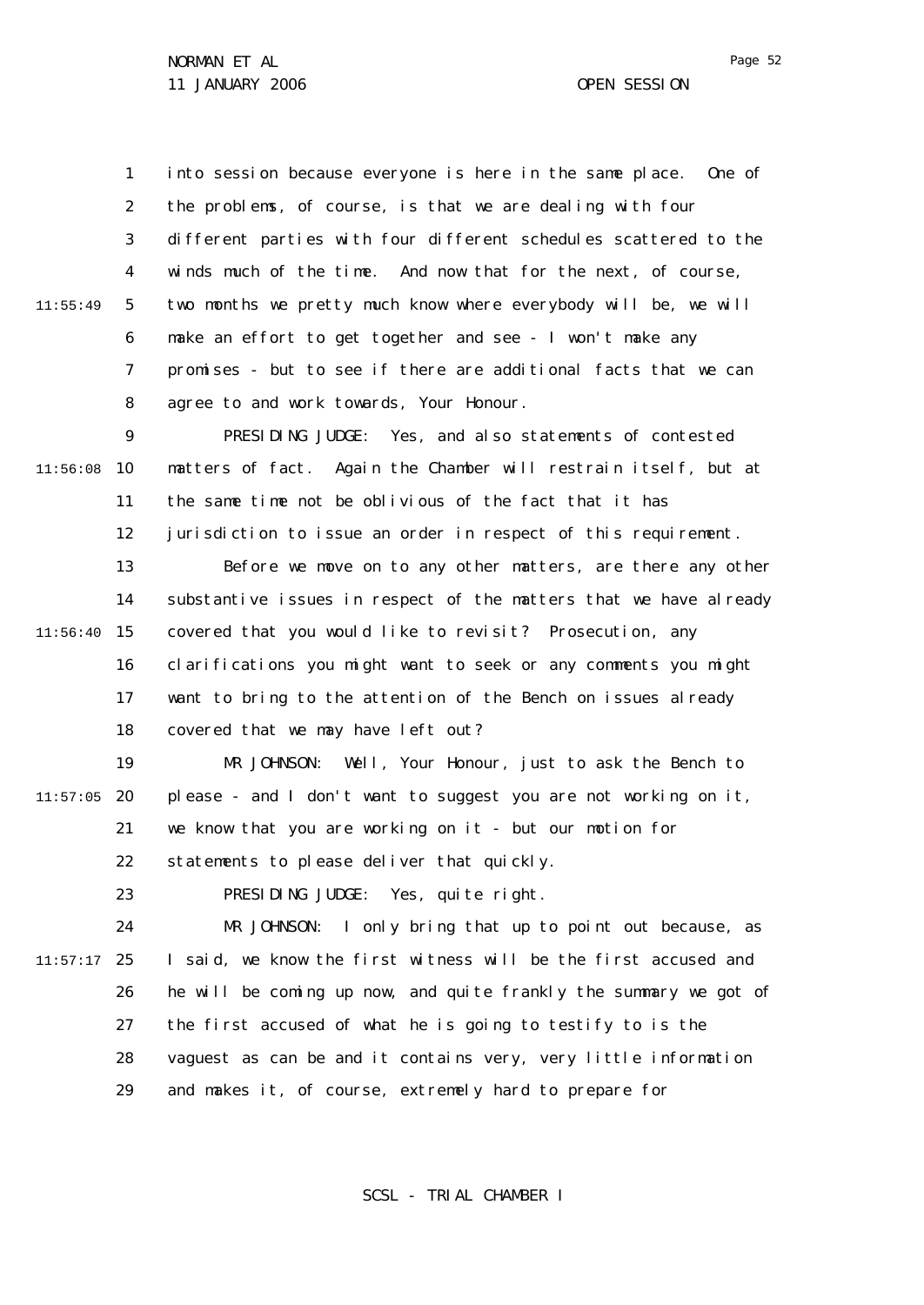into session because everyone is here in the same place. One of the problems, of course, is that we are dealing with four different parties with four different schedules scattered to the winds much of the time. And now that for the next, of course, two months we pretty much know where everybody will be, we will make an effort to get together and see - I won't make any promises - but to see if there are additional facts that we can agree to and work towards, Your Honour.

PRESIDING JUDGE: Yes, and also statements of contested matters of fact. Again the Chamber will restrain itself, but at the same time not be oblivious of the fact that it has jurisdiction to issue an order in respect of this requirement.

Before we move on to any other matters, are there any other substantive issues in respect of the matters that we have already covered that you would like to revisit? Prosecution, any clarifications you might want to seek or any comments you might want to bring to the attention of the Bench on issues already covered that we may have left out?

MR JOHNSON: Well, Your Honour, just to ask the Bench to please - and I don't want to suggest you are not working on it, we know that you are working on it - but our motion for statements to please deliver that quickly.

PRESIDING JUDGE: Yes, quite right.

MR JOHNSON: I only bring that up to point out because, as I said, we know the first witness will be the first accused and he will be coming up now, and quite frankly the summary we got of the first accused of what he is going to testify to is the vaguest as can be and it contains very, very little information and makes it, of course, extremely hard to prepare for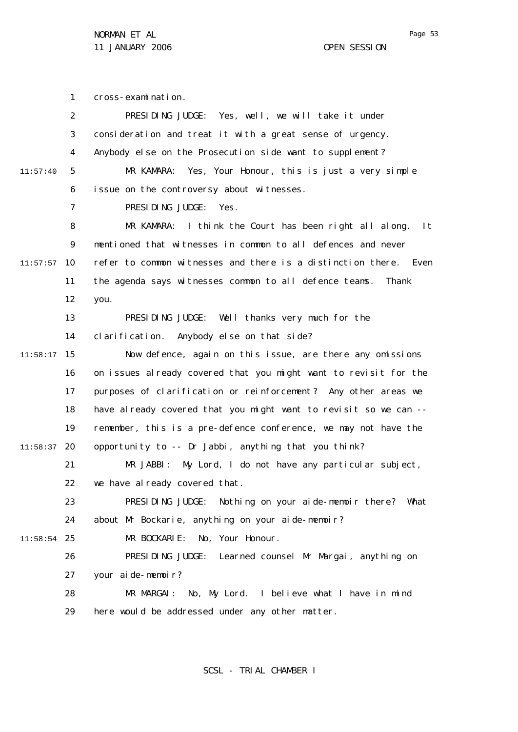cross-examination.

PRESIDING JUDGE: Yes, well, we will take it under consideration and treat it with a great sense of urgency. Anybody else on the Prosecution side want to supplement?

MR KAMARA: Yes, Your Honour, this is just a very simple issue on the controversy about witnesses.

PRESIDING JUDGE: Yes.

MR KAMARA: I think the Court has been right all along. It mentioned that witnesses in common to all defences and never refer to common witnesses and there is a distinction there. Even the agenda says witnesses common to all defence teams. Thank you.

PRESIDING JUDGE: Well thanks very much for the clarification. Anybody else on that side?

Now defence, again on this issue, are there any omissions on issues already covered that you might want to revisit for the purposes of clarification or reinforcement? Any other areas we have already covered that you might want to revisit so we can -- remember, this is a pre-defence conference, we may not have the opportunity to -- Dr Jabbi, anything that you think?

MR JABBI: My Lord, I do not have any particular subject, we have already covered that.

PRESIDING JUDGE: Nothing on your aide-memoir there? What about Mr Bockarie, anything on your aide-memoir?

MR BOCKARIE: No, Your Honour.

PRESIDING JUDGE: Learned counsel Mr Margai, anything on your aide-memoir?

MR MARGAI: No, My Lord. I believe what I have in mind here would be addressed under any other matter.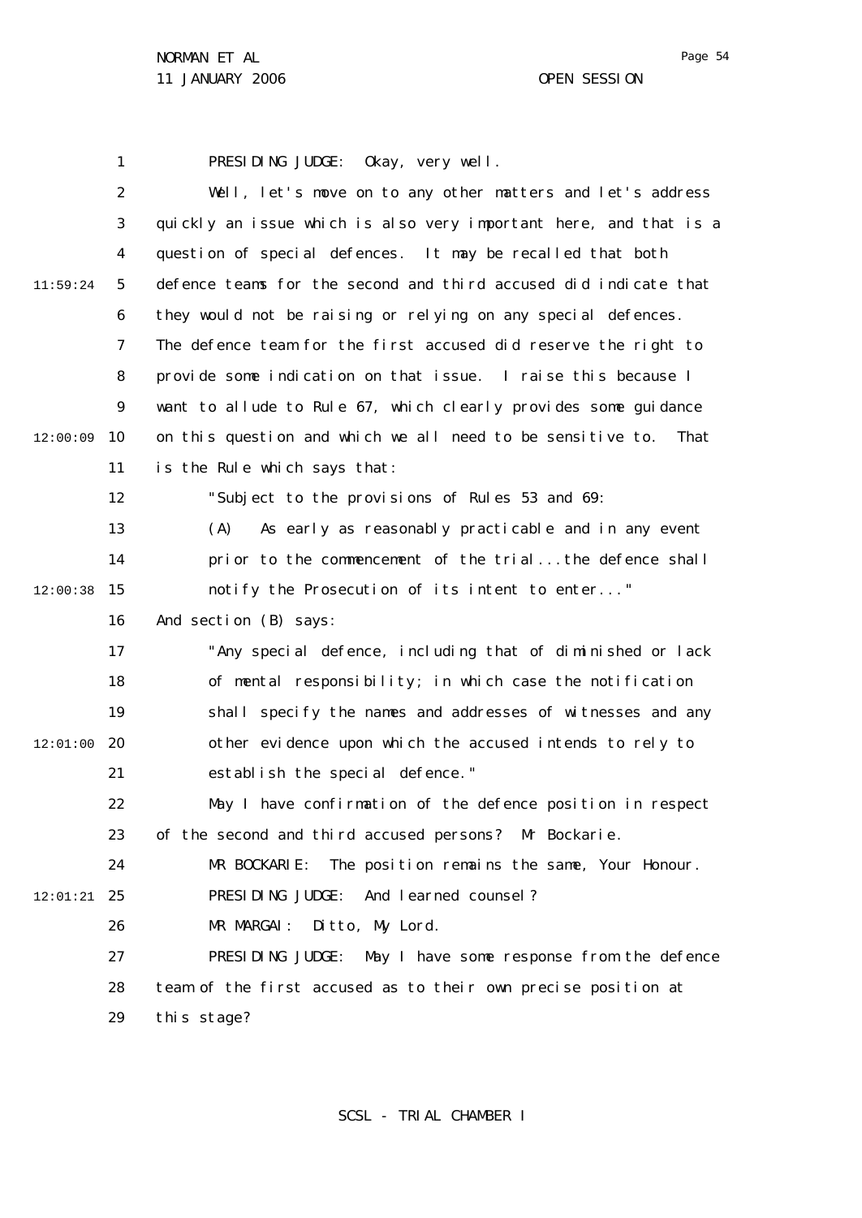PRESIDING JUDGE: Okay, very well.

Well, let's move on to any other matters and let's address quickly an issue which is also very important here, and that is a question of special defences. It may be recalled that both defence teams for the second and third accused did indicate that they would not be raising or relying on any special defences. The defence team for the first accused did reserve the right to provide some indication on that issue. I raise this because I want to allude to Rule 67, which clearly provides some guidance on this question and which we all need to be sensitive to. That is the Rule which says that:

> "Subject to the provisions of Rules 53 and 69:
>
> (A) As early as reasonably practicable and in any event prior to the commencement of the trial...the defence shall notify the Prosecution of its intent to enter..."

And section (B) says:

> "Any special defence, including that of diminished or lack of mental responsibility; in which case the notification shall specify the names and addresses of witnesses and any other evidence upon which the accused intends to rely to establish the special defence."

May I have confirmation of the defence position in respect of the second and third accused persons? Mr Bockarie.

MR BOCKARIE: The position remains the same, Your Honour.

PRESIDING JUDGE: And learned counsel?

MR MARGAI: Ditto, My Lord.

PRESIDING JUDGE: May I have some response from the defence team of the first accused as to their own precise position at this stage?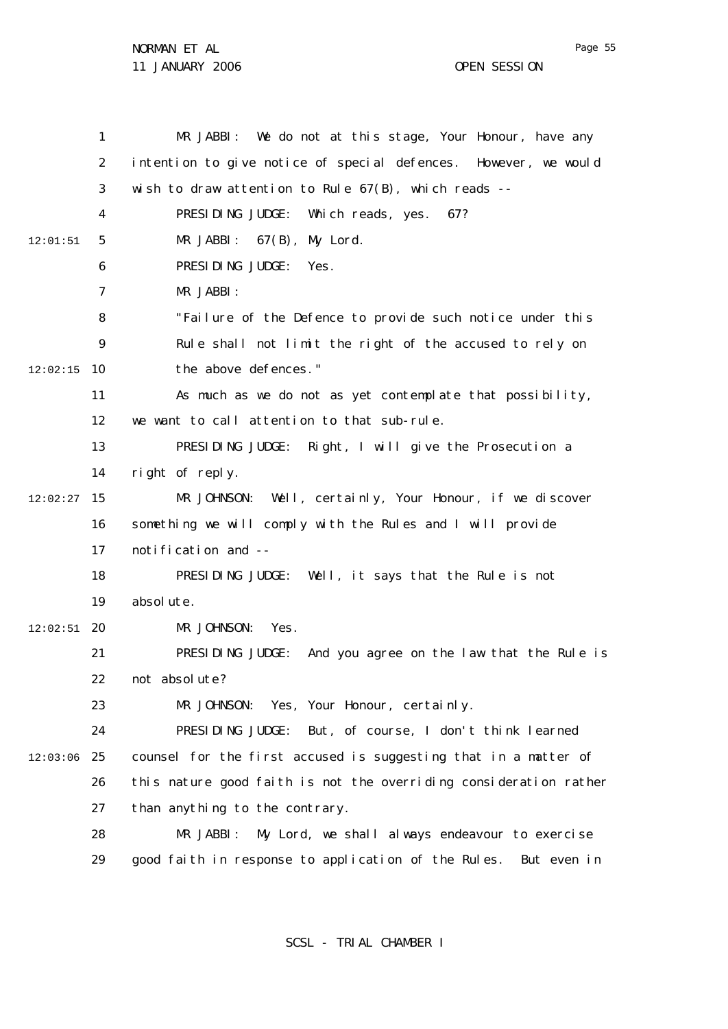MR JABBI: We do not at this stage, Your Honour, have any intention to give notice of special defences. However, we would wish to draw attention to Rule 67(B), which reads --

PRESIDING JUDGE: Which reads, yes. 67?

MR JABBI: 67(B), My Lord.

PRESIDING JUDGE: Yes.

MR JABBI:

"Failure of the Defence to provide such notice under this Rule shall not limit the right of the accused to rely on the above defences."

As much as we do not as yet contemplate that possibility, we want to call attention to that sub-rule.

PRESIDING JUDGE: Right, I will give the Prosecution a right of reply.

MR JOHNSON: Well, certainly, Your Honour, if we discover something we will comply with the Rules and I will provide notification and --

PRESIDING JUDGE: Well, it says that the Rule is not absolute.

MR JOHNSON: Yes.

PRESIDING JUDGE: And you agree on the law that the Rule is not absolute?

MR JOHNSON: Yes, Your Honour, certainly.

PRESIDING JUDGE: But, of course, I don't think learned counsel for the first accused is suggesting that in a matter of this nature good faith is not the overriding consideration rather than anything to the contrary.

MR JABBI: My Lord, we shall always endeavour to exercise good faith in response to application of the Rules. But even in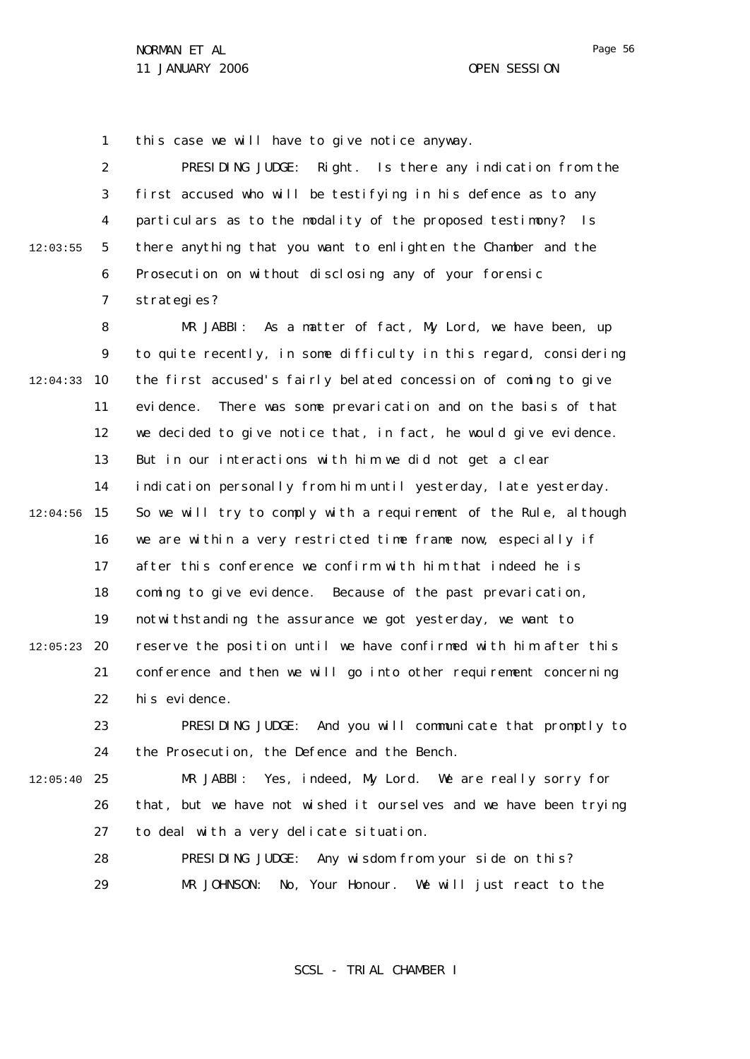this case we will have to give notice anyway.

PRESIDING JUDGE: Right. Is there any indication from the first accused who will be testifying in his defence as to any particulars as to the modality of the proposed testimony? Is there anything that you want to enlighten the Chamber and the Prosecution on without disclosing any of your forensic strategies?

MR JABBI: As a matter of fact, My Lord, we have been, up to quite recently, in some difficulty in this regard, considering the first accused's fairly belated concession of coming to give evidence. There was some prevarication and on the basis of that we decided to give notice that, in fact, he would give evidence. But in our interactions with him we did not get a clear indication personally from him until yesterday, late yesterday. So we will try to comply with a requirement of the Rule, although we are within a very restricted time frame now, especially if after this conference we confirm with him that indeed he is coming to give evidence. Because of the past prevarication, notwithstanding the assurance we got yesterday, we want to reserve the position until we have confirmed with him after this conference and then we will go into other requirement concerning his evidence.

PRESIDING JUDGE: And you will communicate that promptly to the Prosecution, the Defence and the Bench.

MR JABBI: Yes, indeed, My Lord. We are really sorry for that, but we have not wished it ourselves and we have been trying to deal with a very delicate situation.

PRESIDING JUDGE: Any wisdom from your side on this?

MR JOHNSON: No, Your Honour. We will just react to the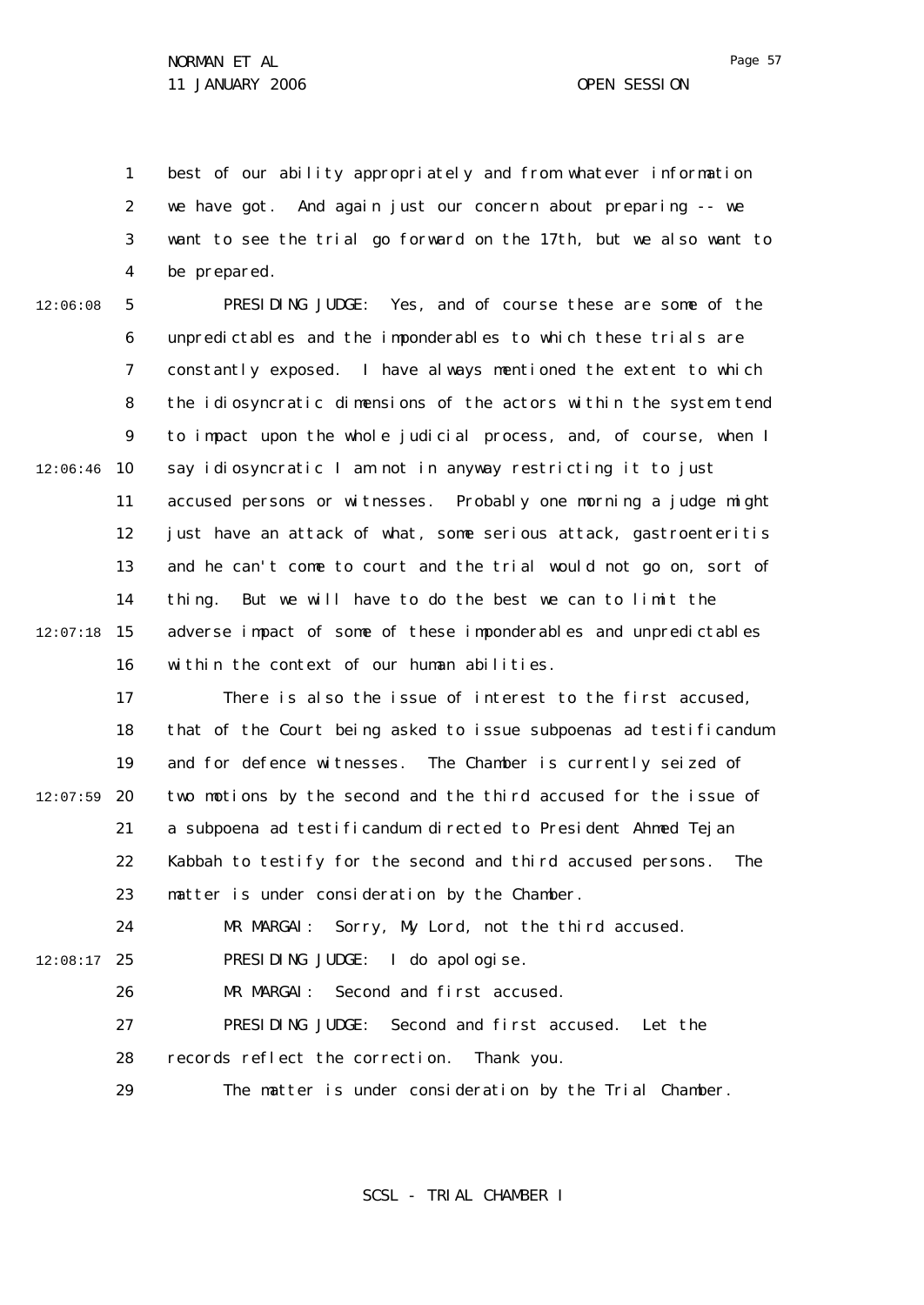best of our ability appropriately and from whatever information we have got. And again just our concern about preparing -- we want to see the trial go forward on the 17th, but we also want to be prepared.

PRESIDING JUDGE: Yes, and of course these are some of the unpredictables and the imponderables to which these trials are constantly exposed. I have always mentioned the extent to which the idiosyncratic dimensions of the actors within the system tend to impact upon the whole judicial process, and, of course, when I say idiosyncratic I am not in anyway restricting it to just accused persons or witnesses. Probably one morning a judge might just have an attack of what, some serious attack, gastroenteritis and he can't come to court and the trial would not go on, sort of thing. But we will have to do the best we can to limit the adverse impact of some of these imponderables and unpredictables within the context of our human abilities.

There is also the issue of interest to the first accused, that of the Court being asked to issue subpoenas ad testificandum and for defence witnesses. The Chamber is currently seized of two motions by the second and the third accused for the issue of a subpoena ad testificandum directed to President Ahmed Tejan Kabbah to testify for the second and third accused persons. The matter is under consideration by the Chamber.

MR MARGAI: Sorry, My Lord, not the third accused.

PRESIDING JUDGE: I do apologise.

MR MARGAI: Second and first accused.

PRESIDING JUDGE: Second and first accused. Let the records reflect the correction. Thank you.

The matter is under consideration by the Trial Chamber.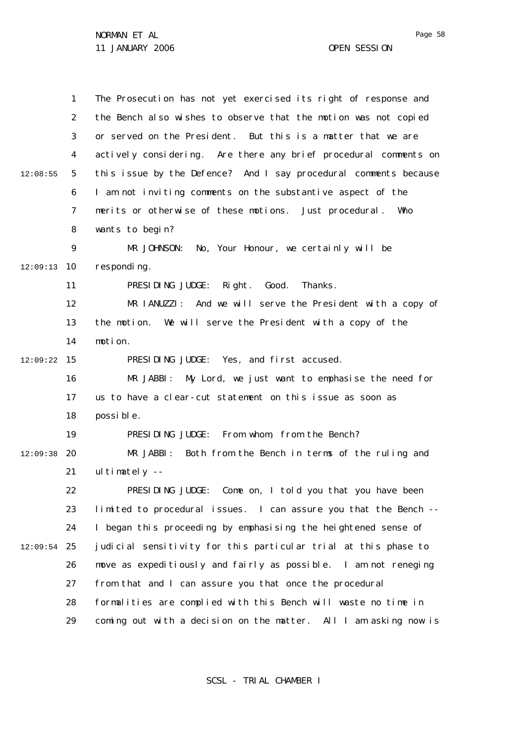The Prosecution has not yet exercised its right of response and the Bench also wishes to observe that the motion was not copied or served on the President. But this is a matter that we are actively considering. Are there any brief procedural comments on this issue by the Defence? And I say procedural comments because I am not inviting comments on the substantive aspect of the merits or otherwise of these motions. Just procedural. Who wants to begin?

MR JOHNSON: No, Your Honour, we certainly will be responding.

PRESIDING JUDGE: Right. Good. Thanks.

MR IANUZZI: And we will serve the President with a copy of the motion. We will serve the President with a copy of the motion.

PRESIDING JUDGE: Yes, and first accused.

MR JABBI: My Lord, we just want to emphasise the need for us to have a clear-cut statement on this issue as soon as possible.

PRESIDING JUDGE: From whom, from the Bench?

MR JABBI: Both from the Bench in terms of the ruling and ultimately --

PRESIDING JUDGE: Come on, I told you that you have been limited to procedural issues. I can assure you that the Bench -- I began this proceeding by emphasising the heightened sense of judicial sensitivity for this particular trial at this phase to move as expeditiously and fairly as possible. I am not reneging from that and I can assure you that once the procedural formalities are complied with this Bench will waste no time in coming out with a decision on the matter. All I am asking now is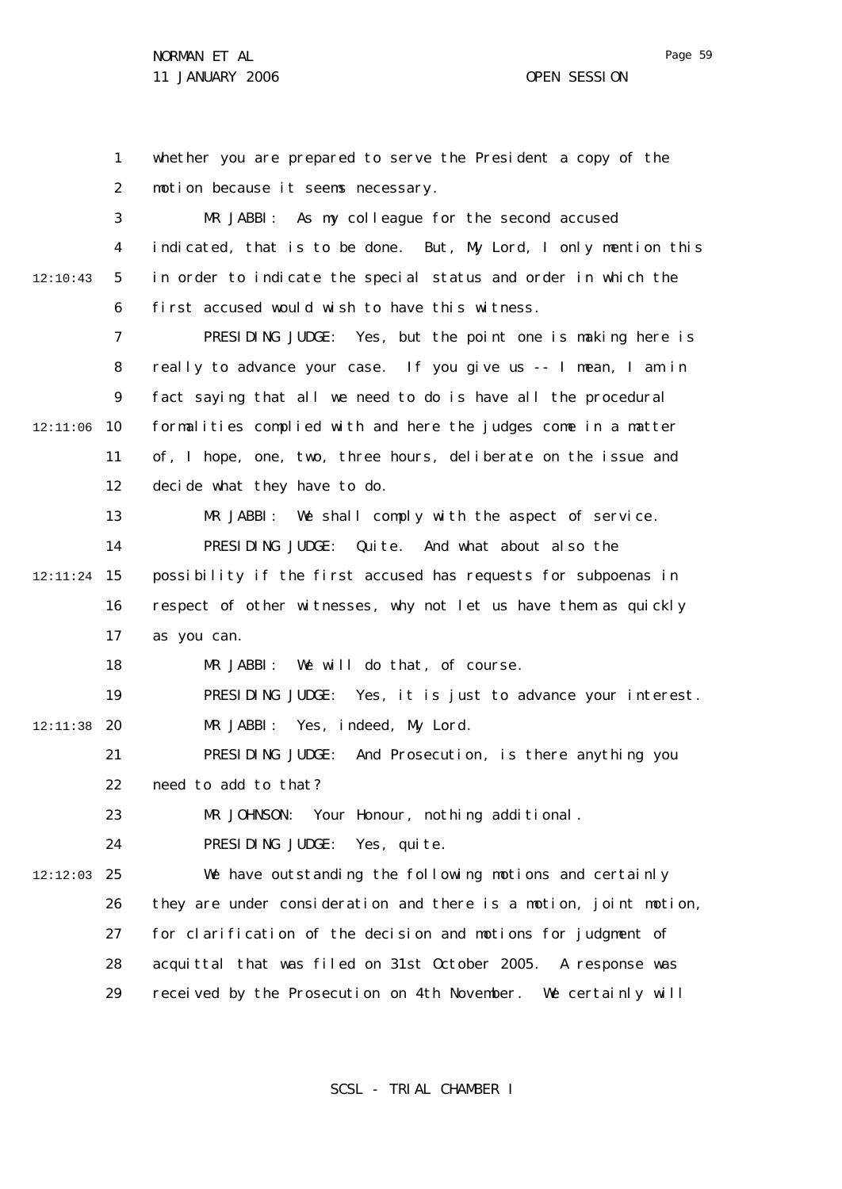whether you are prepared to serve the President a copy of the motion because it seems necessary.

MR JABBI: As my colleague for the second accused indicated, that is to be done. But, My Lord, I only mention this in order to indicate the special status and order in which the first accused would wish to have this witness.

PRESIDING JUDGE: Yes, but the point one is making here is really to advance your case. If you give us -- I mean, I am in fact saying that all we need to do is have all the procedural formalities complied with and here the judges come in a matter of, I hope, one, two, three hours, deliberate on the issue and decide what they have to do.

MR JABBI: We shall comply with the aspect of service.

PRESIDING JUDGE: Quite. And what about also the possibility if the first accused has requests for subpoenas in respect of other witnesses, why not let us have them as quickly as you can.

MR JABBI: We will do that, of course.

PRESIDING JUDGE: Yes, it is just to advance your interest.

MR JABBI: Yes, indeed, My Lord.

PRESIDING JUDGE: And Prosecution, is there anything you need to add to that?

MR JOHNSON: Your Honour, nothing additional.

PRESIDING JUDGE: Yes, quite.

We have outstanding the following motions and certainly they are under consideration and there is a motion, joint motion, for clarification of the decision and motions for judgment of acquittal that was filed on 31st October 2005. A response was received by the Prosecution on 4th November. We certainly will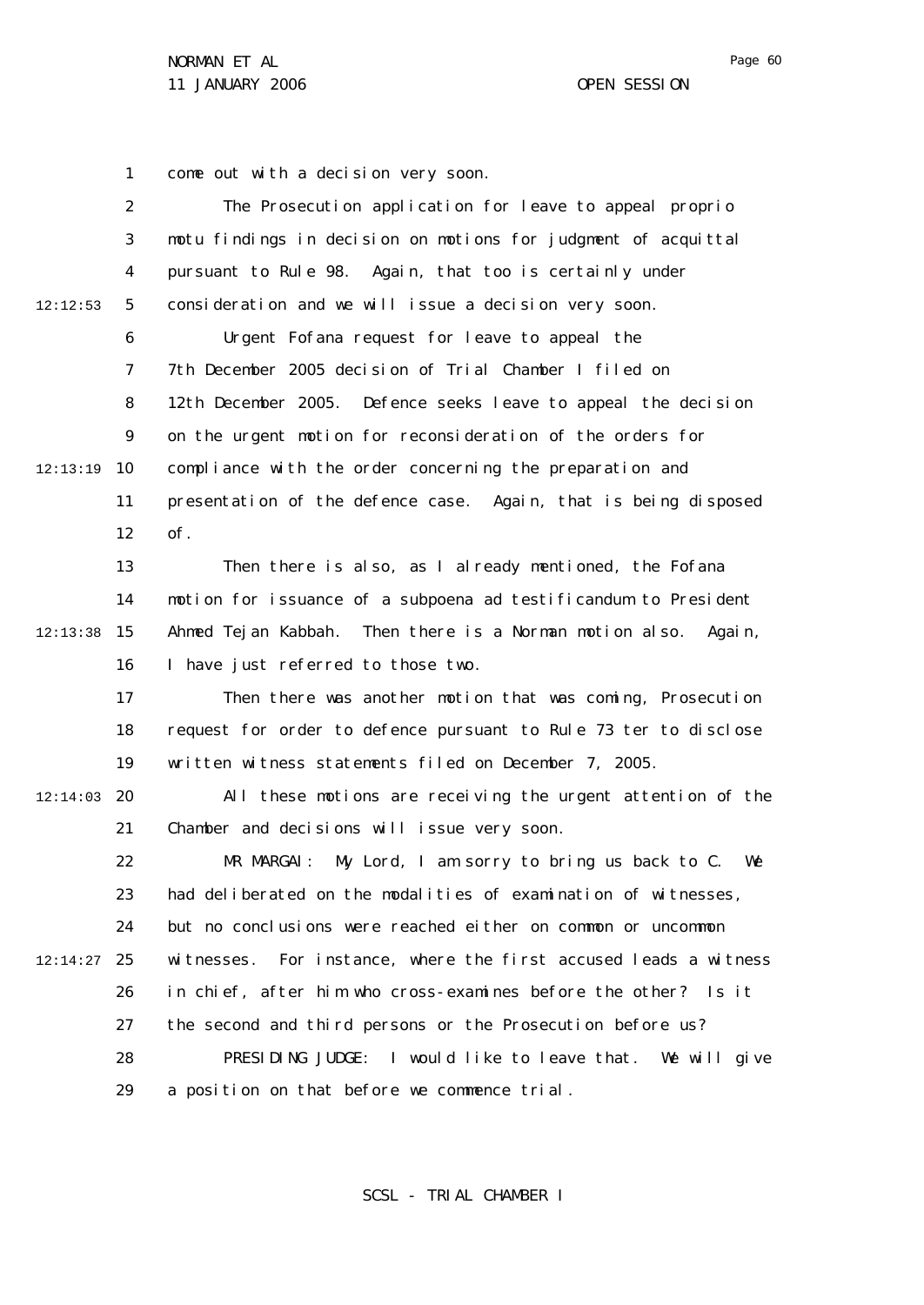come out with a decision very soon.

The Prosecution application for leave to appeal proprio motu findings in decision on motions for judgment of acquittal pursuant to Rule 98. Again, that too is certainly under consideration and we will issue a decision very soon.

Urgent Fofana request for leave to appeal the 7th December 2005 decision of Trial Chamber I filed on 12th December 2005. Defence seeks leave to appeal the decision on the urgent motion for reconsideration of the orders for compliance with the order concerning the preparation and presentation of the defence case. Again, that is being disposed of.

Then there is also, as I already mentioned, the Fofana motion for issuance of a subpoena ad testificandum to President Ahmed Tejan Kabbah. Then there is a Norman motion also. Again, I have just referred to those two.

Then there was another motion that was coming, Prosecution request for order to defence pursuant to Rule 73 ter to disclose written witness statements filed on December 7, 2005.

All these motions are receiving the urgent attention of the Chamber and decisions will issue very soon.

MR MARGAI: My Lord, I am sorry to bring us back to C. We had deliberated on the modalities of examination of witnesses, but no conclusions were reached either on common or uncommon witnesses. For instance, where the first accused leads a witness in chief, after him who cross-examines before the other? Is it the second and third persons or the Prosecution before us?

PRESIDING JUDGE: I would like to leave that. We will give a position on that before we commence trial.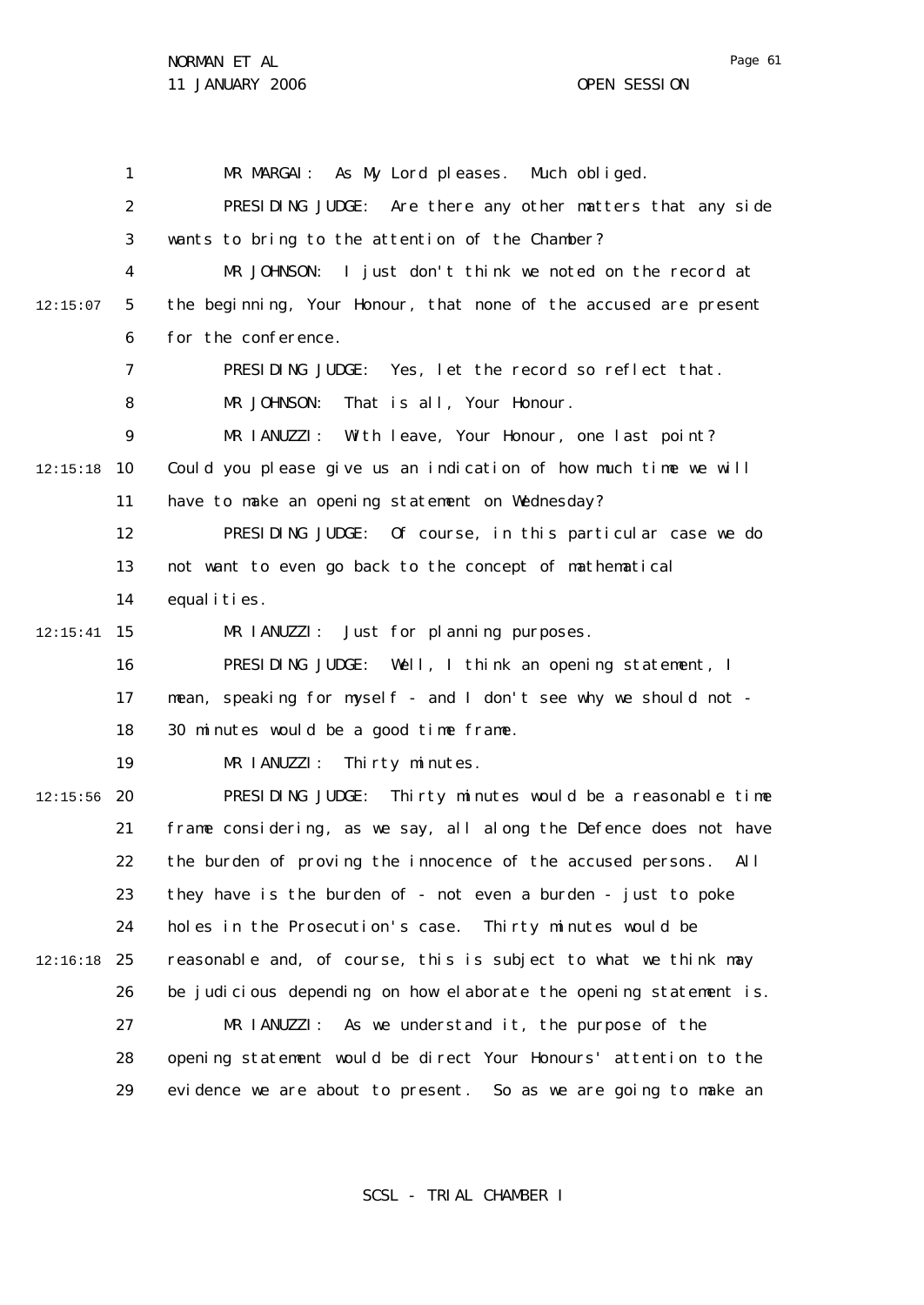MR MARGAI: As My Lord pleases. Much obliged.

PRESIDING JUDGE: Are there any other matters that any side wants to bring to the attention of the Chamber?

MR JOHNSON: I just don't think we noted on the record at the beginning, Your Honour, that none of the accused are present for the conference.

PRESIDING JUDGE: Yes, let the record so reflect that.

MR JOHNSON: That is all, Your Honour.

MR IANUZZI: With leave, Your Honour, one last point? Could you please give us an indication of how much time we will have to make an opening statement on Wednesday?

PRESIDING JUDGE: Of course, in this particular case we do not want to even go back to the concept of mathematical equalities.

MR IANUZZI: Just for planning purposes.

PRESIDING JUDGE: Well, I think an opening statement, I mean, speaking for myself - and I don't see why we should not - 30 minutes would be a good time frame.

MR IANUZZI: Thirty minutes.

PRESIDING JUDGE: Thirty minutes would be a reasonable time frame considering, as we say, all along the Defence does not have the burden of proving the innocence of the accused persons. All they have is the burden of - not even a burden - just to poke holes in the Prosecution's case. Thirty minutes would be reasonable and, of course, this is subject to what we think may be judicious depending on how elaborate the opening statement is.

MR IANUZZI: As we understand it, the purpose of the opening statement would be direct Your Honours' attention to the evidence we are about to present. So as we are going to make an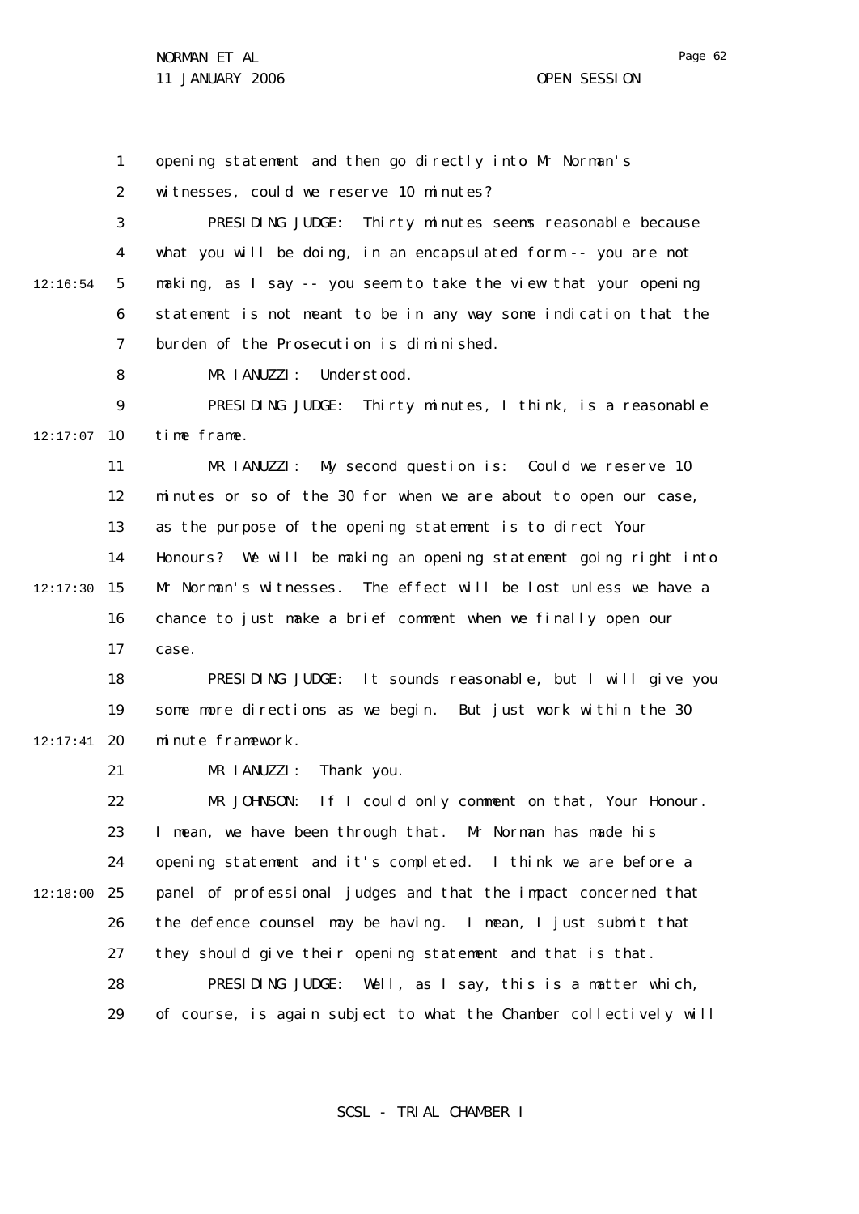opening statement and then go directly into Mr Norman's witnesses, could we reserve 10 minutes?

PRESIDING JUDGE: Thirty minutes seems reasonable because what you will be doing, in an encapsulated form -- you are not making, as I say -- you seem to take the view that your opening statement is not meant to be in any way some indication that the burden of the Prosecution is diminished.

MR IANUZZI: Understood.

PRESIDING JUDGE: Thirty minutes, I think, is a reasonable time frame.

MR IANUZZI: My second question is: Could we reserve 10 minutes or so of the 30 for when we are about to open our case, as the purpose of the opening statement is to direct Your Honours? We will be making an opening statement going right into Mr Norman's witnesses. The effect will be lost unless we have a chance to just make a brief comment when we finally open our case.

PRESIDING JUDGE: It sounds reasonable, but I will give you some more directions as we begin. But just work within the 30 minute framework.

MR IANUZZI: Thank you.

MR JOHNSON: If I could only comment on that, Your Honour. I mean, we have been through that. Mr Norman has made his opening statement and it's completed. I think we are before a panel of professional judges and that the impact concerned that the defence counsel may be having. I mean, I just submit that they should give their opening statement and that is that.

PRESIDING JUDGE: Well, as I say, this is a matter which, of course, is again subject to what the Chamber collectively will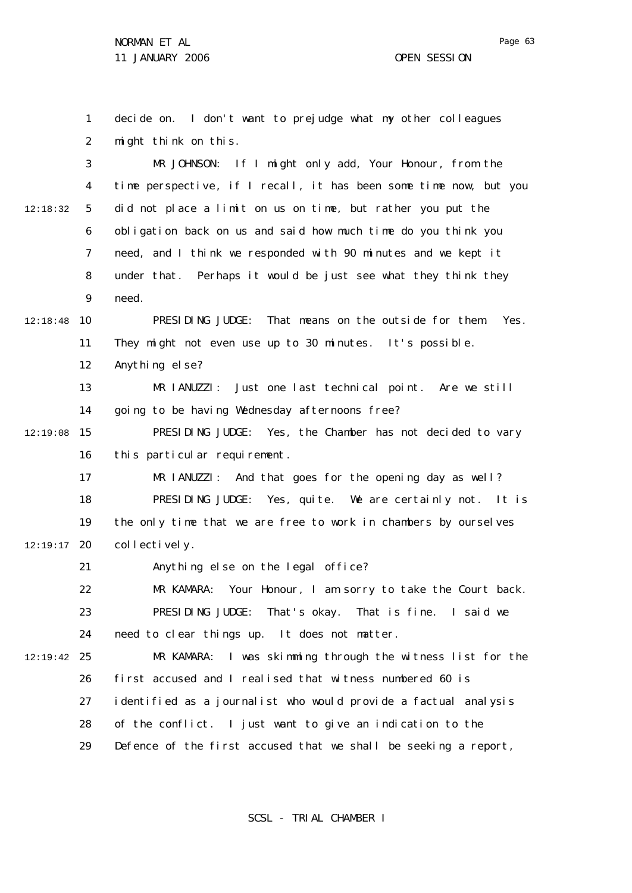decide on. I don't want to prejudge what my other colleagues might think on this.

MR JOHNSON: If I might only add, Your Honour, from the time perspective, if I recall, it has been some time now, but you did not place a limit on us on time, but rather you put the obligation back on us and said how much time do you think you need, and I think we responded with 90 minutes and we kept it under that. Perhaps it would be just see what they think they need.

PRESIDING JUDGE: That means on the outside for them. Yes. They might not even use up to 30 minutes. It's possible. Anything else?

MR IANUZZI: Just one last technical point. Are we still going to be having Wednesday afternoons free?

PRESIDING JUDGE: Yes, the Chamber has not decided to vary this particular requirement.

MR IANUZZI: And that goes for the opening day as well?

PRESIDING JUDGE: Yes, quite. We are certainly not. It is the only time that we are free to work in chambers by ourselves collectively.

Anything else on the legal office?

MR KAMARA: Your Honour, I am sorry to take the Court back.

PRESIDING JUDGE: That's okay. That is fine. I said we need to clear things up. It does not matter.

MR KAMARA: I was skimming through the witness list for the first accused and I realised that witness numbered 60 is identified as a journalist who would provide a factual analysis of the conflict. I just want to give an indication to the Defence of the first accused that we shall be seeking a report,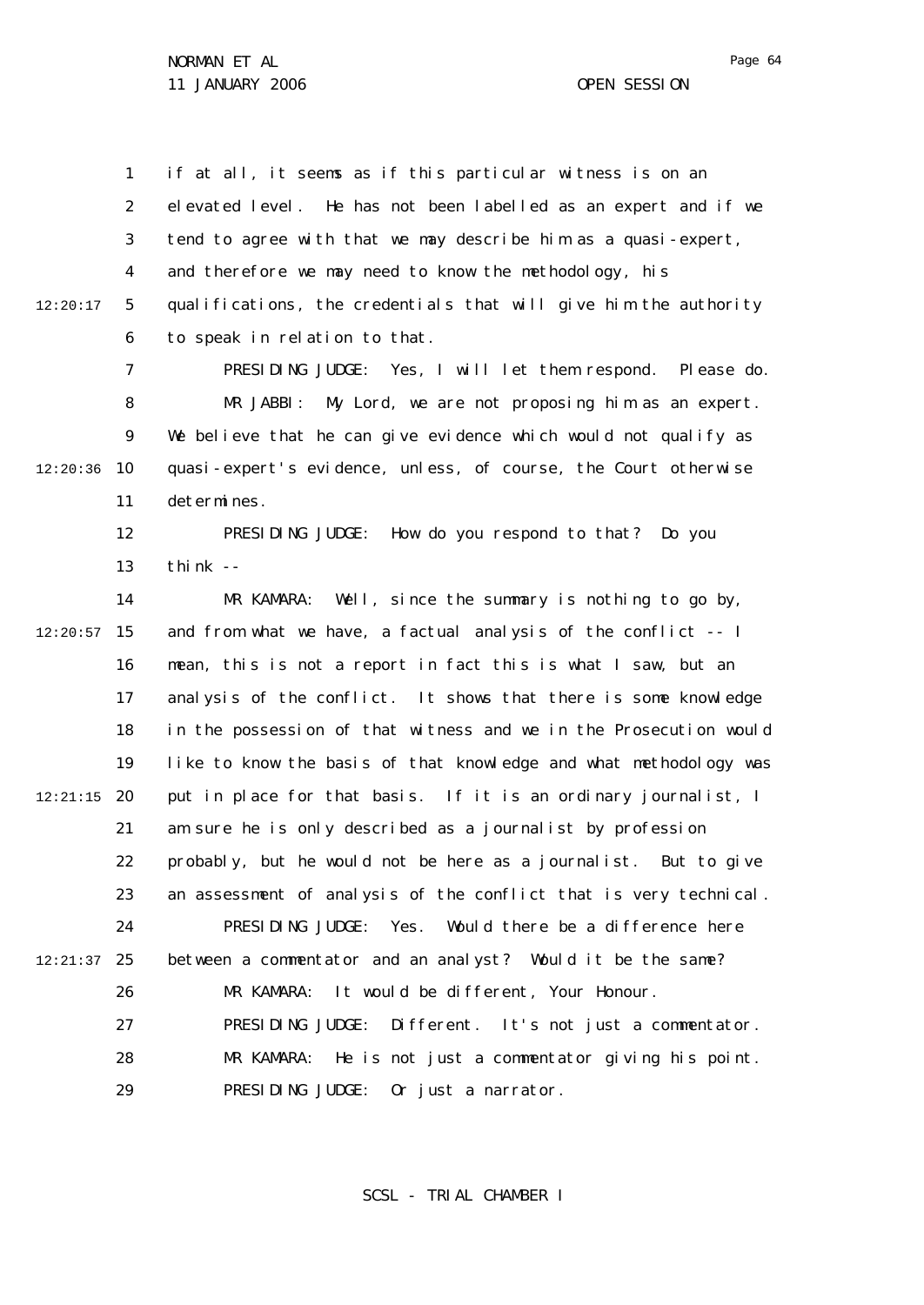if at all, it seems as if this particular witness is on an elevated level. He has not been labelled as an expert and if we tend to agree with that we may describe him as a quasi-expert, and therefore we may need to know the methodology, his qualifications, the credentials that will give him the authority to speak in relation to that.

PRESIDING JUDGE: Yes, I will let them respond. Please do.

MR JABBI: My Lord, we are not proposing him as an expert. We believe that he can give evidence which would not qualify as quasi-expert's evidence, unless, of course, the Court otherwise determines.

PRESIDING JUDGE: How do you respond to that? Do you think --

MR KAMARA: Well, since the summary is nothing to go by, and from what we have, a factual analysis of the conflict -- I mean, this is not a report in fact this is what I saw, but an analysis of the conflict. It shows that there is some knowledge in the possession of that witness and we in the Prosecution would like to know the basis of that knowledge and what methodology was put in place for that basis. If it is an ordinary journalist, I am sure he is only described as a journalist by profession probably, but he would not be here as a journalist. But to give an assessment of analysis of the conflict that is very technical.

PRESIDING JUDGE: Yes. Would there be a difference here between a commentator and an analyst? Would it be the same?

MR KAMARA: It would be different, Your Honour.

PRESIDING JUDGE: Different. It's not just a commentator.

MR KAMARA: He is not just a commentator giving his point.

PRESIDING JUDGE: Or just a narrator.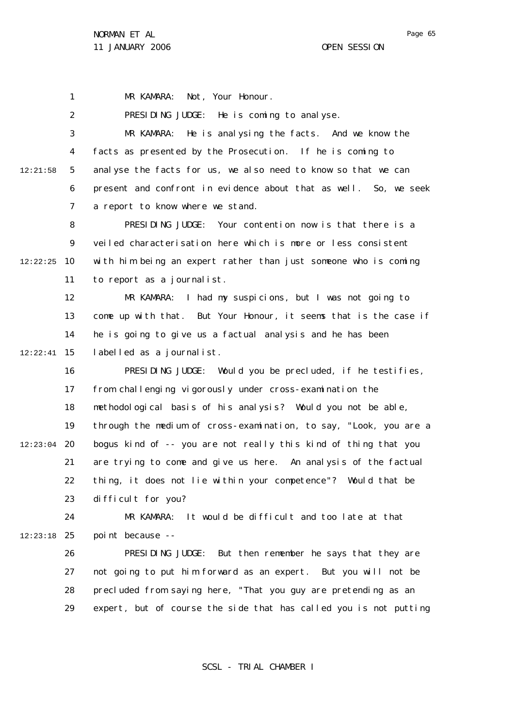MR KAMARA: Not, Your Honour.

PRESIDING JUDGE: He is coming to analyse.

MR KAMARA: He is analysing the facts. And we know the facts as presented by the Prosecution. If he is coming to analyse the facts for us, we also need to know so that we can present and confront in evidence about that as well. So, we seek a report to know where we stand.

PRESIDING JUDGE: Your contention now is that there is a veiled characterisation here which is more or less consistent with him being an expert rather than just someone who is coming to report as a journalist.

MR KAMARA: I had my suspicions, but I was not going to come up with that. But Your Honour, it seems that is the case if he is going to give us a factual analysis and he has been labelled as a journalist.

PRESIDING JUDGE: Would you be precluded, if he testifies, from challenging vigorously under cross-examination the methodological basis of his analysis? Would you not be able, through the medium of cross-examination, to say, "Look, you are a bogus kind of -- you are not really this kind of thing that you are trying to come and give us here. An analysis of the factual thing, it does not lie within your competence"? Would that be difficult for you?

MR KAMARA: It would be difficult and too late at that point because --

PRESIDING JUDGE: But then remember he says that they are not going to put him forward as an expert. But you will not be precluded from saying here, "That you guy are pretending as an expert, but of course the side that has called you is not putting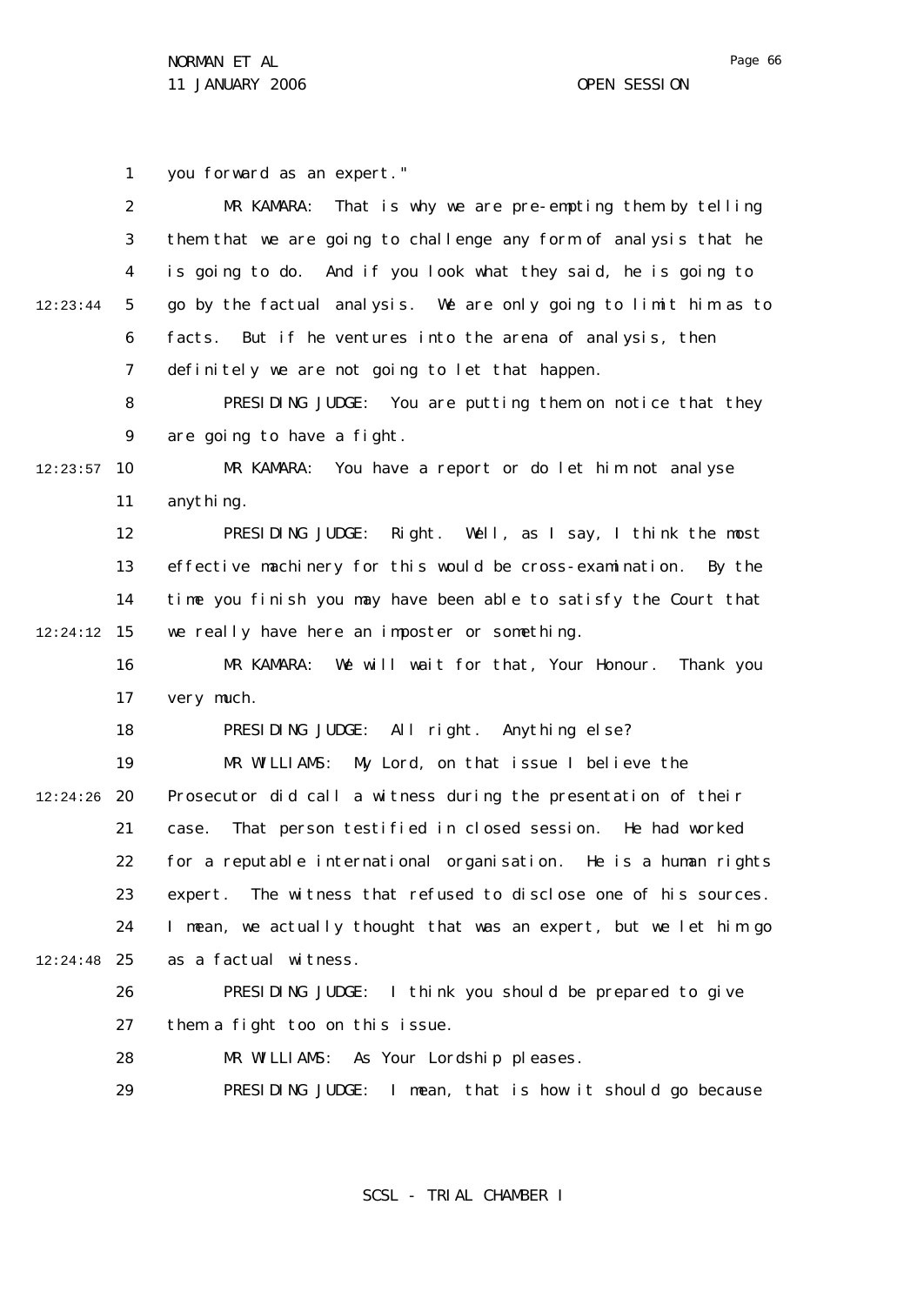you forward as an expert."

MR KAMARA: That is why we are pre-empting them by telling them that we are going to challenge any form of analysis that he is going to do. And if you look what they said, he is going to go by the factual analysis. We are only going to limit him as to facts. But if he ventures into the arena of analysis, then definitely we are not going to let that happen.

PRESIDING JUDGE: You are putting them on notice that they are going to have a fight.

MR KAMARA: You have a report or do let him not analyse anything.

PRESIDING JUDGE: Right. Well, as I say, I think the most effective machinery for this would be cross-examination. By the time you finish you may have been able to satisfy the Court that we really have here an imposter or something.

MR KAMARA: We will wait for that, Your Honour. Thank you very much.

PRESIDING JUDGE: All right. Anything else?

MR WILLIAMS: My Lord, on that issue I believe the Prosecutor did call a witness during the presentation of their case. That person testified in closed session. He had worked for a reputable international organisation. He is a human rights expert. The witness that refused to disclose one of his sources. I mean, we actually thought that was an expert, but we let him go as a factual witness.

PRESIDING JUDGE: I think you should be prepared to give them a fight too on this issue.

MR WILLIAMS: As Your Lordship pleases.

PRESIDING JUDGE: I mean, that is how it should go because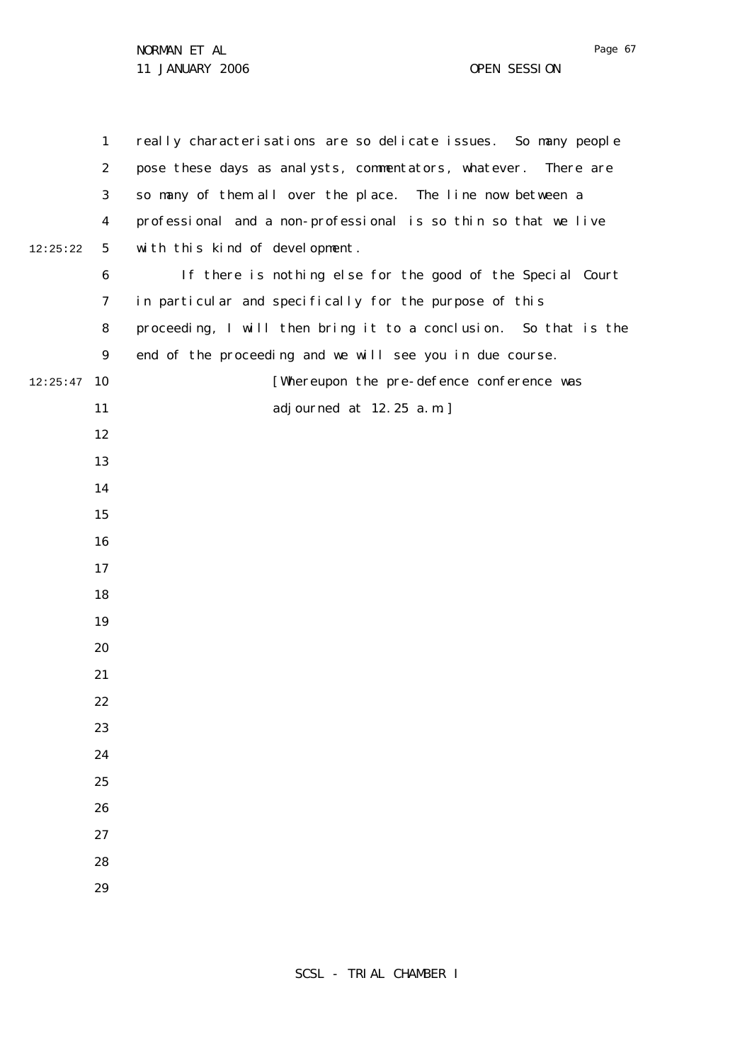really characterisations are so delicate issues. So many people pose these days as analysts, commentators, whatever. There are so many of them all over the place. The line now between a professional and a non-professional is so thin so that we live with this kind of development.

If there is nothing else for the good of the Special Court in particular and specifically for the purpose of this proceeding, I will then bring it to a conclusion. So that is the end of the proceeding and we will see you in due course.

[Whereupon the pre-defence conference was adjourned at 12.25 a.m.]